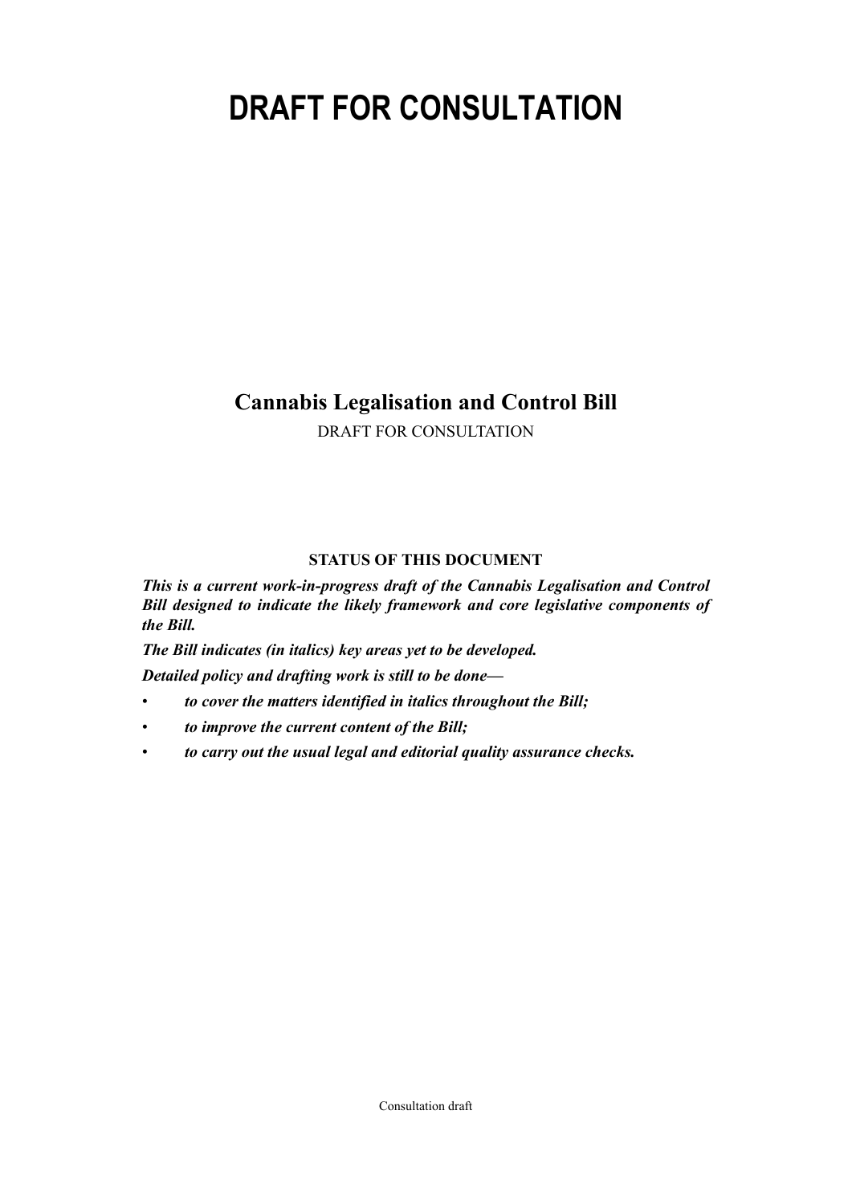# DRAFT FOR CONSULTATION

## Cannabis Legalisation and Control Bill

DRAFT FOR CONSULTATION

**STATUS OF THIS DOCUMENT**

***This is a current work-in-progress draft of the Cannabis Legalisation and Control Bill designed to indicate the likely framework and core legislative components of the Bill.***

***The Bill indicates (in italics) key areas yet to be developed.***

***Detailed policy and drafting work is still to be done—***

- ***to cover the matters identified in italics throughout the Bill;***
- ***to improve the current content of the Bill;***
- ***to carry out the usual legal and editorial quality assurance checks.***

Consultation draft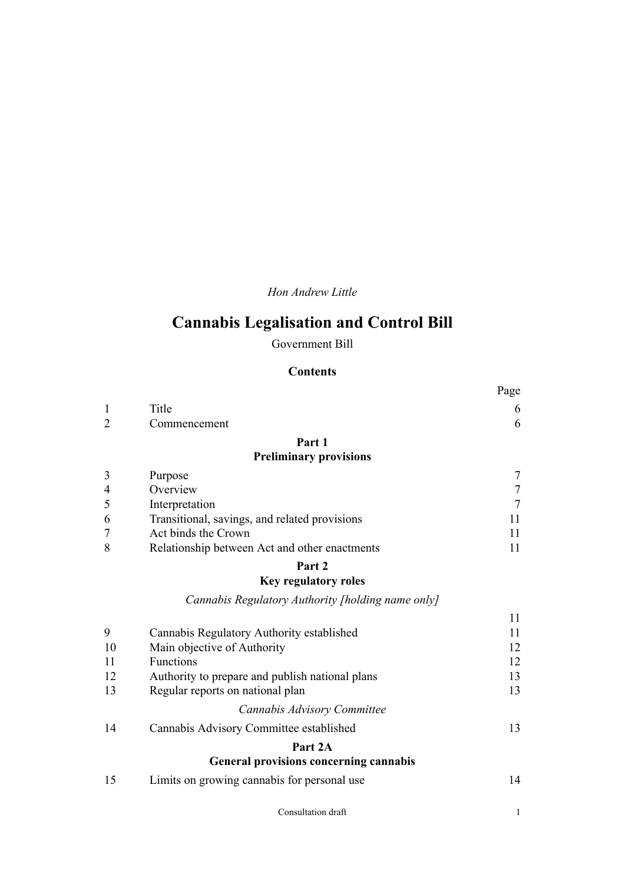*Hon Andrew Little*

# Cannabis Legalisation and Control Bill

Government Bill

## Contents

| | | Page |
|---|---|---|
| 1 | Title | 6 |
| 2 | Commencement | 6 |
| | **Part 1** **Preliminary provisions** | |
| 3 | Purpose | 7 |
| 4 | Overview | 7 |
| 5 | Interpretation | 7 |
| 6 | Transitional, savings, and related provisions | 11 |
| 7 | Act binds the Crown | 11 |
| 8 | Relationship between Act and other enactments | 11 |
| | **Part 2** **Key regulatory roles** | |
| | *Cannabis Regulatory Authority [holding name only]* | 11 |
| 9 | Cannabis Regulatory Authority established | 11 |
| 10 | Main objective of Authority | 12 |
| 11 | Functions | 12 |
| 12 | Authority to prepare and publish national plans | 13 |
| 13 | Regular reports on national plan | 13 |
| | *Cannabis Advisory Committee* | |
| 14 | Cannabis Advisory Committee established | 13 |
| | **Part 2A** **General provisions concerning cannabis** | |
| 15 | Limits on growing cannabis for personal use | 14 |

Consultation draft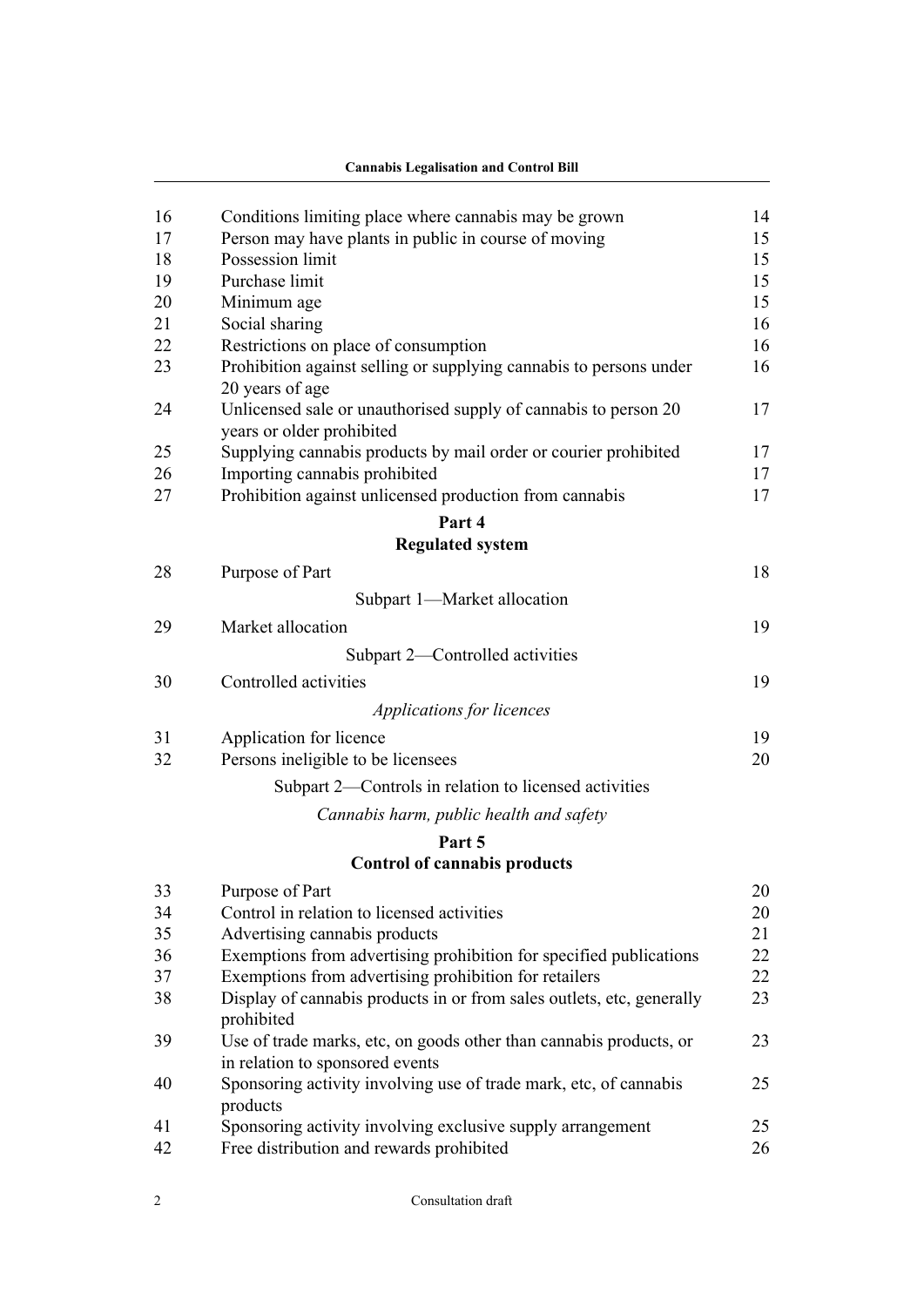| | | |
|---|---|---|
| 16 | Conditions limiting place where cannabis may be grown | 14 |
| 17 | Person may have plants in public in course of moving | 15 |
| 18 | Possession limit | 15 |
| 19 | Purchase limit | 15 |
| 20 | Minimum age | 15 |
| 21 | Social sharing | 16 |
| 22 | Restrictions on place of consumption | 16 |
| 23 | Prohibition against selling or supplying cannabis to persons under 20 years of age | 16 |
| 24 | Unlicensed sale or unauthorised supply of cannabis to person 20 years or older prohibited | 17 |
| 25 | Supplying cannabis products by mail order or courier prohibited | 17 |
| 26 | Importing cannabis prohibited | 17 |
| 27 | Prohibition against unlicensed production from cannabis | 17 |

**Part 4**
**Regulated system**

| | | |
|---|---|---|
| 28 | Purpose of Part | 18 |

Subpart 1—Market allocation

| | | |
|---|---|---|
| 29 | Market allocation | 19 |

Subpart 2—Controlled activities

| | | |
|---|---|---|
| 30 | Controlled activities | 19 |

*Applications for licences*

| | | |
|---|---|---|
| 31 | Application for licence | 19 |
| 32 | Persons ineligible to be licensees | 20 |

Subpart 2—Controls in relation to licensed activities

*Cannabis harm, public health and safety*

**Part 5**
**Control of cannabis products**

| | | |
|---|---|---|
| 33 | Purpose of Part | 20 |
| 34 | Control in relation to licensed activities | 20 |
| 35 | Advertising cannabis products | 21 |
| 36 | Exemptions from advertising prohibition for specified publications | 22 |
| 37 | Exemptions from advertising prohibition for retailers | 22 |
| 38 | Display of cannabis products in or from sales outlets, etc, generally prohibited | 23 |
| 39 | Use of trade marks, etc, on goods other than cannabis products, or in relation to sponsored events | 23 |
| 40 | Sponsoring activity involving use of trade mark, etc, of cannabis products | 25 |
| 41 | Sponsoring activity involving exclusive supply arrangement | 25 |
| 42 | Free distribution and rewards prohibited | 26 |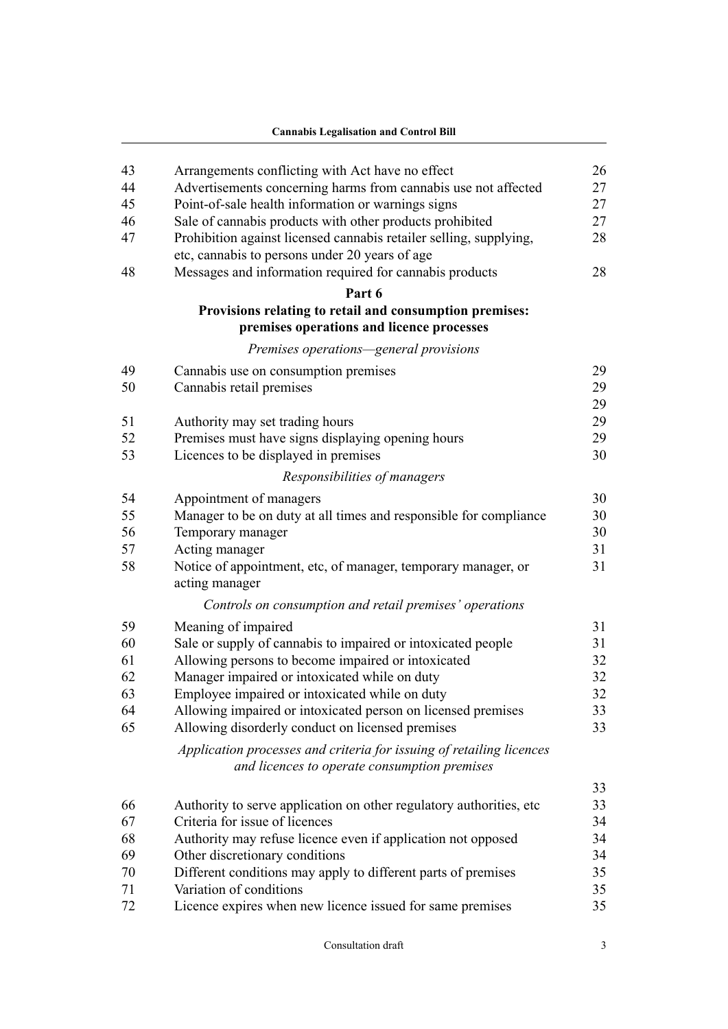| | | |
|---|---|---|
| 43 | Arrangements conflicting with Act have no effect | 26 |
| 44 | Advertisements concerning harms from cannabis use not affected | 27 |
| 45 | Point-of-sale health information or warnings signs | 27 |
| 46 | Sale of cannabis products with other products prohibited | 27 |
| 47 | Prohibition against licensed cannabis retailer selling, supplying, etc, cannabis to persons under 20 years of age | 28 |
| 48 | Messages and information required for cannabis products | 28 |

## Part 6
## Provisions relating to retail and consumption premises: premises operations and licence processes

*Premises operations—general provisions*

| | | |
|---|---|---|
| 49 | Cannabis use on consumption premises | 29 |
| 50 | Cannabis retail premises | 29 |
| | | 29 |
| 51 | Authority may set trading hours | 29 |
| 52 | Premises must have signs displaying opening hours | 29 |
| 53 | Licences to be displayed in premises | 30 |

*Responsibilities of managers*

| | | |
|---|---|---|
| 54 | Appointment of managers | 30 |
| 55 | Manager to be on duty at all times and responsible for compliance | 30 |
| 56 | Temporary manager | 30 |
| 57 | Acting manager | 31 |
| 58 | Notice of appointment, etc, of manager, temporary manager, or acting manager | 31 |

*Controls on consumption and retail premises' operations*

| | | |
|---|---|---|
| 59 | Meaning of impaired | 31 |
| 60 | Sale or supply of cannabis to impaired or intoxicated people | 31 |
| 61 | Allowing persons to become impaired or intoxicated | 32 |
| 62 | Manager impaired or intoxicated while on duty | 32 |
| 63 | Employee impaired or intoxicated while on duty | 32 |
| 64 | Allowing impaired or intoxicated person on licensed premises | 33 |
| 65 | Allowing disorderly conduct on licensed premises | 33 |

*Application processes and criteria for issuing of retailing licences and licences to operate consumption premises*

| | | |
|---|---|---|
| | | 33 |
| 66 | Authority to serve application on other regulatory authorities, etc | 33 |
| 67 | Criteria for issue of licences | 34 |
| 68 | Authority may refuse licence even if application not opposed | 34 |
| 69 | Other discretionary conditions | 34 |
| 70 | Different conditions may apply to different parts of premises | 35 |
| 71 | Variation of conditions | 35 |
| 72 | Licence expires when new licence issued for same premises | 35 |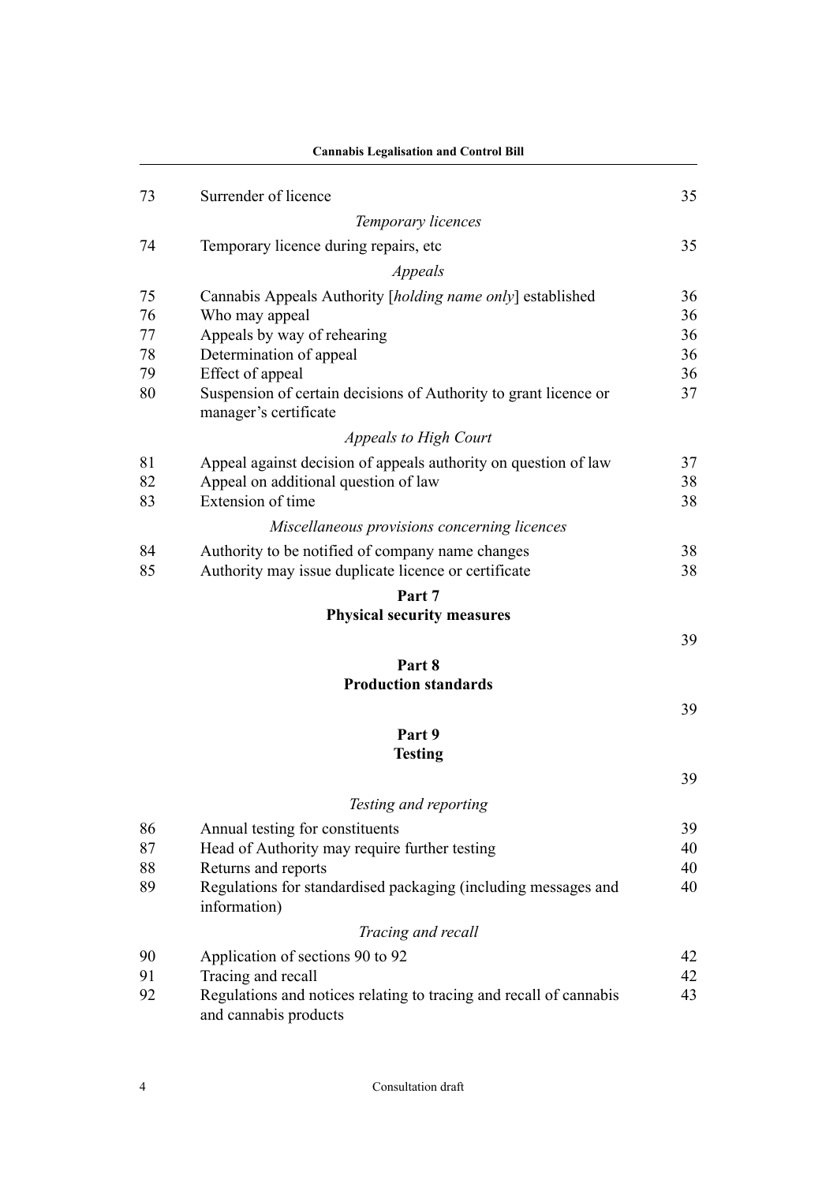| | | |
|---|---|---|
| 73 | Surrender of licence | 35 |
| | *Temporary licences* | |
| 74 | Temporary licence during repairs, etc | 35 |
| | *Appeals* | |
| 75 | Cannabis Appeals Authority [*holding name only*] established | 36 |
| 76 | Who may appeal | 36 |
| 77 | Appeals by way of rehearing | 36 |
| 78 | Determination of appeal | 36 |
| 79 | Effect of appeal | 36 |
| 80 | Suspension of certain decisions of Authority to grant licence or manager's certificate | 37 |
| | *Appeals to High Court* | |
| 81 | Appeal against decision of appeals authority on question of law | 37 |
| 82 | Appeal on additional question of law | 38 |
| 83 | Extension of time | 38 |
| | *Miscellaneous provisions concerning licences* | |
| 84 | Authority to be notified of company name changes | 38 |
| 85 | Authority may issue duplicate licence or certificate | 38 |
| | **Part 7** **Physical security measures** | 39 |
| | **Part 8** **Production standards** | 39 |
| | **Part 9** **Testing** | 39 |
| | *Testing and reporting* | |
| 86 | Annual testing for constituents | 39 |
| 87 | Head of Authority may require further testing | 40 |
| 88 | Returns and reports | 40 |
| 89 | Regulations for standardised packaging (including messages and information) | 40 |
| | *Tracing and recall* | |
| 90 | Application of sections 90 to 92 | 42 |
| 91 | Tracing and recall | 42 |
| 92 | Regulations and notices relating to tracing and recall of cannabis and cannabis products | 43 |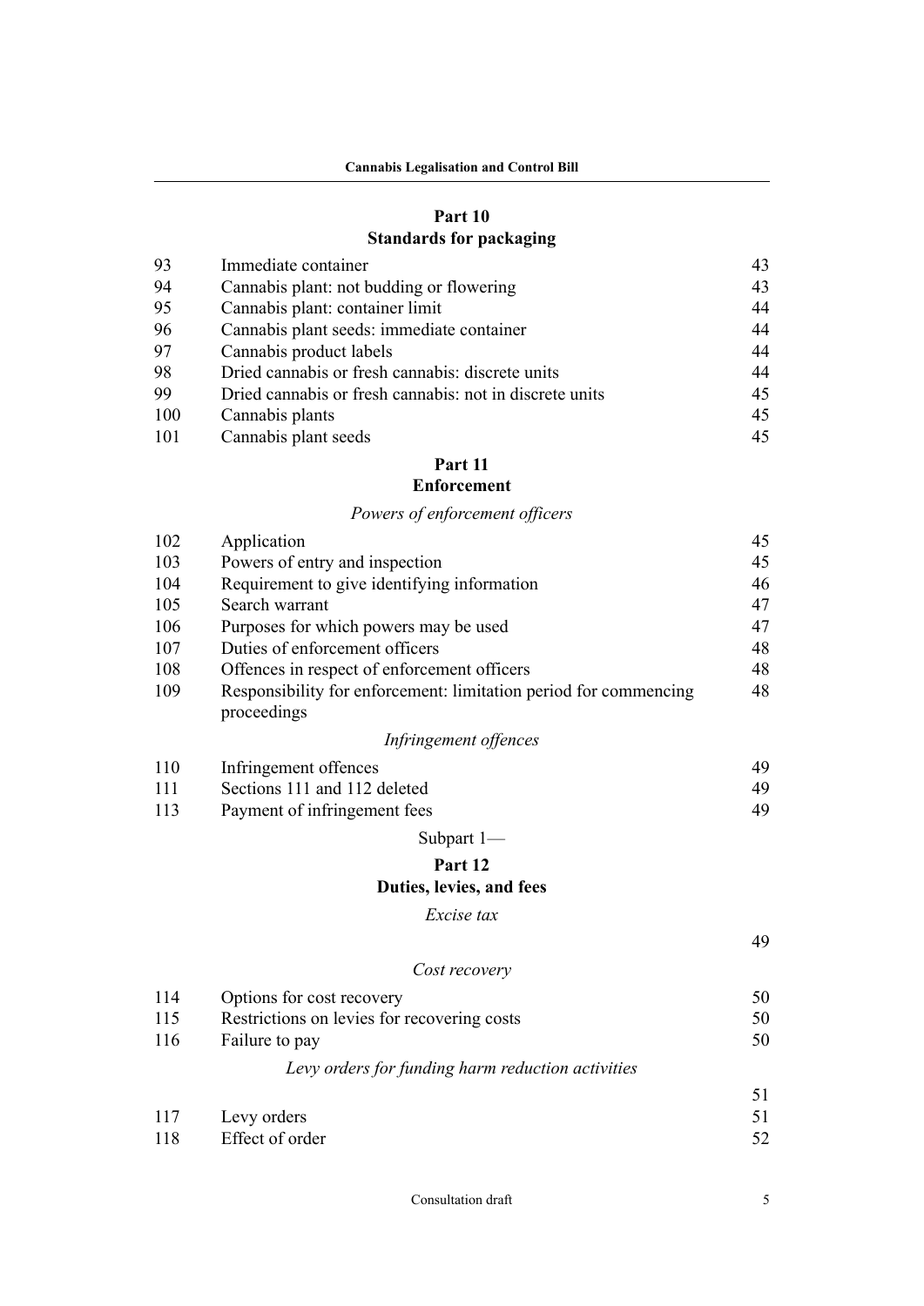## Part 10
## Standards for packaging

| | | |
|---|---|---|
| 93 | Immediate container | 43 |
| 94 | Cannabis plant: not budding or flowering | 43 |
| 95 | Cannabis plant: container limit | 44 |
| 96 | Cannabis plant seeds: immediate container | 44 |
| 97 | Cannabis product labels | 44 |
| 98 | Dried cannabis or fresh cannabis: discrete units | 44 |
| 99 | Dried cannabis or fresh cannabis: not in discrete units | 45 |
| 100 | Cannabis plants | 45 |
| 101 | Cannabis plant seeds | 45 |

## Part 11
## Enforcement

*Powers of enforcement officers*

| | | |
|---|---|---|
| 102 | Application | 45 |
| 103 | Powers of entry and inspection | 45 |
| 104 | Requirement to give identifying information | 46 |
| 105 | Search warrant | 47 |
| 106 | Purposes for which powers may be used | 47 |
| 107 | Duties of enforcement officers | 48 |
| 108 | Offences in respect of enforcement officers | 48 |
| 109 | Responsibility for enforcement: limitation period for commencing proceedings | 48 |

*Infringement offences*

| | | |
|---|---|---|
| 110 | Infringement offences | 49 |
| 111 | Sections 111 and 112 deleted | 49 |
| 113 | Payment of infringement fees | 49 |

Subpart 1—

## Part 12
## Duties, levies, and fees

*Excise tax*

49

*Cost recovery*

| | | |
|---|---|---|
| 114 | Options for cost recovery | 50 |
| 115 | Restrictions on levies for recovering costs | 50 |
| 116 | Failure to pay | 50 |

*Levy orders for funding harm reduction activities*

51

| | | |
|---|---|---|
| 117 | Levy orders | 51 |
| 118 | Effect of order | 52 |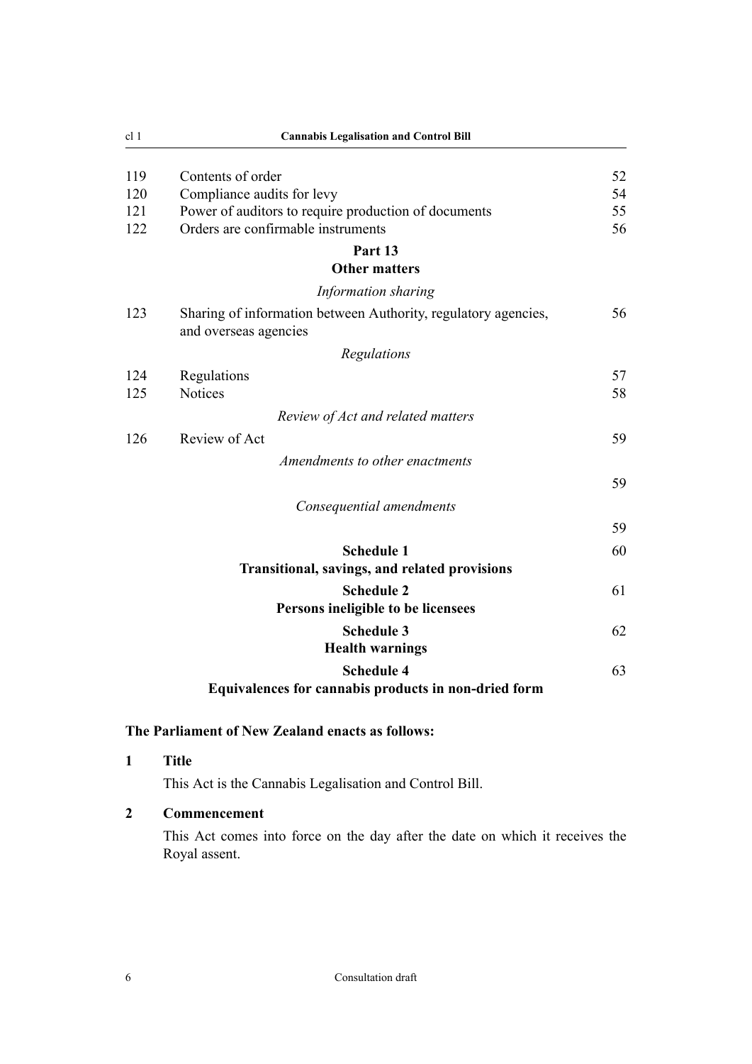| | | |
|---|---|---|
| 119 | Contents of order | 52 |
| 120 | Compliance audits for levy | 54 |
| 121 | Power of auditors to require production of documents | 55 |
| 122 | Orders are confirmable instruments | 56 |
| | **Part 13**<br>**Other matters** | |
| | *Information sharing* | |
| 123 | Sharing of information between Authority, regulatory agencies, and overseas agencies | 56 |
| | *Regulations* | |
| 124 | Regulations | 57 |
| 125 | Notices | 58 |
| | *Review of Act and related matters* | |
| 126 | Review of Act | 59 |
| | *Amendments to other enactments* | |
| | | 59 |
| | *Consequential amendments* | |
| | | 59 |
| | **Schedule 1**<br>**Transitional, savings, and related provisions** | 60 |
| | **Schedule 2**<br>**Persons ineligible to be licensees** | 61 |
| | **Schedule 3**<br>**Health warnings** | 62 |
| | **Schedule 4**<br>**Equivalences for cannabis products in non-dried form** | 63 |

**The Parliament of New Zealand enacts as follows:**

### 1 Title

This Act is the Cannabis Legalisation and Control Bill.

### 2 Commencement

This Act comes into force on the day after the date on which it receives the Royal assent.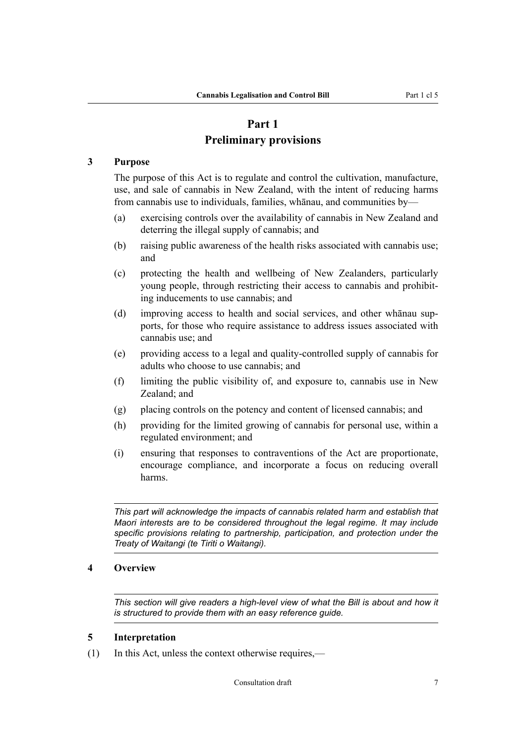# Part 1
## Preliminary provisions

### 3 Purpose

The purpose of this Act is to regulate and control the cultivation, manufacture, use, and sale of cannabis in New Zealand, with the intent of reducing harms from cannabis use to individuals, families, whānau, and communities by—

(a) exercising controls over the availability of cannabis in New Zealand and deterring the illegal supply of cannabis; and

(b) raising public awareness of the health risks associated with cannabis use; and

(c) protecting the health and wellbeing of New Zealanders, particularly young people, through restricting their access to cannabis and prohibiting inducements to use cannabis; and

(d) improving access to health and social services, and other whānau supports, for those who require assistance to address issues associated with cannabis use; and

(e) providing access to a legal and quality-controlled supply of cannabis for adults who choose to use cannabis; and

(f) limiting the public visibility of, and exposure to, cannabis use in New Zealand; and

(g) placing controls on the potency and content of licensed cannabis; and

(h) providing for the limited growing of cannabis for personal use, within a regulated environment; and

(i) ensuring that responses to contraventions of the Act are proportionate, encourage compliance, and incorporate a focus on reducing overall harms.

---

*This part will acknowledge the impacts of cannabis related harm and establish that Maori interests are to be considered throughout the legal regime. It may include specific provisions relating to partnership, participation, and protection under the Treaty of Waitangi (te Tiriti o Waitangi).*

---

### 4 Overview

---

*This section will give readers a high-level view of what the Bill is about and how it is structured to provide them with an easy reference guide.*

---

### 5 Interpretation

(1) In this Act, unless the context otherwise requires,—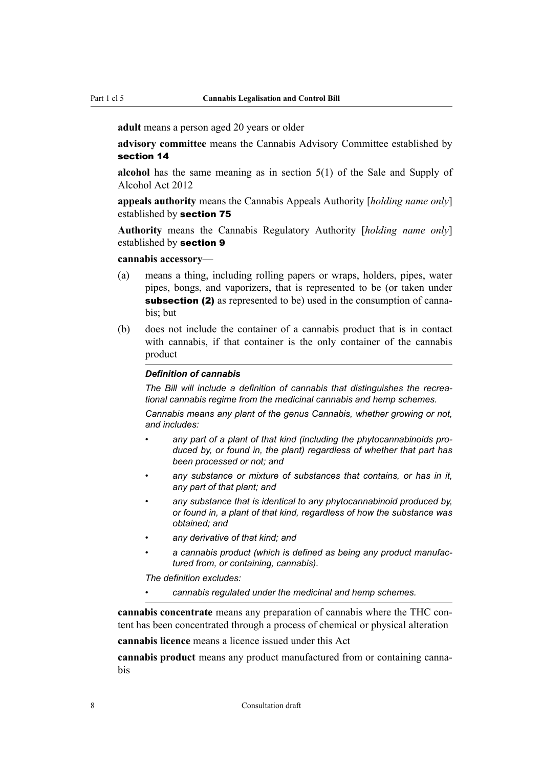**adult** means a person aged 20 years or older

**advisory committee** means the Cannabis Advisory Committee established by **section 14**

**alcohol** has the same meaning as in section 5(1) of the Sale and Supply of Alcohol Act 2012

**appeals authority** means the Cannabis Appeals Authority [*holding name only*] established by **section 75**

**Authority** means the Cannabis Regulatory Authority [*holding name only*] established by **section 9**

**cannabis accessory**—

(a) means a thing, including rolling papers or wraps, holders, pipes, water pipes, bongs, and vaporizers, that is represented to be (or taken under **subsection (2)** as represented to be) used in the consumption of cannabis; but

(b) does not include the container of a cannabis product that is in contact with cannabis, if that container is the only container of the cannabis product

---

***Definition of cannabis***

*The Bill will include a definition of cannabis that distinguishes the recreational cannabis regime from the medicinal cannabis and hemp schemes.*

*Cannabis means any plant of the genus Cannabis, whether growing or not, and includes:*

- *any part of a plant of that kind (including the phytocannabinoids produced by, or found in, the plant) regardless of whether that part has been processed or not; and*
- *any substance or mixture of substances that contains, or has in it, any part of that plant; and*
- *any substance that is identical to any phytocannabinoid produced by, or found in, a plant of that kind, regardless of how the substance was obtained; and*
- *any derivative of that kind; and*
- *a cannabis product (which is defined as being any product manufactured from, or containing, cannabis).*

*The definition excludes:*

- *cannabis regulated under the medicinal and hemp schemes.*

---

**cannabis concentrate** means any preparation of cannabis where the THC content has been concentrated through a process of chemical or physical alteration

**cannabis licence** means a licence issued under this Act

**cannabis product** means any product manufactured from or containing cannabis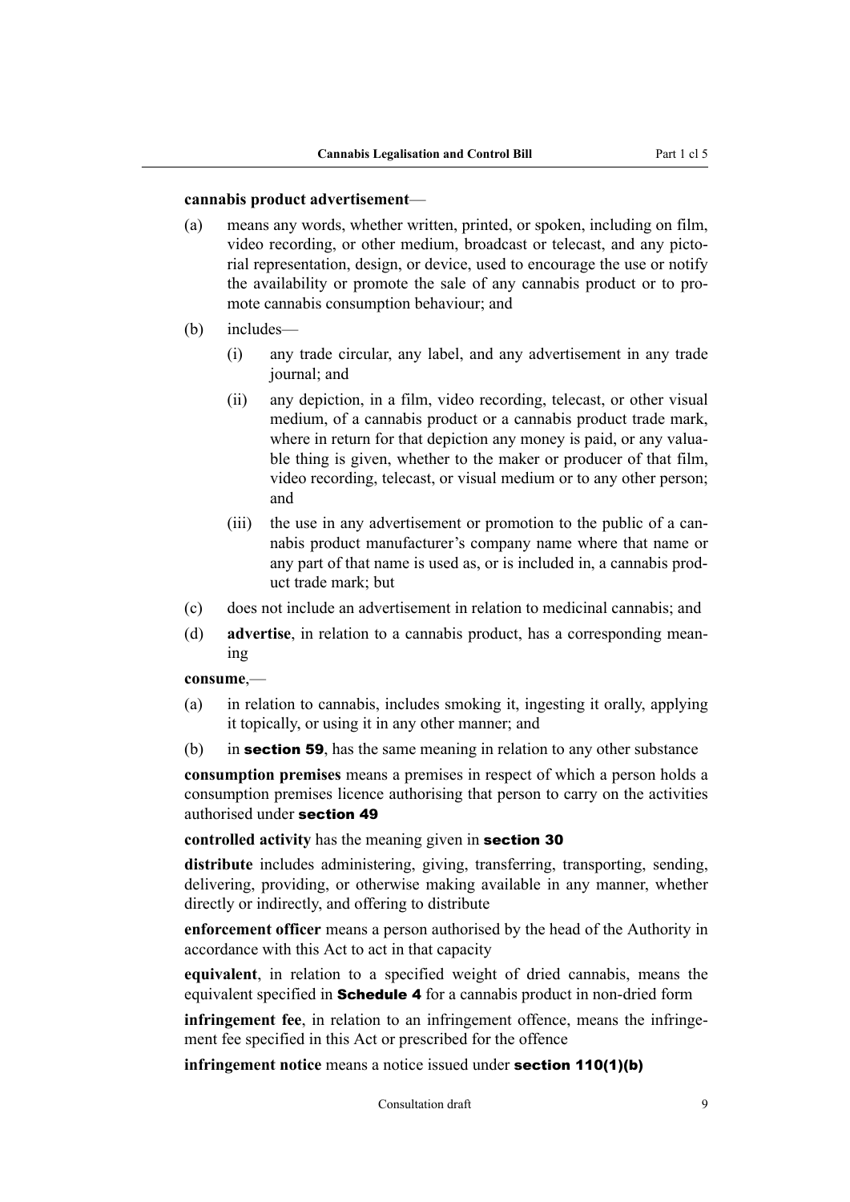**cannabis product advertisement**—

(a) means any words, whether written, printed, or spoken, including on film, video recording, or other medium, broadcast or telecast, and any pictorial representation, design, or device, used to encourage the use or notify the availability or promote the sale of any cannabis product or to promote cannabis consumption behaviour; and

(b) includes—

   (i) any trade circular, any label, and any advertisement in any trade journal; and

   (ii) any depiction, in a film, video recording, telecast, or other visual medium, of a cannabis product or a cannabis product trade mark, where in return for that depiction any money is paid, or any valuable thing is given, whether to the maker or producer of that film, video recording, telecast, or visual medium or to any other person; and

   (iii) the use in any advertisement or promotion to the public of a cannabis product manufacturer's company name where that name or any part of that name is used as, or is included in, a cannabis product trade mark; but

(c) does not include an advertisement in relation to medicinal cannabis; and

(d) **advertise**, in relation to a cannabis product, has a corresponding meaning

**consume**,—

(a) in relation to cannabis, includes smoking it, ingesting it orally, applying it topically, or using it in any other manner; and

(b) in **section 59**, has the same meaning in relation to any other substance

**consumption premises** means a premises in respect of which a person holds a consumption premises licence authorising that person to carry on the activities authorised under **section 49**

**controlled activity** has the meaning given in **section 30**

**distribute** includes administering, giving, transferring, transporting, sending, delivering, providing, or otherwise making available in any manner, whether directly or indirectly, and offering to distribute

**enforcement officer** means a person authorised by the head of the Authority in accordance with this Act to act in that capacity

**equivalent**, in relation to a specified weight of dried cannabis, means the equivalent specified in **Schedule 4** for a cannabis product in non-dried form

**infringement fee**, in relation to an infringement offence, means the infringement fee specified in this Act or prescribed for the offence

**infringement notice** means a notice issued under **section 110(1)(b)**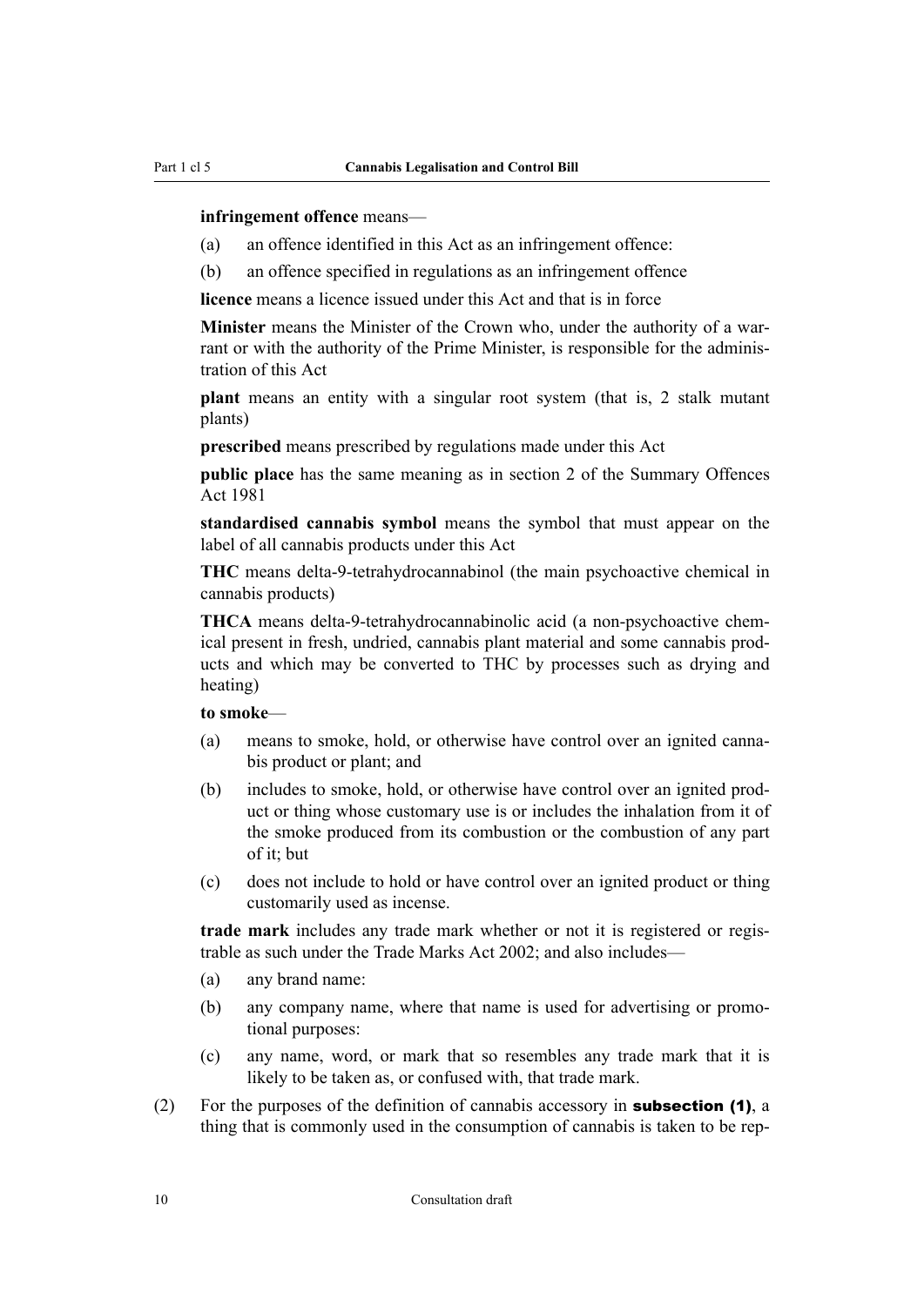**infringement offence** means—

(a) an offence identified in this Act as an infringement offence:

(b) an offence specified in regulations as an infringement offence

**licence** means a licence issued under this Act and that is in force

**Minister** means the Minister of the Crown who, under the authority of a warrant or with the authority of the Prime Minister, is responsible for the administration of this Act

**plant** means an entity with a singular root system (that is, 2 stalk mutant plants)

**prescribed** means prescribed by regulations made under this Act

**public place** has the same meaning as in section 2 of the Summary Offences Act 1981

**standardised cannabis symbol** means the symbol that must appear on the label of all cannabis products under this Act

**THC** means delta-9-tetrahydrocannabinol (the main psychoactive chemical in cannabis products)

**THCA** means delta-9-tetrahydrocannabinolic acid (a non-psychoactive chemical present in fresh, undried, cannabis plant material and some cannabis products and which may be converted to THC by processes such as drying and heating)

**to smoke**—

(a) means to smoke, hold, or otherwise have control over an ignited cannabis product or plant; and

(b) includes to smoke, hold, or otherwise have control over an ignited product or thing whose customary use is or includes the inhalation from it of the smoke produced from its combustion or the combustion of any part of it; but

(c) does not include to hold or have control over an ignited product or thing customarily used as incense.

**trade mark** includes any trade mark whether or not it is registered or registrable as such under the Trade Marks Act 2002; and also includes—

(a) any brand name:

(b) any company name, where that name is used for advertising or promotional purposes:

(c) any name, word, or mark that so resembles any trade mark that it is likely to be taken as, or confused with, that trade mark.

(2) For the purposes of the definition of cannabis accessory in **subsection (1)**, a thing that is commonly used in the consumption of cannabis is taken to be rep-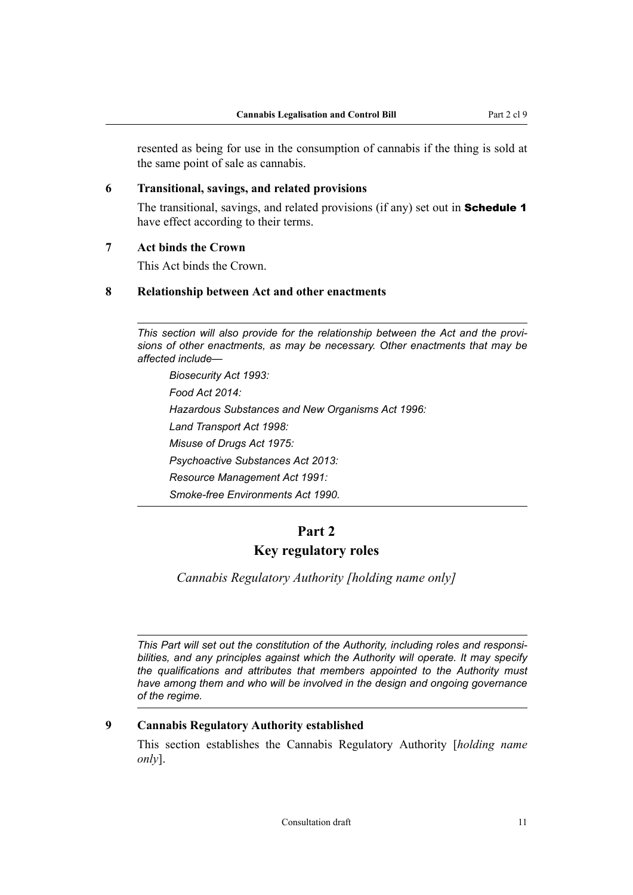resented as being for use in the consumption of cannabis if the thing is sold at the same point of sale as cannabis.

**6 Transitional, savings, and related provisions**

The transitional, savings, and related provisions (if any) set out in **Schedule 1** have effect according to their terms.

**7 Act binds the Crown**

This Act binds the Crown.

**8 Relationship between Act and other enactments**

---

*This section will also provide for the relationship between the Act and the provisions of other enactments, as may be necessary. Other enactments that may be affected include—*

*Biosecurity Act 1993:*

*Food Act 2014:*

*Hazardous Substances and New Organisms Act 1996:*

*Land Transport Act 1998:*

*Misuse of Drugs Act 1975:*

*Psychoactive Substances Act 2013:*

*Resource Management Act 1991:*

*Smoke-free Environments Act 1990.*

---

# Part 2
## Key regulatory roles

*Cannabis Regulatory Authority [holding name only]*

---

*This Part will set out the constitution of the Authority, including roles and responsibilities, and any principles against which the Authority will operate. It may specify the qualifications and attributes that members appointed to the Authority must have among them and who will be involved in the design and ongoing governance of the regime.*

---

**9 Cannabis Regulatory Authority established**

This section establishes the Cannabis Regulatory Authority [*holding name only*].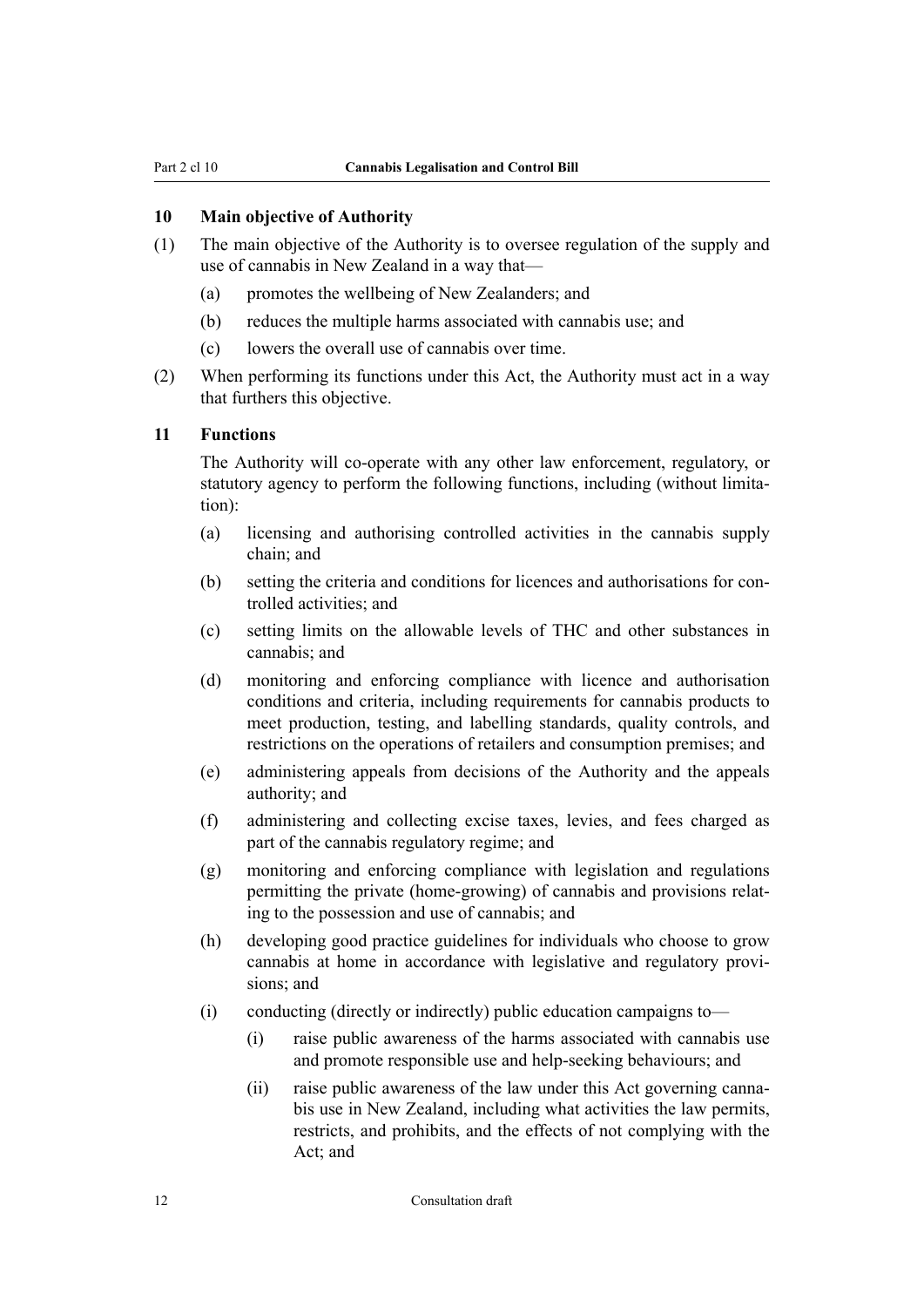### 10 Main objective of Authority

(1) The main objective of the Authority is to oversee regulation of the supply and use of cannabis in New Zealand in a way that—

- (a) promotes the wellbeing of New Zealanders; and
- (b) reduces the multiple harms associated with cannabis use; and
- (c) lowers the overall use of cannabis over time.

(2) When performing its functions under this Act, the Authority must act in a way that furthers this objective.

### 11 Functions

The Authority will co-operate with any other law enforcement, regulatory, or statutory agency to perform the following functions, including (without limitation):

- (a) licensing and authorising controlled activities in the cannabis supply chain; and
- (b) setting the criteria and conditions for licences and authorisations for controlled activities; and
- (c) setting limits on the allowable levels of THC and other substances in cannabis; and
- (d) monitoring and enforcing compliance with licence and authorisation conditions and criteria, including requirements for cannabis products to meet production, testing, and labelling standards, quality controls, and restrictions on the operations of retailers and consumption premises; and
- (e) administering appeals from decisions of the Authority and the appeals authority; and
- (f) administering and collecting excise taxes, levies, and fees charged as part of the cannabis regulatory regime; and
- (g) monitoring and enforcing compliance with legislation and regulations permitting the private (home-growing) of cannabis and provisions relating to the possession and use of cannabis; and
- (h) developing good practice guidelines for individuals who choose to grow cannabis at home in accordance with legislative and regulatory provisions; and
- (i) conducting (directly or indirectly) public education campaigns to—
  - (i) raise public awareness of the harms associated with cannabis use and promote responsible use and help-seeking behaviours; and
  - (ii) raise public awareness of the law under this Act governing cannabis use in New Zealand, including what activities the law permits, restricts, and prohibits, and the effects of not complying with the Act; and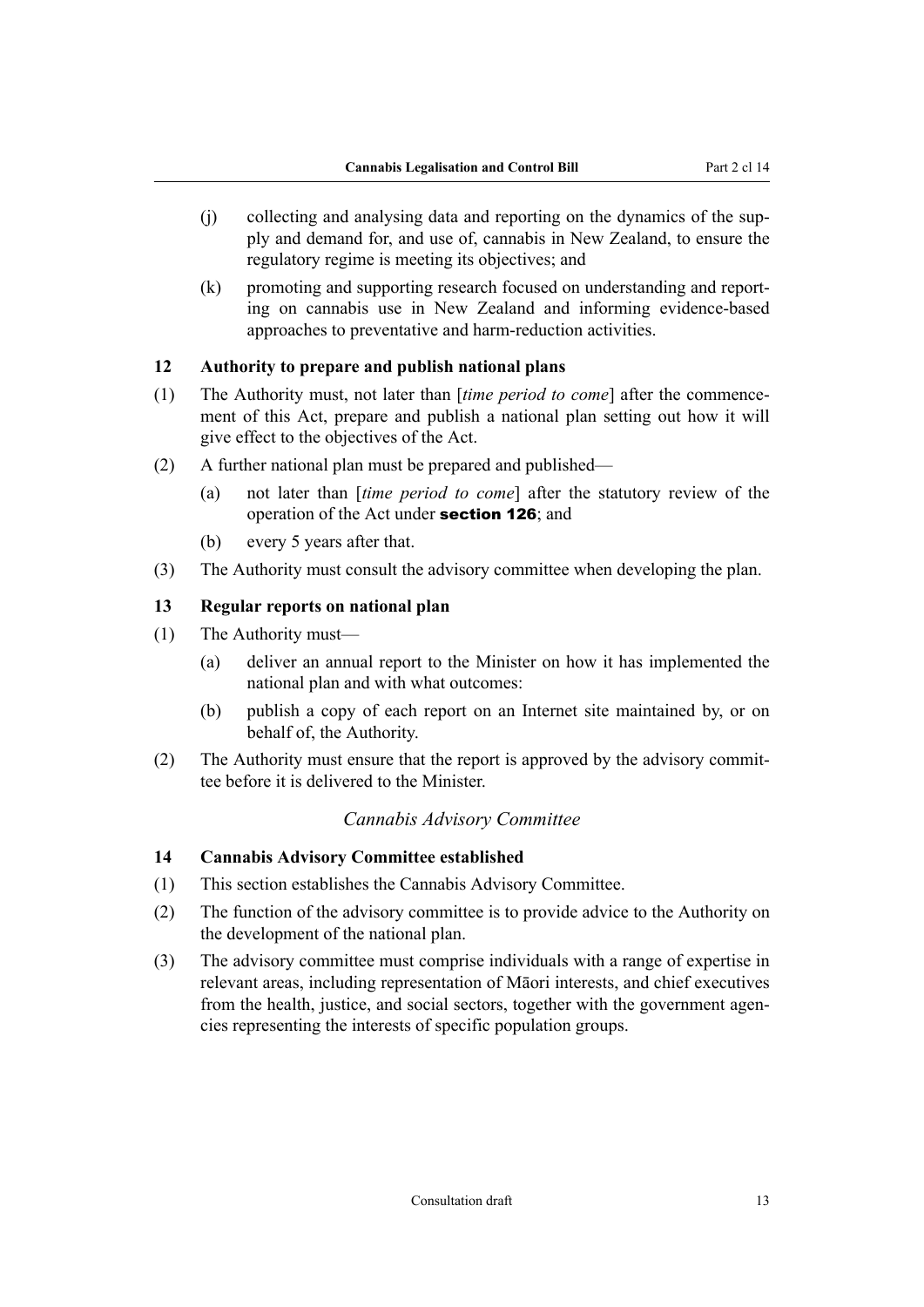(j) collecting and analysing data and reporting on the dynamics of the supply and demand for, and use of, cannabis in New Zealand, to ensure the regulatory regime is meeting its objectives; and

(k) promoting and supporting research focused on understanding and reporting on cannabis use in New Zealand and informing evidence-based approaches to preventative and harm-reduction activities.

### 12 Authority to prepare and publish national plans

(1) The Authority must, not later than [*time period to come*] after the commencement of this Act, prepare and publish a national plan setting out how it will give effect to the objectives of the Act.

(2) A further national plan must be prepared and published—

(a) not later than [*time period to come*] after the statutory review of the operation of the Act under **section 126**; and

(b) every 5 years after that.

(3) The Authority must consult the advisory committee when developing the plan.

### 13 Regular reports on national plan

(1) The Authority must—

(a) deliver an annual report to the Minister on how it has implemented the national plan and with what outcomes:

(b) publish a copy of each report on an Internet site maintained by, or on behalf of, the Authority.

(2) The Authority must ensure that the report is approved by the advisory committee before it is delivered to the Minister.

## *Cannabis Advisory Committee*

### 14 Cannabis Advisory Committee established

(1) This section establishes the Cannabis Advisory Committee.

(2) The function of the advisory committee is to provide advice to the Authority on the development of the national plan.

(3) The advisory committee must comprise individuals with a range of expertise in relevant areas, including representation of Māori interests, and chief executives from the health, justice, and social sectors, together with the government agencies representing the interests of specific population groups.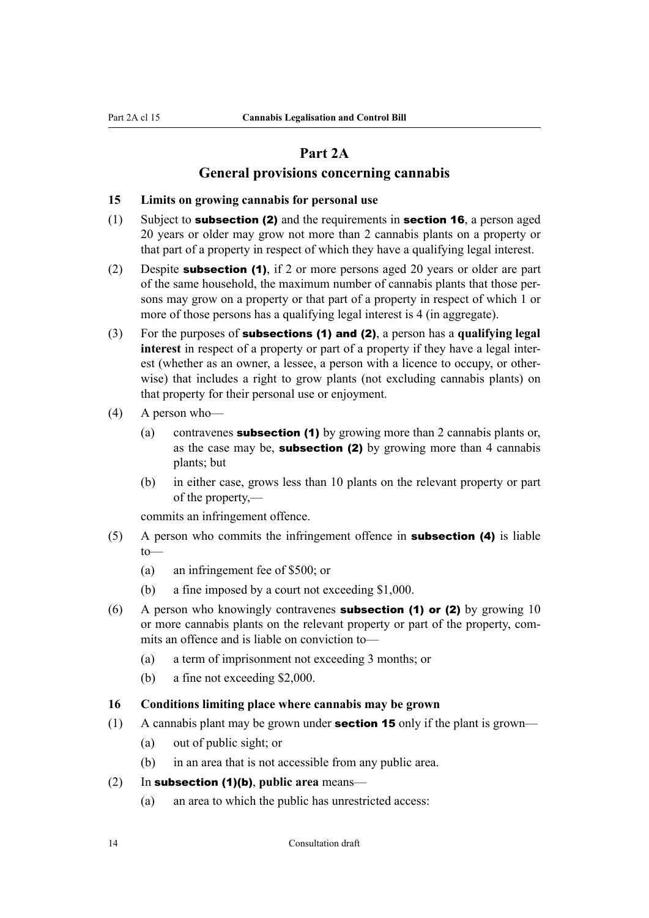# Part 2A

## General provisions concerning cannabis

### 15 Limits on growing cannabis for personal use

(1) Subject to **subsection (2)** and the requirements in **section 16**, a person aged 20 years or older may grow not more than 2 cannabis plants on a property or that part of a property in respect of which they have a qualifying legal interest.

(2) Despite **subsection (1)**, if 2 or more persons aged 20 years or older are part of the same household, the maximum number of cannabis plants that those persons may grow on a property or that part of a property in respect of which 1 or more of those persons has a qualifying legal interest is 4 (in aggregate).

(3) For the purposes of **subsections (1) and (2)**, a person has a **qualifying legal interest** in respect of a property or part of a property if they have a legal interest (whether as an owner, a lessee, a person with a licence to occupy, or otherwise) that includes a right to grow plants (not excluding cannabis plants) on that property for their personal use or enjoyment.

(4) A person who—

- (a) contravenes **subsection (1)** by growing more than 2 cannabis plants or, as the case may be, **subsection (2)** by growing more than 4 cannabis plants; but
- (b) in either case, grows less than 10 plants on the relevant property or part of the property,—

commits an infringement offence.

(5) A person who commits the infringement offence in **subsection (4)** is liable to—

- (a) an infringement fee of $500; or
- (b) a fine imposed by a court not exceeding $1,000.

(6) A person who knowingly contravenes **subsection (1) or (2)** by growing 10 or more cannabis plants on the relevant property or part of the property, commits an offence and is liable on conviction to—

- (a) a term of imprisonment not exceeding 3 months; or
- (b) a fine not exceeding $2,000.

### 16 Conditions limiting place where cannabis may be grown

(1) A cannabis plant may be grown under **section 15** only if the plant is grown—

- (a) out of public sight; or
- (b) in an area that is not accessible from any public area.

(2) In **subsection (1)(b)**, **public area** means—

- (a) an area to which the public has unrestricted access: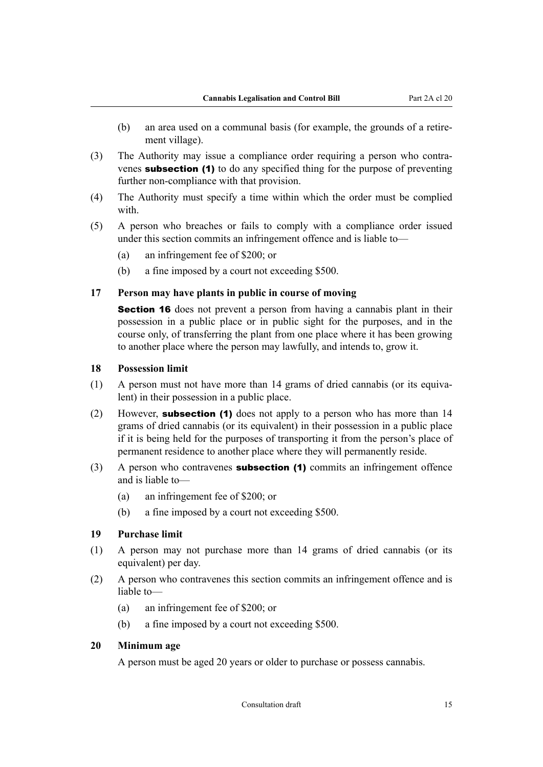(b) an area used on a communal basis (for example, the grounds of a retirement village).

(3) The Authority may issue a compliance order requiring a person who contravenes **subsection (1)** to do any specified thing for the purpose of preventing further non-compliance with that provision.

(4) The Authority must specify a time within which the order must be complied with.

(5) A person who breaches or fails to comply with a compliance order issued under this section commits an infringement offence and is liable to—

(a) an infringement fee of $200; or

(b) a fine imposed by a court not exceeding $500.

### 17 Person may have plants in public in course of moving

**Section 16** does not prevent a person from having a cannabis plant in their possession in a public place or in public sight for the purposes, and in the course only, of transferring the plant from one place where it has been growing to another place where the person may lawfully, and intends to, grow it.

### 18 Possession limit

(1) A person must not have more than 14 grams of dried cannabis (or its equivalent) in their possession in a public place.

(2) However, **subsection (1)** does not apply to a person who has more than 14 grams of dried cannabis (or its equivalent) in their possession in a public place if it is being held for the purposes of transporting it from the person's place of permanent residence to another place where they will permanently reside.

(3) A person who contravenes **subsection (1)** commits an infringement offence and is liable to—

(a) an infringement fee of $200; or

(b) a fine imposed by a court not exceeding $500.

### 19 Purchase limit

(1) A person may not purchase more than 14 grams of dried cannabis (or its equivalent) per day.

(2) A person who contravenes this section commits an infringement offence and is liable to—

(a) an infringement fee of $200; or

(b) a fine imposed by a court not exceeding $500.

### 20 Minimum age

A person must be aged 20 years or older to purchase or possess cannabis.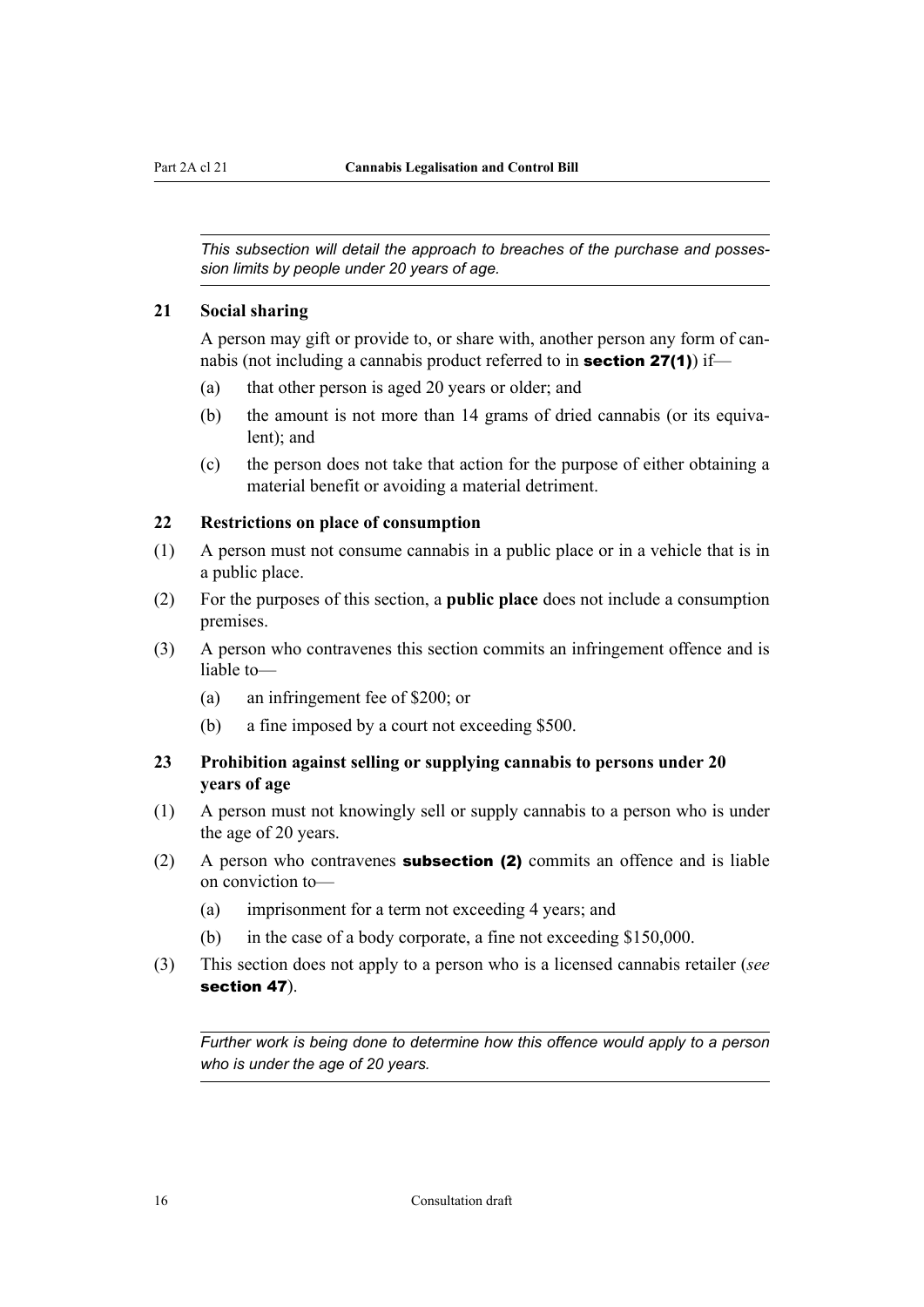*This subsection will detail the approach to breaches of the purchase and possession limits by people under 20 years of age.*

### 21 Social sharing

A person may gift or provide to, or share with, another person any form of cannabis (not including a cannabis product referred to in **section 27(1)**) if—

(a) that other person is aged 20 years or older; and

(b) the amount is not more than 14 grams of dried cannabis (or its equivalent); and

(c) the person does not take that action for the purpose of either obtaining a material benefit or avoiding a material detriment.

### 22 Restrictions on place of consumption

(1) A person must not consume cannabis in a public place or in a vehicle that is in a public place.

(2) For the purposes of this section, a **public place** does not include a consumption premises.

(3) A person who contravenes this section commits an infringement offence and is liable to—

(a) an infringement fee of $200; or

(b) a fine imposed by a court not exceeding $500.

### 23 Prohibition against selling or supplying cannabis to persons under 20 years of age

(1) A person must not knowingly sell or supply cannabis to a person who is under the age of 20 years.

(2) A person who contravenes **subsection (2)** commits an offence and is liable on conviction to—

(a) imprisonment for a term not exceeding 4 years; and

(b) in the case of a body corporate, a fine not exceeding $150,000.

(3) This section does not apply to a person who is a licensed cannabis retailer (*see* **section 47**).

*Further work is being done to determine how this offence would apply to a person who is under the age of 20 years.*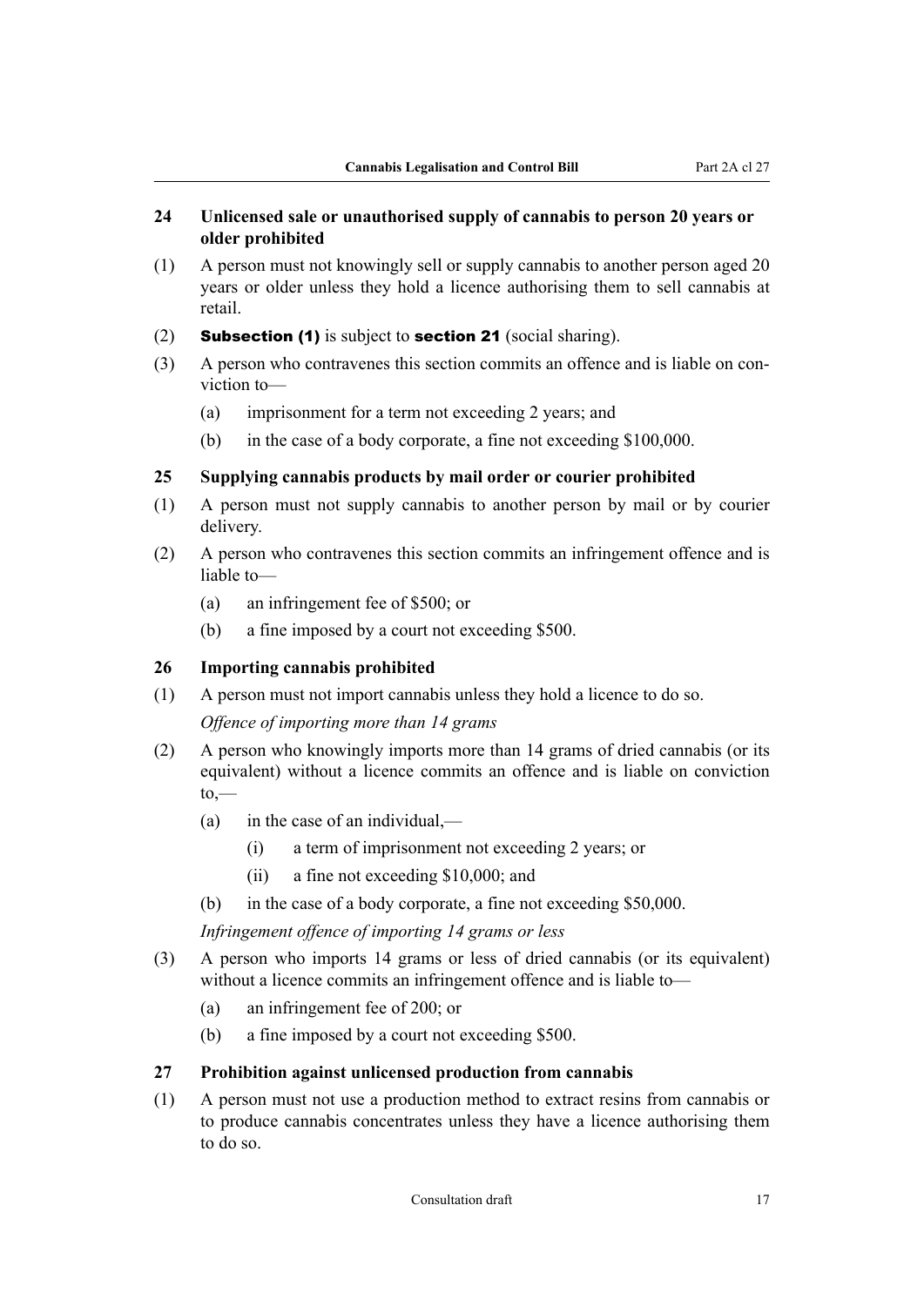### 24 Unlicensed sale or unauthorised supply of cannabis to person 20 years or older prohibited

(1) A person must not knowingly sell or supply cannabis to another person aged 20 years or older unless they hold a licence authorising them to sell cannabis at retail.

(2) **Subsection (1)** is subject to **section 21** (social sharing).

(3) A person who contravenes this section commits an offence and is liable on conviction to—

- (a) imprisonment for a term not exceeding 2 years; and
- (b) in the case of a body corporate, a fine not exceeding $100,000.

### 25 Supplying cannabis products by mail order or courier prohibited

(1) A person must not supply cannabis to another person by mail or by courier delivery.

(2) A person who contravenes this section commits an infringement offence and is liable to—

- (a) an infringement fee of $500; or
- (b) a fine imposed by a court not exceeding $500.

### 26 Importing cannabis prohibited

(1) A person must not import cannabis unless they hold a licence to do so.

*Offence of importing more than 14 grams*

(2) A person who knowingly imports more than 14 grams of dried cannabis (or its equivalent) without a licence commits an offence and is liable on conviction to,—

- (a) in the case of an individual,—
  - (i) a term of imprisonment not exceeding 2 years; or
  - (ii) a fine not exceeding $10,000; and
- (b) in the case of a body corporate, a fine not exceeding $50,000.

*Infringement offence of importing 14 grams or less*

(3) A person who imports 14 grams or less of dried cannabis (or its equivalent) without a licence commits an infringement offence and is liable to—

- (a) an infringement fee of 200; or
- (b) a fine imposed by a court not exceeding $500.

### 27 Prohibition against unlicensed production from cannabis

(1) A person must not use a production method to extract resins from cannabis or to produce cannabis concentrates unless they have a licence authorising them to do so.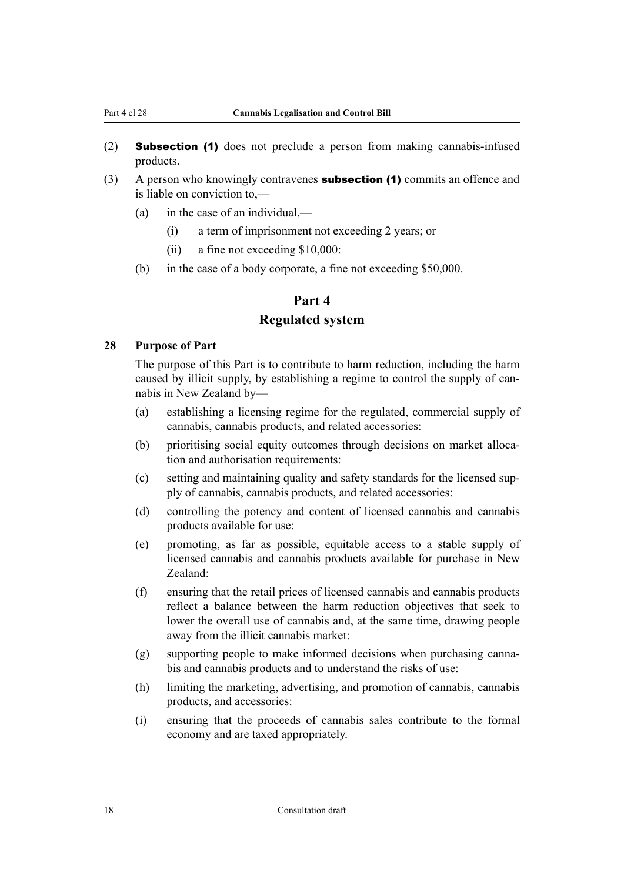(2) **Subsection (1)** does not preclude a person from making cannabis-infused products.

(3) A person who knowingly contravenes **subsection (1)** commits an offence and is liable on conviction to,—

- (a) in the case of an individual,—
  - (i) a term of imprisonment not exceeding 2 years; or
  - (ii) a fine not exceeding $10,000:
- (b) in the case of a body corporate, a fine not exceeding $50,000.

## Part 4
## Regulated system

### 28 Purpose of Part

The purpose of this Part is to contribute to harm reduction, including the harm caused by illicit supply, by establishing a regime to control the supply of cannabis in New Zealand by—

- (a) establishing a licensing regime for the regulated, commercial supply of cannabis, cannabis products, and related accessories:
- (b) prioritising social equity outcomes through decisions on market allocation and authorisation requirements:
- (c) setting and maintaining quality and safety standards for the licensed supply of cannabis, cannabis products, and related accessories:
- (d) controlling the potency and content of licensed cannabis and cannabis products available for use:
- (e) promoting, as far as possible, equitable access to a stable supply of licensed cannabis and cannabis products available for purchase in New Zealand:
- (f) ensuring that the retail prices of licensed cannabis and cannabis products reflect a balance between the harm reduction objectives that seek to lower the overall use of cannabis and, at the same time, drawing people away from the illicit cannabis market:
- (g) supporting people to make informed decisions when purchasing cannabis and cannabis products and to understand the risks of use:
- (h) limiting the marketing, advertising, and promotion of cannabis, cannabis products, and accessories:
- (i) ensuring that the proceeds of cannabis sales contribute to the formal economy and are taxed appropriately.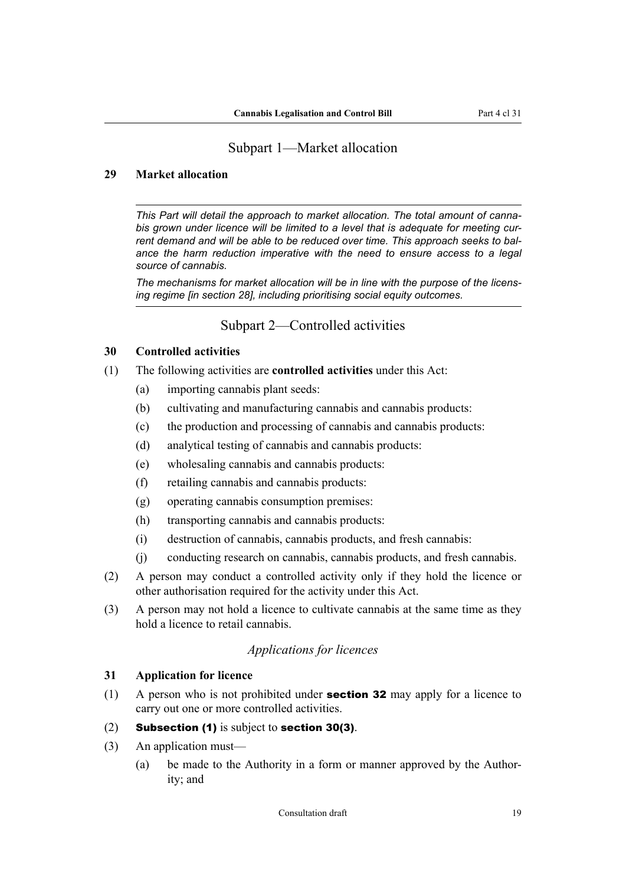## Subpart 1—Market allocation

### 29 Market allocation

---

*This Part will detail the approach to market allocation. The total amount of cannabis grown under licence will be limited to a level that is adequate for meeting current demand and will be able to be reduced over time. This approach seeks to balance the harm reduction imperative with the need to ensure access to a legal source of cannabis.*

*The mechanisms for market allocation will be in line with the purpose of the licensing regime [in section 28], including prioritising social equity outcomes.*

---

## Subpart 2—Controlled activities

### 30 Controlled activities

(1) The following activities are **controlled activities** under this Act:

- (a) importing cannabis plant seeds:
- (b) cultivating and manufacturing cannabis and cannabis products:
- (c) the production and processing of cannabis and cannabis products:
- (d) analytical testing of cannabis and cannabis products:
- (e) wholesaling cannabis and cannabis products:
- (f) retailing cannabis and cannabis products:
- (g) operating cannabis consumption premises:
- (h) transporting cannabis and cannabis products:
- (i) destruction of cannabis, cannabis products, and fresh cannabis:
- (j) conducting research on cannabis, cannabis products, and fresh cannabis.

(2) A person may conduct a controlled activity only if they hold the licence or other authorisation required for the activity under this Act.

(3) A person may not hold a licence to cultivate cannabis at the same time as they hold a licence to retail cannabis.

*Applications for licences*

### 31 Application for licence

(1) A person who is not prohibited under **section 32** may apply for a licence to carry out one or more controlled activities.

(2) **Subsection (1)** is subject to **section 30(3)**.

(3) An application must—

- (a) be made to the Authority in a form or manner approved by the Authority; and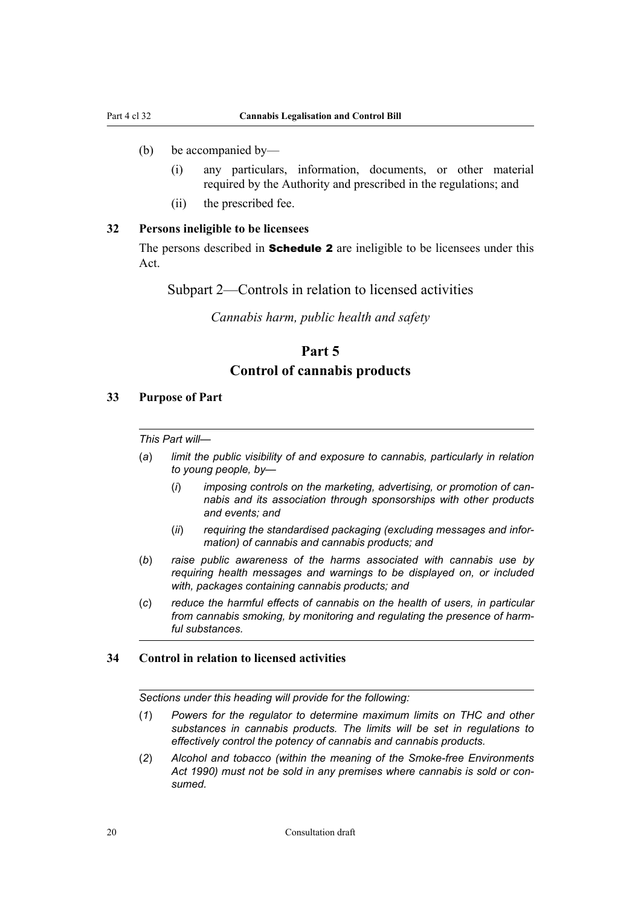(b) be accompanied by—

(i) any particulars, information, documents, or other material required by the Authority and prescribed in the regulations; and

(ii) the prescribed fee.

### 32 Persons ineligible to be licensees

The persons described in **Schedule 2** are ineligible to be licensees under this Act.

## Subpart 2—Controls in relation to licensed activities

*Cannabis harm, public health and safety*

# Part 5
# Control of cannabis products

### 33 Purpose of Part

---

*This Part will—*

(*a*) *limit the public visibility of and exposure to cannabis, particularly in relation to young people, by—*

(*i*) *imposing controls on the marketing, advertising, or promotion of cannabis and its association through sponsorships with other products and events; and*

(*ii*) *requiring the standardised packaging (excluding messages and information) of cannabis and cannabis products; and*

(*b*) *raise public awareness of the harms associated with cannabis use by requiring health messages and warnings to be displayed on, or included with, packages containing cannabis products; and*

(*c*) *reduce the harmful effects of cannabis on the health of users, in particular from cannabis smoking, by monitoring and regulating the presence of harmful substances.*

---

### 34 Control in relation to licensed activities

---

*Sections under this heading will provide for the following:*

(*1*) *Powers for the regulator to determine maximum limits on THC and other substances in cannabis products. The limits will be set in regulations to effectively control the potency of cannabis and cannabis products.*

(*2*) *Alcohol and tobacco (within the meaning of the Smoke-free Environments Act 1990) must not be sold in any premises where cannabis is sold or consumed.*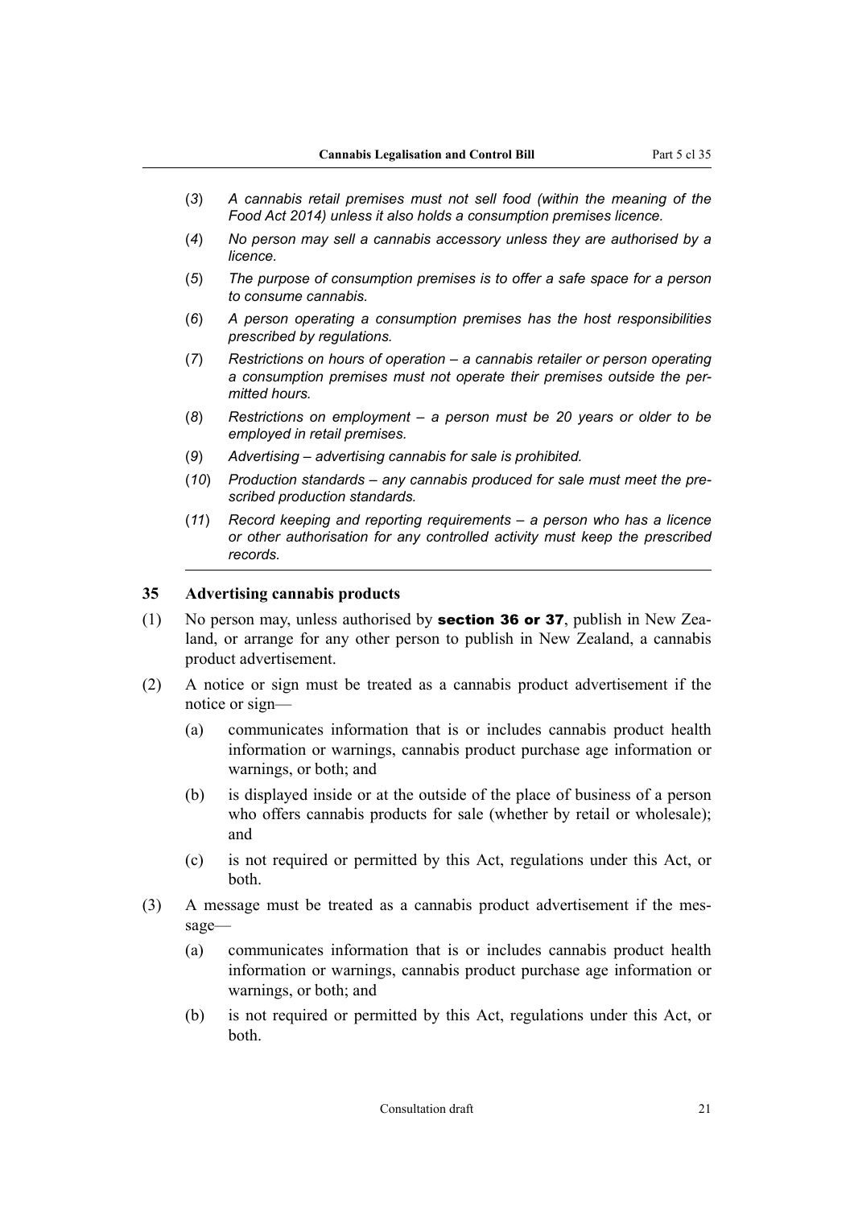(*3*) *A cannabis retail premises must not sell food (within the meaning of the Food Act 2014) unless it also holds a consumption premises licence.*

(*4*) *No person may sell a cannabis accessory unless they are authorised by a licence.*

(*5*) *The purpose of consumption premises is to offer a safe space for a person to consume cannabis.*

(*6*) *A person operating a consumption premises has the host responsibilities prescribed by regulations.*

(*7*) *Restrictions on hours of operation – a cannabis retailer or person operating a consumption premises must not operate their premises outside the permitted hours.*

(*8*) *Restrictions on employment – a person must be 20 years or older to be employed in retail premises.*

(*9*) *Advertising – advertising cannabis for sale is prohibited.*

(*10*) *Production standards – any cannabis produced for sale must meet the prescribed production standards.*

(*11*) *Record keeping and reporting requirements – a person who has a licence or other authorisation for any controlled activity must keep the prescribed records.*

---

### 35 Advertising cannabis products

(1) No person may, unless authorised by **section 36 or 37**, publish in New Zealand, or arrange for any other person to publish in New Zealand, a cannabis product advertisement.

(2) A notice or sign must be treated as a cannabis product advertisement if the notice or sign—

(a) communicates information that is or includes cannabis product health information or warnings, cannabis product purchase age information or warnings, or both; and

(b) is displayed inside or at the outside of the place of business of a person who offers cannabis products for sale (whether by retail or wholesale); and

(c) is not required or permitted by this Act, regulations under this Act, or both.

(3) A message must be treated as a cannabis product advertisement if the message—

(a) communicates information that is or includes cannabis product health information or warnings, cannabis product purchase age information or warnings, or both; and

(b) is not required or permitted by this Act, regulations under this Act, or both.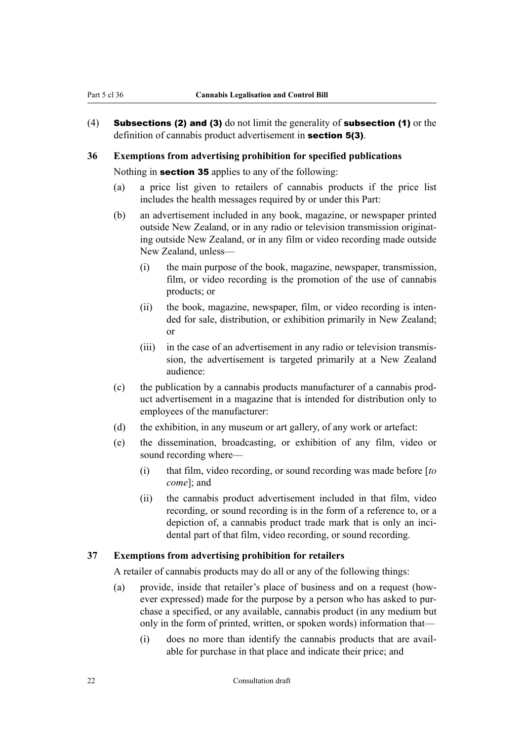(4) **Subsections (2) and (3)** do not limit the generality of **subsection (1)** or the definition of cannabis product advertisement in **section 5(3)**.

### 36 Exemptions from advertising prohibition for specified publications

Nothing in **section 35** applies to any of the following:

(a) a price list given to retailers of cannabis products if the price list includes the health messages required by or under this Part:

(b) an advertisement included in any book, magazine, or newspaper printed outside New Zealand, or in any radio or television transmission originating outside New Zealand, or in any film or video recording made outside New Zealand, unless—

  (i) the main purpose of the book, magazine, newspaper, transmission, film, or video recording is the promotion of the use of cannabis products; or

  (ii) the book, magazine, newspaper, film, or video recording is intended for sale, distribution, or exhibition primarily in New Zealand; or

  (iii) in the case of an advertisement in any radio or television transmission, the advertisement is targeted primarily at a New Zealand audience:

(c) the publication by a cannabis products manufacturer of a cannabis product advertisement in a magazine that is intended for distribution only to employees of the manufacturer:

(d) the exhibition, in any museum or art gallery, of any work or artefact:

(e) the dissemination, broadcasting, or exhibition of any film, video or sound recording where—

  (i) that film, video recording, or sound recording was made before [*to come*]; and

  (ii) the cannabis product advertisement included in that film, video recording, or sound recording is in the form of a reference to, or a depiction of, a cannabis product trade mark that is only an incidental part of that film, video recording, or sound recording.

### 37 Exemptions from advertising prohibition for retailers

A retailer of cannabis products may do all or any of the following things:

(a) provide, inside that retailer's place of business and on a request (however expressed) made for the purpose by a person who has asked to purchase a specified, or any available, cannabis product (in any medium but only in the form of printed, written, or spoken words) information that—

  (i) does no more than identify the cannabis products that are available for purchase in that place and indicate their price; and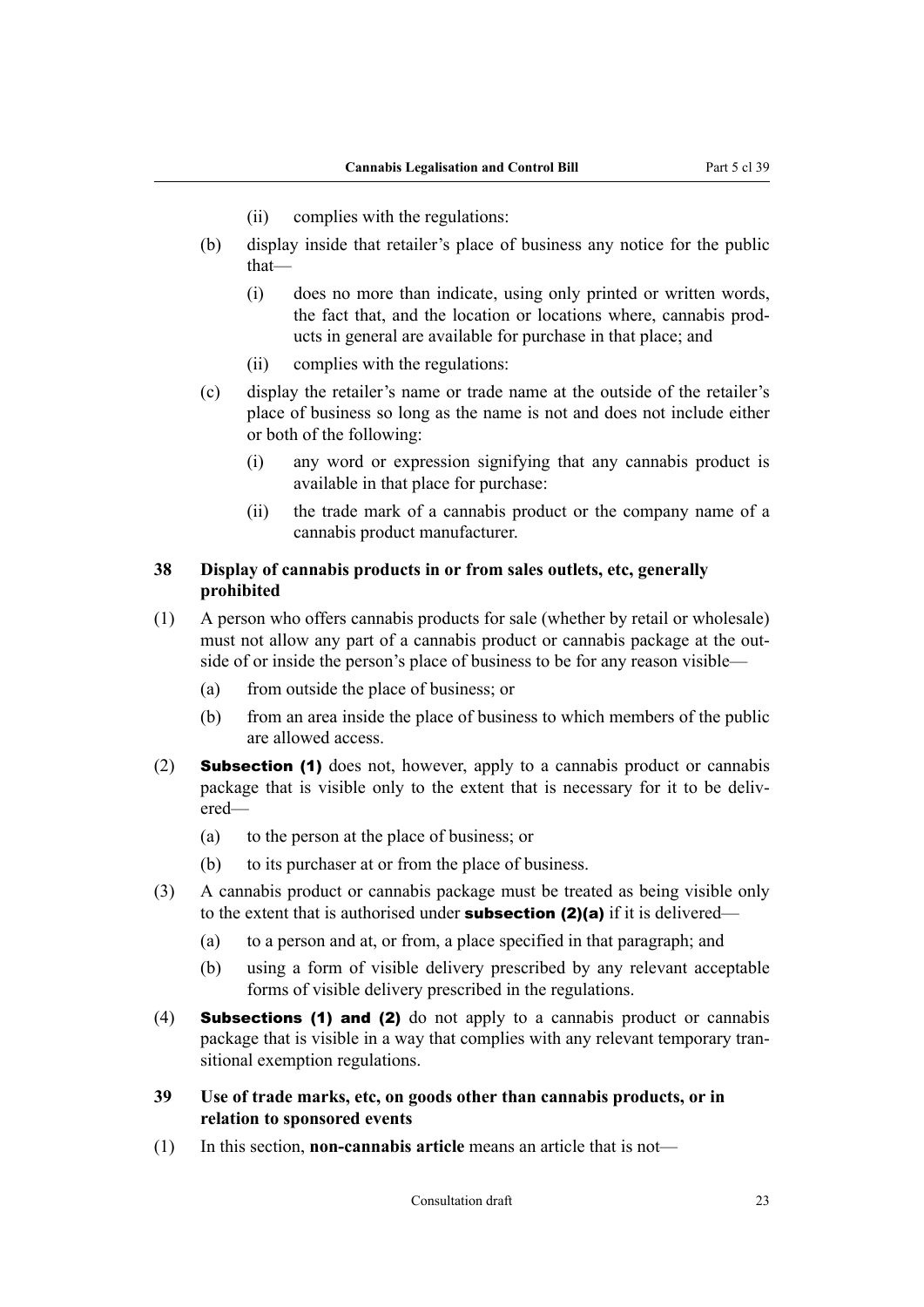(ii) complies with the regulations:

(b) display inside that retailer's place of business any notice for the public that—

(i) does no more than indicate, using only printed or written words, the fact that, and the location or locations where, cannabis products in general are available for purchase in that place; and

(ii) complies with the regulations:

(c) display the retailer's name or trade name at the outside of the retailer's place of business so long as the name is not and does not include either or both of the following:

(i) any word or expression signifying that any cannabis product is available in that place for purchase:

(ii) the trade mark of a cannabis product or the company name of a cannabis product manufacturer.

### 38 Display of cannabis products in or from sales outlets, etc, generally prohibited

(1) A person who offers cannabis products for sale (whether by retail or wholesale) must not allow any part of a cannabis product or cannabis package at the outside of or inside the person's place of business to be for any reason visible—

(a) from outside the place of business; or

(b) from an area inside the place of business to which members of the public are allowed access.

(2) **Subsection (1)** does not, however, apply to a cannabis product or cannabis package that is visible only to the extent that is necessary for it to be delivered—

(a) to the person at the place of business; or

(b) to its purchaser at or from the place of business.

(3) A cannabis product or cannabis package must be treated as being visible only to the extent that is authorised under **subsection (2)(a)** if it is delivered—

(a) to a person and at, or from, a place specified in that paragraph; and

(b) using a form of visible delivery prescribed by any relevant acceptable forms of visible delivery prescribed in the regulations.

(4) **Subsections (1) and (2)** do not apply to a cannabis product or cannabis package that is visible in a way that complies with any relevant temporary transitional exemption regulations.

### 39 Use of trade marks, etc, on goods other than cannabis products, or in relation to sponsored events

(1) In this section, **non-cannabis article** means an article that is not—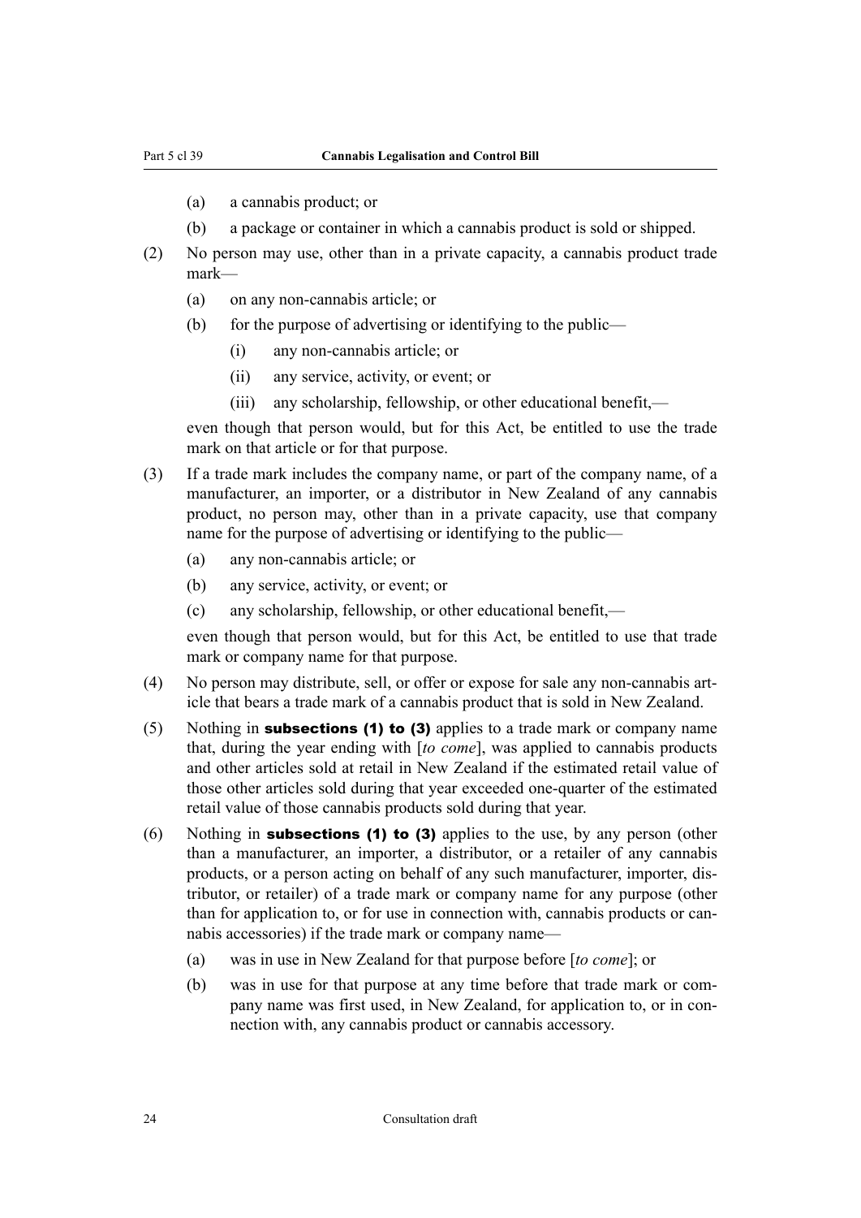(a) a cannabis product; or

(b) a package or container in which a cannabis product is sold or shipped.

(2) No person may use, other than in a private capacity, a cannabis product trade mark—

(a) on any non-cannabis article; or

(b) for the purpose of advertising or identifying to the public—

(i) any non-cannabis article; or

(ii) any service, activity, or event; or

(iii) any scholarship, fellowship, or other educational benefit,—

even though that person would, but for this Act, be entitled to use the trade mark on that article or for that purpose.

(3) If a trade mark includes the company name, or part of the company name, of a manufacturer, an importer, or a distributor in New Zealand of any cannabis product, no person may, other than in a private capacity, use that company name for the purpose of advertising or identifying to the public—

(a) any non-cannabis article; or

(b) any service, activity, or event; or

(c) any scholarship, fellowship, or other educational benefit,—

even though that person would, but for this Act, be entitled to use that trade mark or company name for that purpose.

(4) No person may distribute, sell, or offer or expose for sale any non-cannabis article that bears a trade mark of a cannabis product that is sold in New Zealand.

(5) Nothing in **subsections (1) to (3)** applies to a trade mark or company name that, during the year ending with [*to come*], was applied to cannabis products and other articles sold at retail in New Zealand if the estimated retail value of those other articles sold during that year exceeded one-quarter of the estimated retail value of those cannabis products sold during that year.

(6) Nothing in **subsections (1) to (3)** applies to the use, by any person (other than a manufacturer, an importer, a distributor, or a retailer of any cannabis products, or a person acting on behalf of any such manufacturer, importer, distributor, or retailer) of a trade mark or company name for any purpose (other than for application to, or for use in connection with, cannabis products or cannabis accessories) if the trade mark or company name—

(a) was in use in New Zealand for that purpose before [*to come*]; or

(b) was in use for that purpose at any time before that trade mark or company name was first used, in New Zealand, for application to, or in connection with, any cannabis product or cannabis accessory.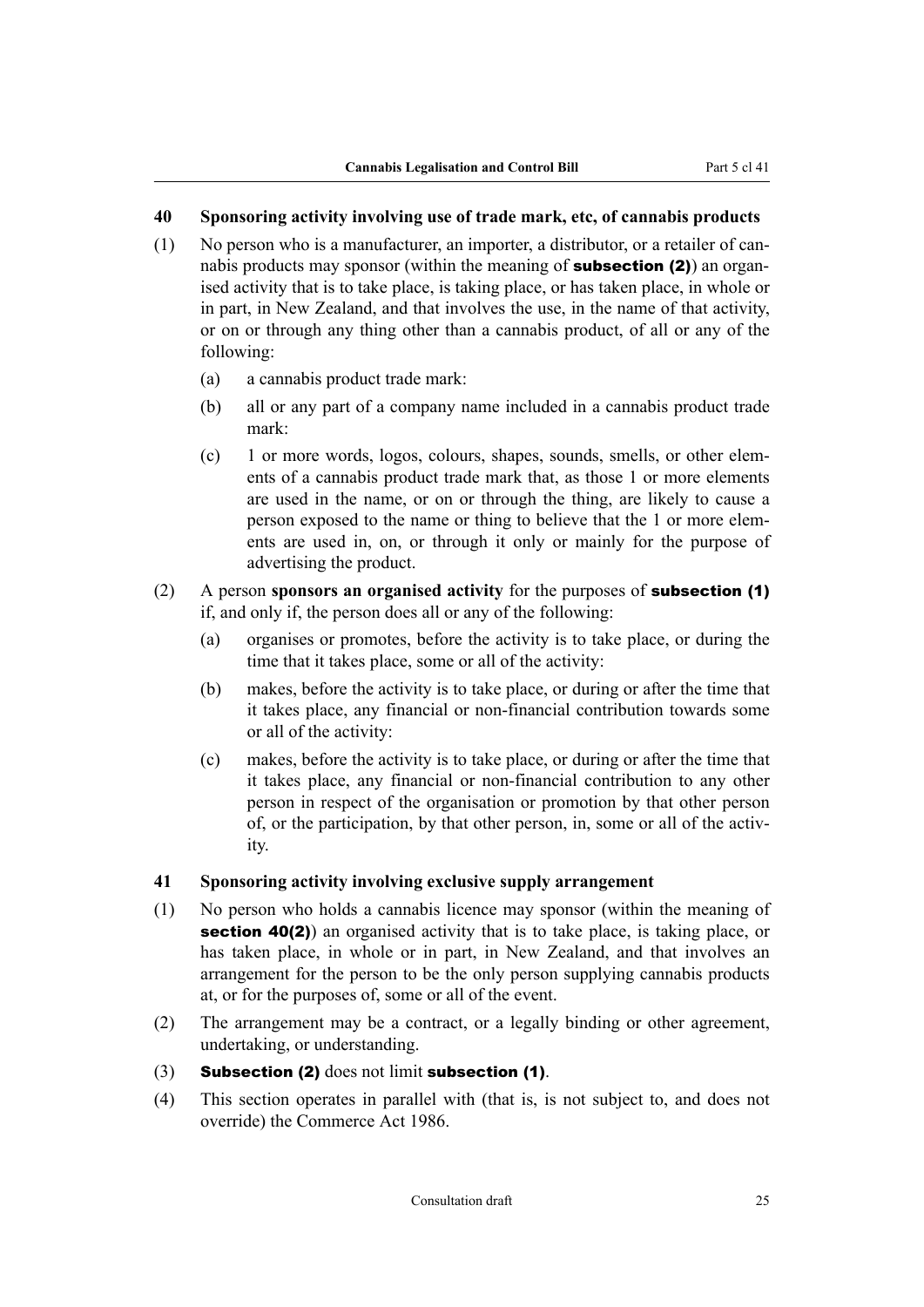### 40 Sponsoring activity involving use of trade mark, etc, of cannabis products

(1) No person who is a manufacturer, an importer, a distributor, or a retailer of cannabis products may sponsor (within the meaning of **subsection (2)**) an organised activity that is to take place, is taking place, or has taken place, in whole or in part, in New Zealand, and that involves the use, in the name of that activity, or on or through any thing other than a cannabis product, of all or any of the following:

(a) a cannabis product trade mark:

(b) all or any part of a company name included in a cannabis product trade mark:

(c) 1 or more words, logos, colours, shapes, sounds, smells, or other elements of a cannabis product trade mark that, as those 1 or more elements are used in the name, or on or through the thing, are likely to cause a person exposed to the name or thing to believe that the 1 or more elements are used in, on, or through it only or mainly for the purpose of advertising the product.

(2) A person **sponsors an organised activity** for the purposes of **subsection (1)** if, and only if, the person does all or any of the following:

(a) organises or promotes, before the activity is to take place, or during the time that it takes place, some or all of the activity:

(b) makes, before the activity is to take place, or during or after the time that it takes place, any financial or non-financial contribution towards some or all of the activity:

(c) makes, before the activity is to take place, or during or after the time that it takes place, any financial or non-financial contribution to any other person in respect of the organisation or promotion by that other person of, or the participation, by that other person, in, some or all of the activity.

### 41 Sponsoring activity involving exclusive supply arrangement

(1) No person who holds a cannabis licence may sponsor (within the meaning of **section 40(2)**) an organised activity that is to take place, is taking place, or has taken place, in whole or in part, in New Zealand, and that involves an arrangement for the person to be the only person supplying cannabis products at, or for the purposes of, some or all of the event.

(2) The arrangement may be a contract, or a legally binding or other agreement, undertaking, or understanding.

(3) **Subsection (2)** does not limit **subsection (1)**.

(4) This section operates in parallel with (that is, is not subject to, and does not override) the Commerce Act 1986.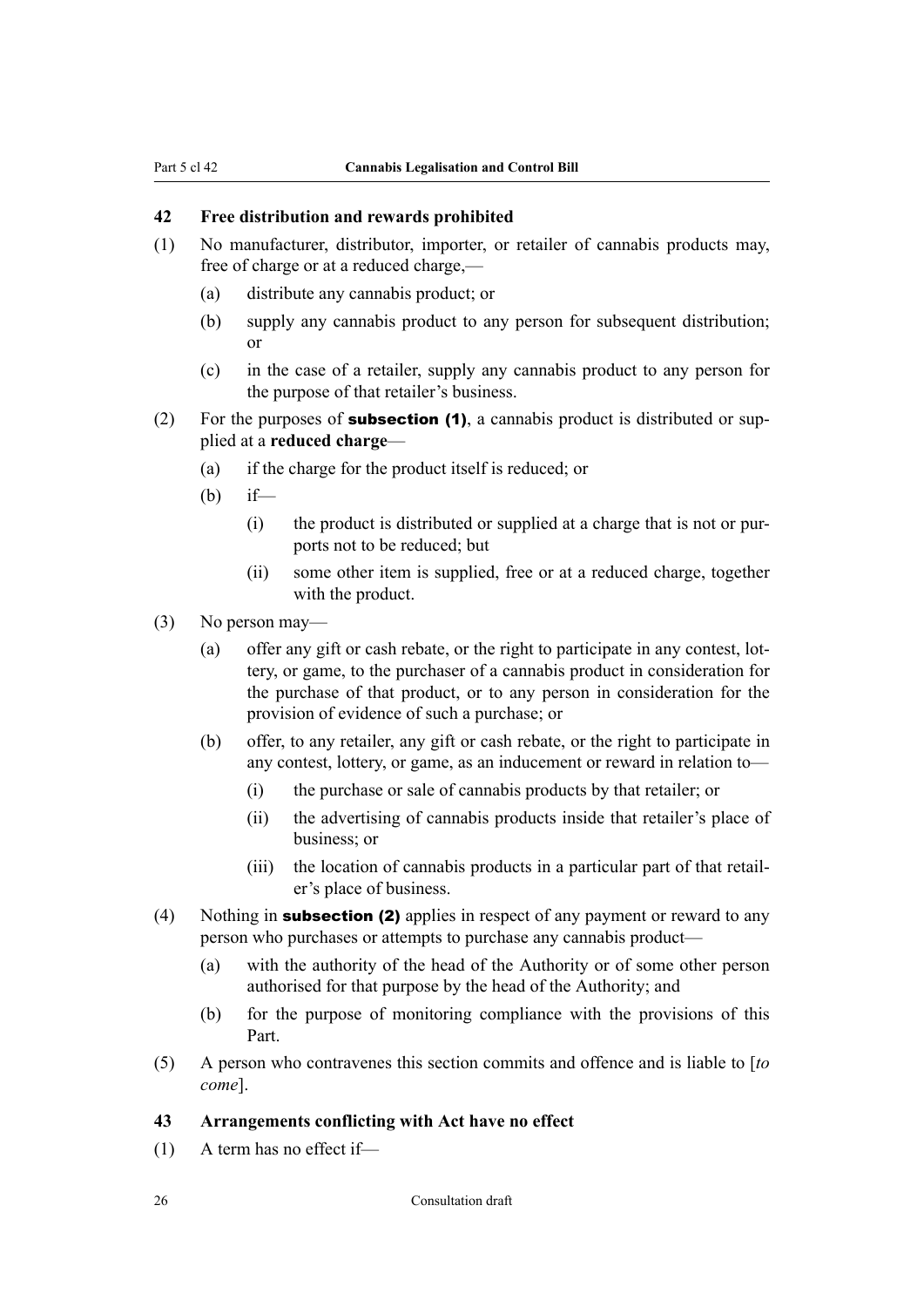### 42 Free distribution and rewards prohibited

(1) No manufacturer, distributor, importer, or retailer of cannabis products may, free of charge or at a reduced charge,—

(a) distribute any cannabis product; or

(b) supply any cannabis product to any person for subsequent distribution; or

(c) in the case of a retailer, supply any cannabis product to any person for the purpose of that retailer's business.

(2) For the purposes of **subsection (1)**, a cannabis product is distributed or supplied at a **reduced charge**—

(a) if the charge for the product itself is reduced; or

(b) if—

(i) the product is distributed or supplied at a charge that is not or purports not to be reduced; but

(ii) some other item is supplied, free or at a reduced charge, together with the product.

(3) No person may—

(a) offer any gift or cash rebate, or the right to participate in any contest, lottery, or game, to the purchaser of a cannabis product in consideration for the purchase of that product, or to any person in consideration for the provision of evidence of such a purchase; or

(b) offer, to any retailer, any gift or cash rebate, or the right to participate in any contest, lottery, or game, as an inducement or reward in relation to—

(i) the purchase or sale of cannabis products by that retailer; or

(ii) the advertising of cannabis products inside that retailer's place of business; or

(iii) the location of cannabis products in a particular part of that retailer's place of business.

(4) Nothing in **subsection (2)** applies in respect of any payment or reward to any person who purchases or attempts to purchase any cannabis product—

(a) with the authority of the head of the Authority or of some other person authorised for that purpose by the head of the Authority; and

(b) for the purpose of monitoring compliance with the provisions of this Part.

(5) A person who contravenes this section commits and offence and is liable to [*to come*].

### 43 Arrangements conflicting with Act have no effect

(1) A term has no effect if—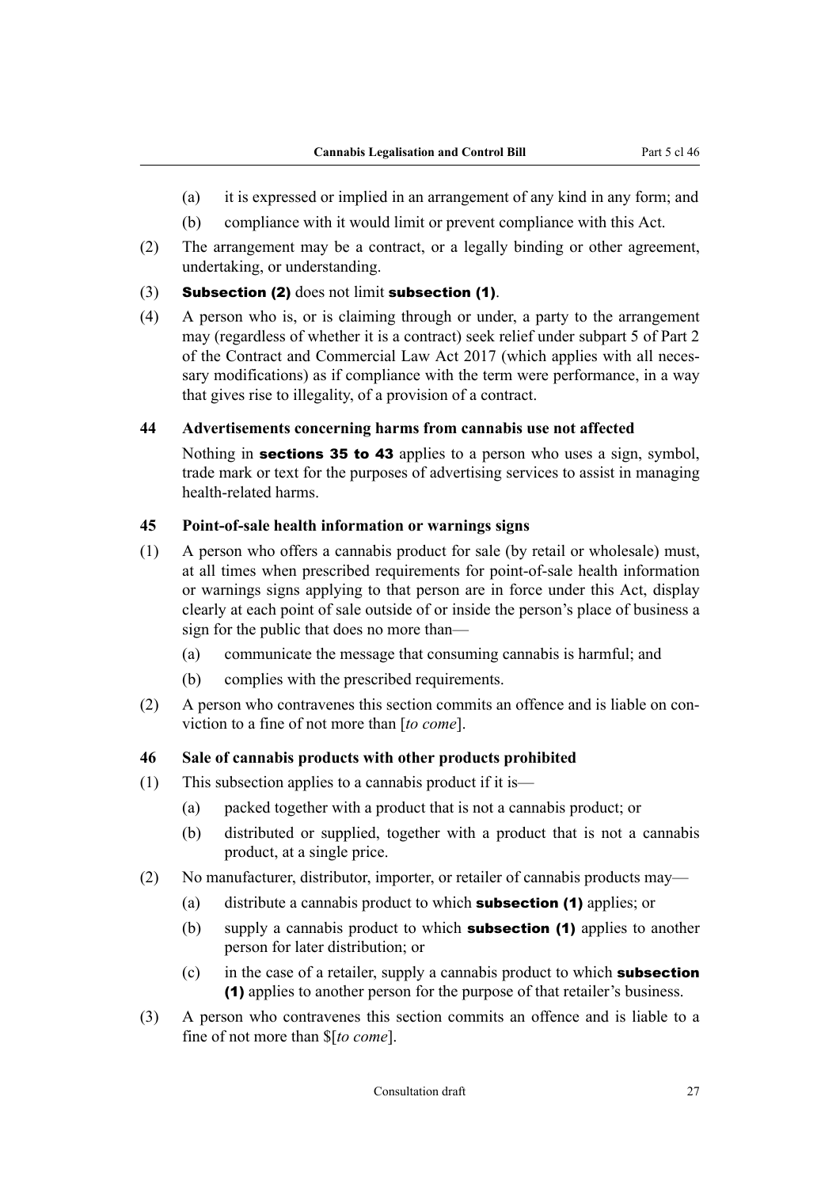(a) it is expressed or implied in an arrangement of any kind in any form; and

(b) compliance with it would limit or prevent compliance with this Act.

(2) The arrangement may be a contract, or a legally binding or other agreement, undertaking, or understanding.

(3) **Subsection (2)** does not limit **subsection (1)**.

(4) A person who is, or is claiming through or under, a party to the arrangement may (regardless of whether it is a contract) seek relief under subpart 5 of Part 2 of the Contract and Commercial Law Act 2017 (which applies with all necessary modifications) as if compliance with the term were performance, in a way that gives rise to illegality, of a provision of a contract.

### 44 Advertisements concerning harms from cannabis use not affected

Nothing in **sections 35 to 43** applies to a person who uses a sign, symbol, trade mark or text for the purposes of advertising services to assist in managing health-related harms.

### 45 Point-of-sale health information or warnings signs

(1) A person who offers a cannabis product for sale (by retail or wholesale) must, at all times when prescribed requirements for point-of-sale health information or warnings signs applying to that person are in force under this Act, display clearly at each point of sale outside of or inside the person's place of business a sign for the public that does no more than—

(a) communicate the message that consuming cannabis is harmful; and

(b) complies with the prescribed requirements.

(2) A person who contravenes this section commits an offence and is liable on conviction to a fine of not more than [*to come*].

### 46 Sale of cannabis products with other products prohibited

(1) This subsection applies to a cannabis product if it is—

(a) packed together with a product that is not a cannabis product; or

(b) distributed or supplied, together with a product that is not a cannabis product, at a single price.

(2) No manufacturer, distributor, importer, or retailer of cannabis products may—

(a) distribute a cannabis product to which **subsection (1)** applies; or

(b) supply a cannabis product to which **subsection (1)** applies to another person for later distribution; or

(c) in the case of a retailer, supply a cannabis product to which **subsection (1)** applies to another person for the purpose of that retailer's business.

(3) A person who contravenes this section commits an offence and is liable to a fine of not more than $[*to come*].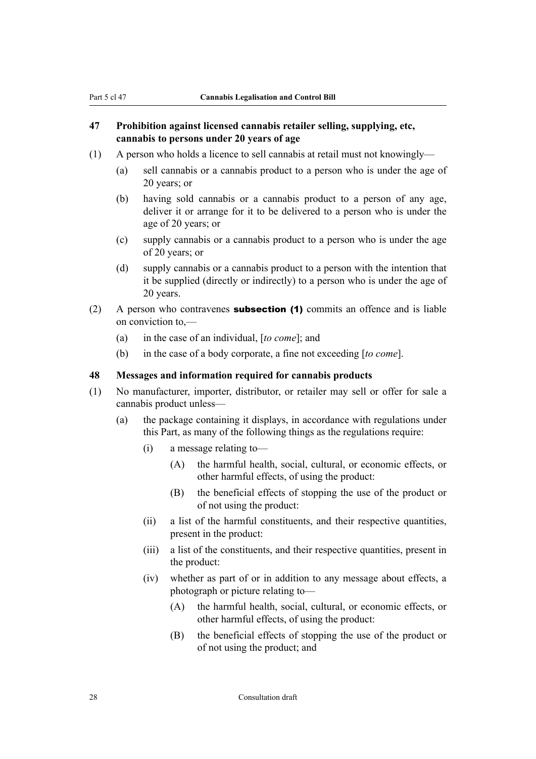### 47 Prohibition against licensed cannabis retailer selling, supplying, etc, cannabis to persons under 20 years of age

(1) A person who holds a licence to sell cannabis at retail must not knowingly—

- (a) sell cannabis or a cannabis product to a person who is under the age of 20 years; or
- (b) having sold cannabis or a cannabis product to a person of any age, deliver it or arrange for it to be delivered to a person who is under the age of 20 years; or
- (c) supply cannabis or a cannabis product to a person who is under the age of 20 years; or
- (d) supply cannabis or a cannabis product to a person with the intention that it be supplied (directly or indirectly) to a person who is under the age of 20 years.

(2) A person who contravenes **subsection (1)** commits an offence and is liable on conviction to,—

- (a) in the case of an individual, [*to come*]; and
- (b) in the case of a body corporate, a fine not exceeding [*to come*].

### 48 Messages and information required for cannabis products

(1) No manufacturer, importer, distributor, or retailer may sell or offer for sale a cannabis product unless—

- (a) the package containing it displays, in accordance with regulations under this Part, as many of the following things as the regulations require:
  - (i) a message relating to—
    - (A) the harmful health, social, cultural, or economic effects, or other harmful effects, of using the product:
    - (B) the beneficial effects of stopping the use of the product or of not using the product:
  - (ii) a list of the harmful constituents, and their respective quantities, present in the product:
  - (iii) a list of the constituents, and their respective quantities, present in the product:
  - (iv) whether as part of or in addition to any message about effects, a photograph or picture relating to—
    - (A) the harmful health, social, cultural, or economic effects, or other harmful effects, of using the product:
    - (B) the beneficial effects of stopping the use of the product or of not using the product; and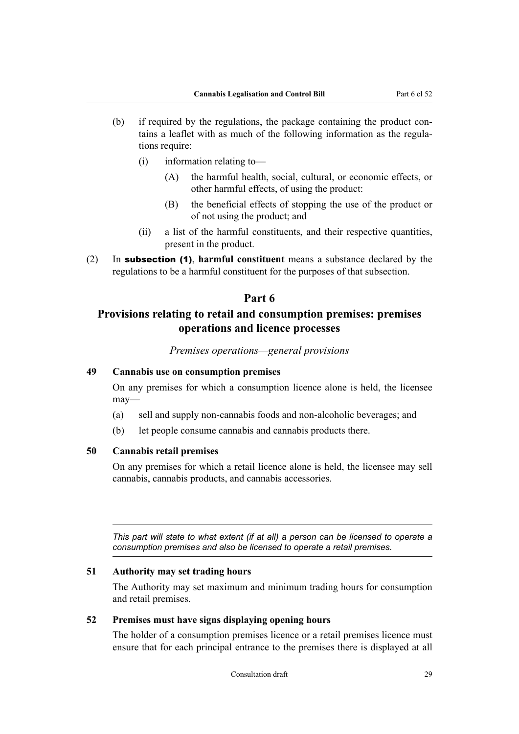(b) if required by the regulations, the package containing the product contains a leaflet with as much of the following information as the regulations require:

   (i) information relating to—

      (A) the harmful health, social, cultural, or economic effects, or other harmful effects, of using the product:

      (B) the beneficial effects of stopping the use of the product or of not using the product; and

   (ii) a list of the harmful constituents, and their respective quantities, present in the product.

(2) In **subsection (1)**, **harmful constituent** means a substance declared by the regulations to be a harmful constituent for the purposes of that subsection.

## Part 6

## Provisions relating to retail and consumption premises: premises operations and licence processes

*Premises operations—general provisions*

### 49 Cannabis use on consumption premises

On any premises for which a consumption licence alone is held, the licensee may—

(a) sell and supply non-cannabis foods and non-alcoholic beverages; and

(b) let people consume cannabis and cannabis products there.

### 50 Cannabis retail premises

On any premises for which a retail licence alone is held, the licensee may sell cannabis, cannabis products, and cannabis accessories.

---

*This part will state to what extent (if at all) a person can be licensed to operate a consumption premises and also be licensed to operate a retail premises.*

---

### 51 Authority may set trading hours

The Authority may set maximum and minimum trading hours for consumption and retail premises.

### 52 Premises must have signs displaying opening hours

The holder of a consumption premises licence or a retail premises licence must ensure that for each principal entrance to the premises there is displayed at all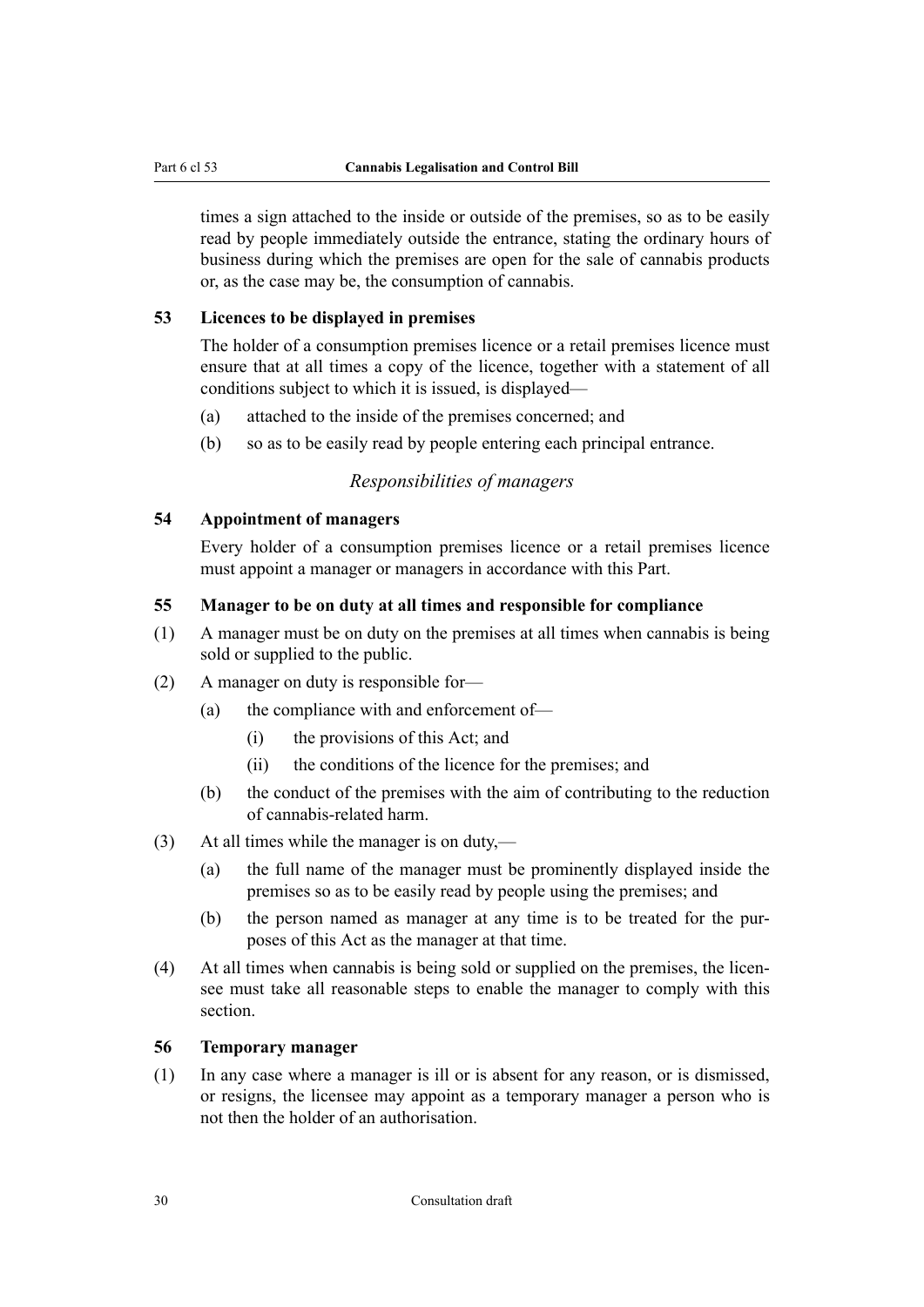times a sign attached to the inside or outside of the premises, so as to be easily read by people immediately outside the entrance, stating the ordinary hours of business during which the premises are open for the sale of cannabis products or, as the case may be, the consumption of cannabis.

### 53 Licences to be displayed in premises

The holder of a consumption premises licence or a retail premises licence must ensure that at all times a copy of the licence, together with a statement of all conditions subject to which it is issued, is displayed—

(a) attached to the inside of the premises concerned; and

(b) so as to be easily read by people entering each principal entrance.

*Responsibilities of managers*

### 54 Appointment of managers

Every holder of a consumption premises licence or a retail premises licence must appoint a manager or managers in accordance with this Part.

### 55 Manager to be on duty at all times and responsible for compliance

(1) A manager must be on duty on the premises at all times when cannabis is being sold or supplied to the public.

(2) A manager on duty is responsible for—

(a) the compliance with and enforcement of—

(i) the provisions of this Act; and

(ii) the conditions of the licence for the premises; and

(b) the conduct of the premises with the aim of contributing to the reduction of cannabis-related harm.

(3) At all times while the manager is on duty,—

(a) the full name of the manager must be prominently displayed inside the premises so as to be easily read by people using the premises; and

(b) the person named as manager at any time is to be treated for the purposes of this Act as the manager at that time.

(4) At all times when cannabis is being sold or supplied on the premises, the licensee must take all reasonable steps to enable the manager to comply with this section.

### 56 Temporary manager

(1) In any case where a manager is ill or is absent for any reason, or is dismissed, or resigns, the licensee may appoint as a temporary manager a person who is not then the holder of an authorisation.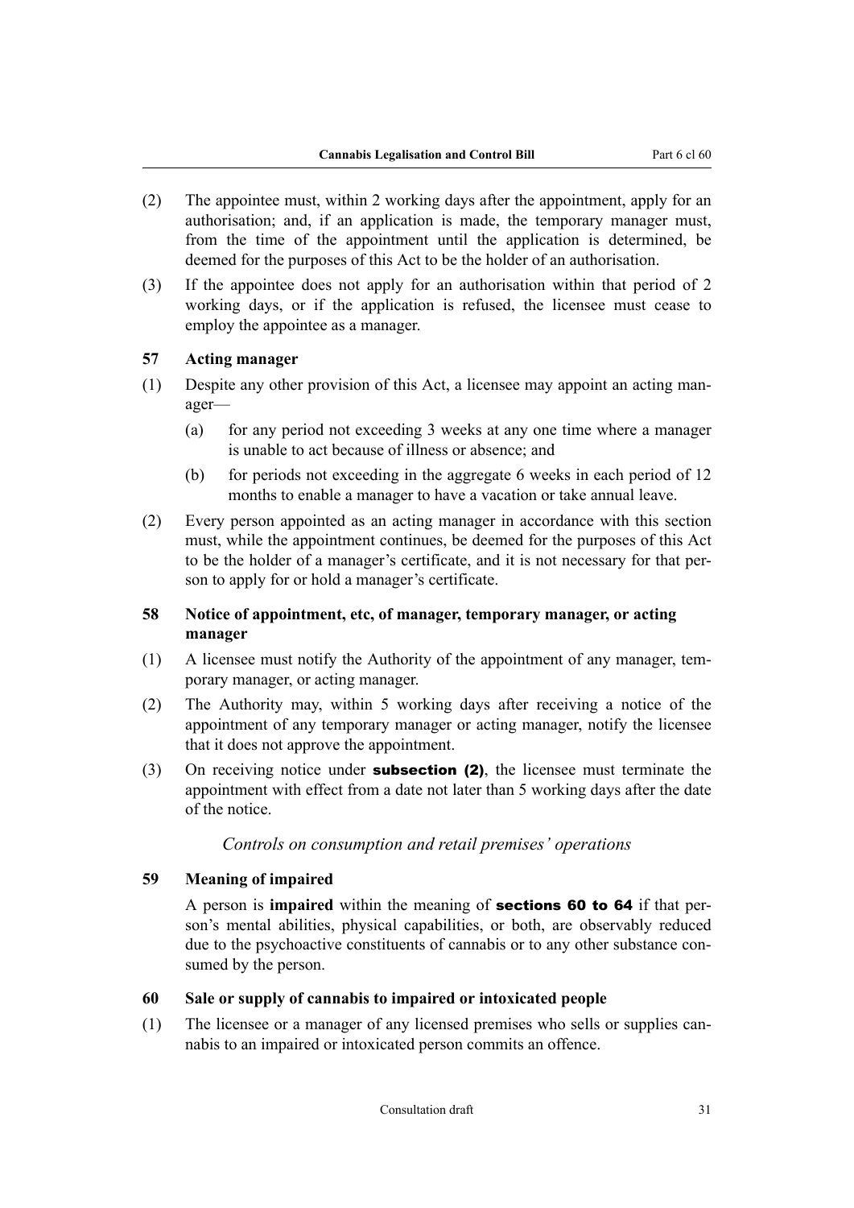(2) The appointee must, within 2 working days after the appointment, apply for an authorisation; and, if an application is made, the temporary manager must, from the time of the appointment until the application is determined, be deemed for the purposes of this Act to be the holder of an authorisation.

(3) If the appointee does not apply for an authorisation within that period of 2 working days, or if the application is refused, the licensee must cease to employ the appointee as a manager.

### 57 Acting manager

(1) Despite any other provision of this Act, a licensee may appoint an acting manager—

(a) for any period not exceeding 3 weeks at any one time where a manager is unable to act because of illness or absence; and

(b) for periods not exceeding in the aggregate 6 weeks in each period of 12 months to enable a manager to have a vacation or take annual leave.

(2) Every person appointed as an acting manager in accordance with this section must, while the appointment continues, be deemed for the purposes of this Act to be the holder of a manager's certificate, and it is not necessary for that person to apply for or hold a manager's certificate.

### 58 Notice of appointment, etc, of manager, temporary manager, or acting manager

(1) A licensee must notify the Authority of the appointment of any manager, temporary manager, or acting manager.

(2) The Authority may, within 5 working days after receiving a notice of the appointment of any temporary manager or acting manager, notify the licensee that it does not approve the appointment.

(3) On receiving notice under **subsection (2)**, the licensee must terminate the appointment with effect from a date not later than 5 working days after the date of the notice.

*Controls on consumption and retail premises' operations*

### 59 Meaning of impaired

A person is **impaired** within the meaning of **sections 60 to 64** if that person's mental abilities, physical capabilities, or both, are observably reduced due to the psychoactive constituents of cannabis or to any other substance consumed by the person.

### 60 Sale or supply of cannabis to impaired or intoxicated people

(1) The licensee or a manager of any licensed premises who sells or supplies cannabis to an impaired or intoxicated person commits an offence.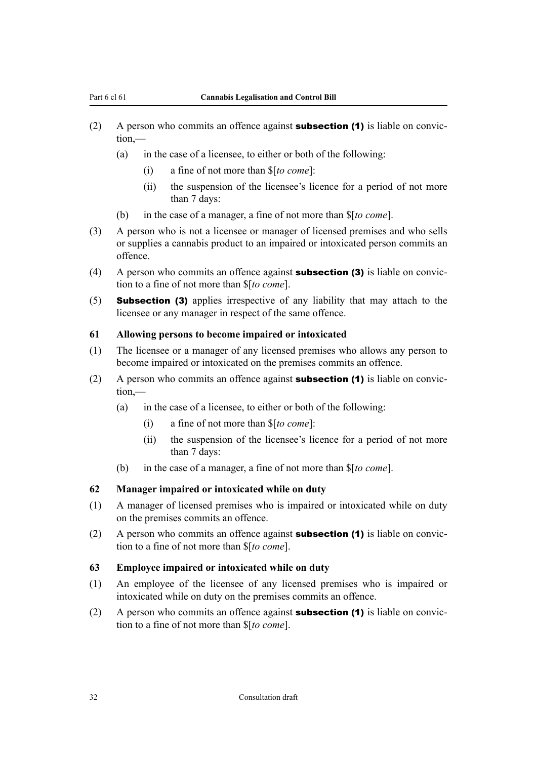(2) A person who commits an offence against **subsection (1)** is liable on conviction,—

(a) in the case of a licensee, to either or both of the following:

(i) a fine of not more than $[*to come*]:

(ii) the suspension of the licensee's licence for a period of not more than 7 days:

(b) in the case of a manager, a fine of not more than $[*to come*].

(3) A person who is not a licensee or manager of licensed premises and who sells or supplies a cannabis product to an impaired or intoxicated person commits an offence.

(4) A person who commits an offence against **subsection (3)** is liable on conviction to a fine of not more than $[*to come*].

(5) **Subsection (3)** applies irrespective of any liability that may attach to the licensee or any manager in respect of the same offence.

### 61 Allowing persons to become impaired or intoxicated

(1) The licensee or a manager of any licensed premises who allows any person to become impaired or intoxicated on the premises commits an offence.

(2) A person who commits an offence against **subsection (1)** is liable on conviction,—

(a) in the case of a licensee, to either or both of the following:

(i) a fine of not more than $[*to come*]:

(ii) the suspension of the licensee's licence for a period of not more than 7 days:

(b) in the case of a manager, a fine of not more than $[*to come*].

### 62 Manager impaired or intoxicated while on duty

(1) A manager of licensed premises who is impaired or intoxicated while on duty on the premises commits an offence.

(2) A person who commits an offence against **subsection (1)** is liable on conviction to a fine of not more than $[*to come*].

### 63 Employee impaired or intoxicated while on duty

(1) An employee of the licensee of any licensed premises who is impaired or intoxicated while on duty on the premises commits an offence.

(2) A person who commits an offence against **subsection (1)** is liable on conviction to a fine of not more than $[*to come*].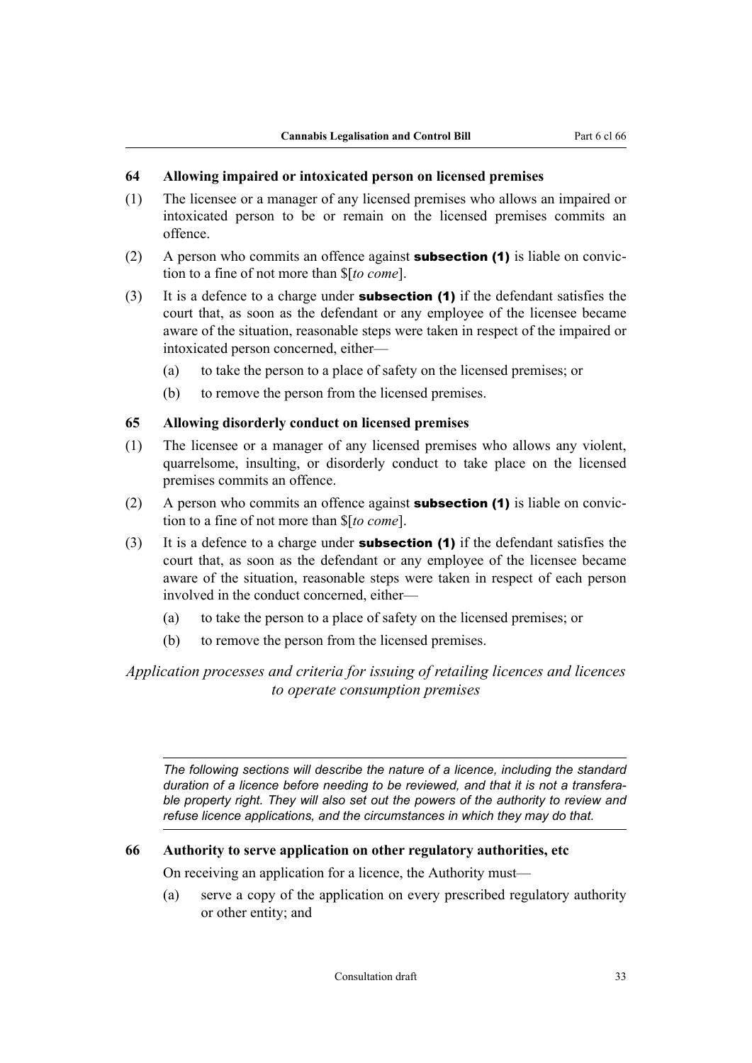### 64 Allowing impaired or intoxicated person on licensed premises

(1) The licensee or a manager of any licensed premises who allows an impaired or intoxicated person to be or remain on the licensed premises commits an offence.

(2) A person who commits an offence against **subsection (1)** is liable on conviction to a fine of not more than $[*to come*].

(3) It is a defence to a charge under **subsection (1)** if the defendant satisfies the court that, as soon as the defendant or any employee of the licensee became aware of the situation, reasonable steps were taken in respect of the impaired or intoxicated person concerned, either—

(a) to take the person to a place of safety on the licensed premises; or

(b) to remove the person from the licensed premises.

### 65 Allowing disorderly conduct on licensed premises

(1) The licensee or a manager of any licensed premises who allows any violent, quarrelsome, insulting, or disorderly conduct to take place on the licensed premises commits an offence.

(2) A person who commits an offence against **subsection (1)** is liable on conviction to a fine of not more than $[*to come*].

(3) It is a defence to a charge under **subsection (1)** if the defendant satisfies the court that, as soon as the defendant or any employee of the licensee became aware of the situation, reasonable steps were taken in respect of each person involved in the conduct concerned, either—

(a) to take the person to a place of safety on the licensed premises; or

(b) to remove the person from the licensed premises.

## *Application processes and criteria for issuing of retailing licences and licences to operate consumption premises*

---

*The following sections will describe the nature of a licence, including the standard duration of a licence before needing to be reviewed, and that it is not a transferable property right. They will also set out the powers of the authority to review and refuse licence applications, and the circumstances in which they may do that.*

---

### 66 Authority to serve application on other regulatory authorities, etc

On receiving an application for a licence, the Authority must—

(a) serve a copy of the application on every prescribed regulatory authority or other entity; and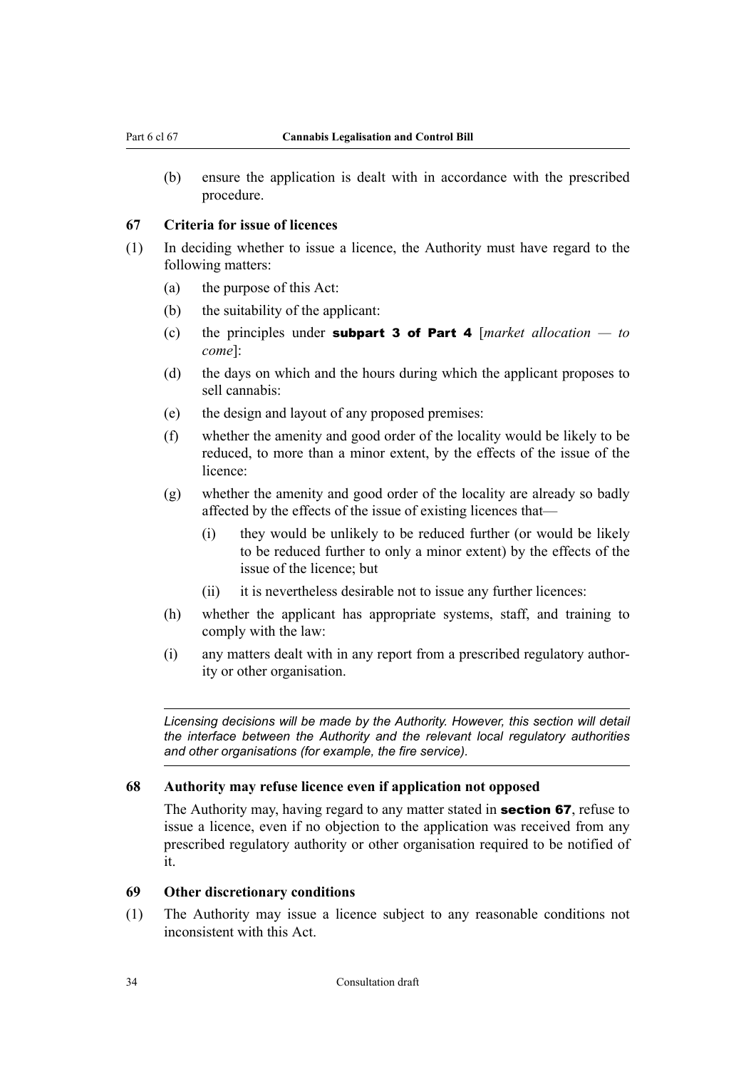(b) ensure the application is dealt with in accordance with the prescribed procedure.

### 67 Criteria for issue of licences

(1) In deciding whether to issue a licence, the Authority must have regard to the following matters:

(a) the purpose of this Act:

(b) the suitability of the applicant:

(c) the principles under **subpart 3 of Part 4** [*market allocation — to come*]:

(d) the days on which and the hours during which the applicant proposes to sell cannabis:

(e) the design and layout of any proposed premises:

(f) whether the amenity and good order of the locality would be likely to be reduced, to more than a minor extent, by the effects of the issue of the licence:

(g) whether the amenity and good order of the locality are already so badly affected by the effects of the issue of existing licences that—

(i) they would be unlikely to be reduced further (or would be likely to be reduced further to only a minor extent) by the effects of the issue of the licence; but

(ii) it is nevertheless desirable not to issue any further licences:

(h) whether the applicant has appropriate systems, staff, and training to comply with the law:

(i) any matters dealt with in any report from a prescribed regulatory authority or other organisation.

---

*Licensing decisions will be made by the Authority. However, this section will detail the interface between the Authority and the relevant local regulatory authorities and other organisations (for example, the fire service).*

---

### 68 Authority may refuse licence even if application not opposed

The Authority may, having regard to any matter stated in **section 67**, refuse to issue a licence, even if no objection to the application was received from any prescribed regulatory authority or other organisation required to be notified of it.

### 69 Other discretionary conditions

(1) The Authority may issue a licence subject to any reasonable conditions not inconsistent with this Act.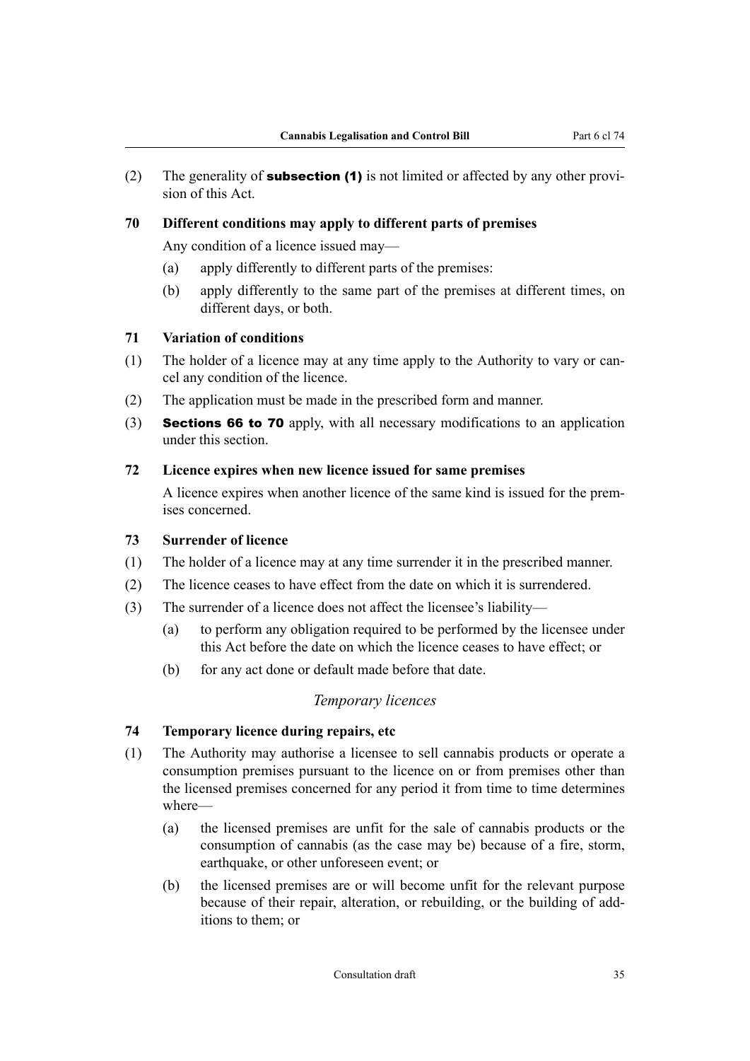(2) The generality of **subsection (1)** is not limited or affected by any other provision of this Act.

### 70 Different conditions may apply to different parts of premises

Any condition of a licence issued may—

(a) apply differently to different parts of the premises:

(b) apply differently to the same part of the premises at different times, on different days, or both.

### 71 Variation of conditions

(1) The holder of a licence may at any time apply to the Authority to vary or cancel any condition of the licence.

(2) The application must be made in the prescribed form and manner.

(3) **Sections 66 to 70** apply, with all necessary modifications to an application under this section.

### 72 Licence expires when new licence issued for same premises

A licence expires when another licence of the same kind is issued for the premises concerned.

### 73 Surrender of licence

(1) The holder of a licence may at any time surrender it in the prescribed manner.

(2) The licence ceases to have effect from the date on which it is surrendered.

(3) The surrender of a licence does not affect the licensee's liability—

(a) to perform any obligation required to be performed by the licensee under this Act before the date on which the licence ceases to have effect; or

(b) for any act done or default made before that date.

*Temporary licences*

### 74 Temporary licence during repairs, etc

(1) The Authority may authorise a licensee to sell cannabis products or operate a consumption premises pursuant to the licence on or from premises other than the licensed premises concerned for any period it from time to time determines where—

(a) the licensed premises are unfit for the sale of cannabis products or the consumption of cannabis (as the case may be) because of a fire, storm, earthquake, or other unforeseen event; or

(b) the licensed premises are or will become unfit for the relevant purpose because of their repair, alteration, or rebuilding, or the building of additions to them; or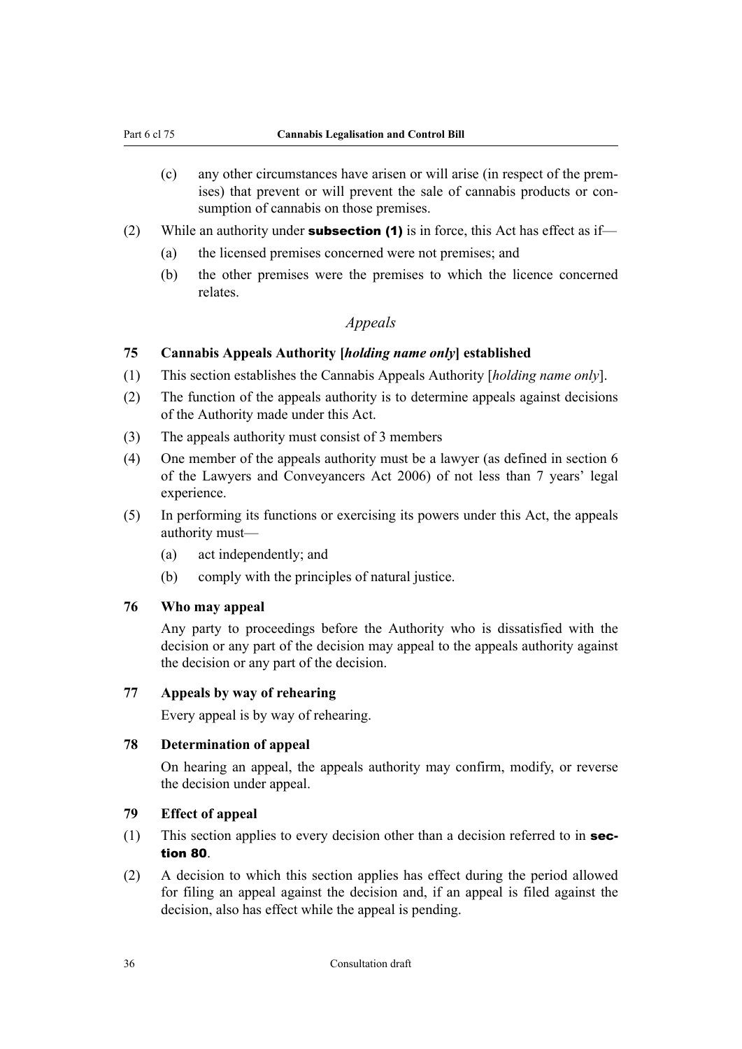(c) any other circumstances have arisen or will arise (in respect of the premises) that prevent or will prevent the sale of cannabis products or consumption of cannabis on those premises.

(2) While an authority under **subsection (1)** is in force, this Act has effect as if—

(a) the licensed premises concerned were not premises; and

(b) the other premises were the premises to which the licence concerned relates.

*Appeals*

### 75 Cannabis Appeals Authority [*holding name only*] established

(1) This section establishes the Cannabis Appeals Authority [*holding name only*].

(2) The function of the appeals authority is to determine appeals against decisions of the Authority made under this Act.

(3) The appeals authority must consist of 3 members

(4) One member of the appeals authority must be a lawyer (as defined in section 6 of the Lawyers and Conveyancers Act 2006) of not less than 7 years' legal experience.

(5) In performing its functions or exercising its powers under this Act, the appeals authority must—

(a) act independently; and

(b) comply with the principles of natural justice.

### 76 Who may appeal

Any party to proceedings before the Authority who is dissatisfied with the decision or any part of the decision may appeal to the appeals authority against the decision or any part of the decision.

### 77 Appeals by way of rehearing

Every appeal is by way of rehearing.

### 78 Determination of appeal

On hearing an appeal, the appeals authority may confirm, modify, or reverse the decision under appeal.

### 79 Effect of appeal

(1) This section applies to every decision other than a decision referred to in **section 80**.

(2) A decision to which this section applies has effect during the period allowed for filing an appeal against the decision and, if an appeal is filed against the decision, also has effect while the appeal is pending.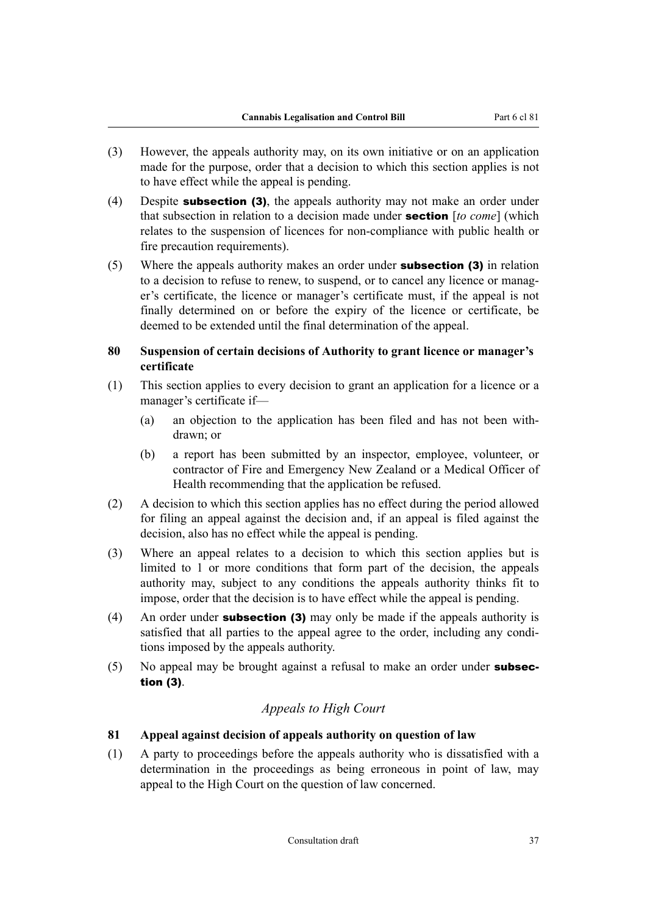(3) However, the appeals authority may, on its own initiative or on an application made for the purpose, order that a decision to which this section applies is not to have effect while the appeal is pending.

(4) Despite **subsection (3)**, the appeals authority may not make an order under that subsection in relation to a decision made under **section** [*to come*] (which relates to the suspension of licences for non-compliance with public health or fire precaution requirements).

(5) Where the appeals authority makes an order under **subsection (3)** in relation to a decision to refuse to renew, to suspend, or to cancel any licence or manager's certificate, the licence or manager's certificate must, if the appeal is not finally determined on or before the expiry of the licence or certificate, be deemed to be extended until the final determination of the appeal.

### 80 Suspension of certain decisions of Authority to grant licence or manager's certificate

(1) This section applies to every decision to grant an application for a licence or a manager's certificate if—

- (a) an objection to the application has been filed and has not been withdrawn; or
- (b) a report has been submitted by an inspector, employee, volunteer, or contractor of Fire and Emergency New Zealand or a Medical Officer of Health recommending that the application be refused.

(2) A decision to which this section applies has no effect during the period allowed for filing an appeal against the decision and, if an appeal is filed against the decision, also has no effect while the appeal is pending.

(3) Where an appeal relates to a decision to which this section applies but is limited to 1 or more conditions that form part of the decision, the appeals authority may, subject to any conditions the appeals authority thinks fit to impose, order that the decision is to have effect while the appeal is pending.

(4) An order under **subsection (3)** may only be made if the appeals authority is satisfied that all parties to the appeal agree to the order, including any conditions imposed by the appeals authority.

(5) No appeal may be brought against a refusal to make an order under **subsection (3)**.

## *Appeals to High Court*

### 81 Appeal against decision of appeals authority on question of law

(1) A party to proceedings before the appeals authority who is dissatisfied with a determination in the proceedings as being erroneous in point of law, may appeal to the High Court on the question of law concerned.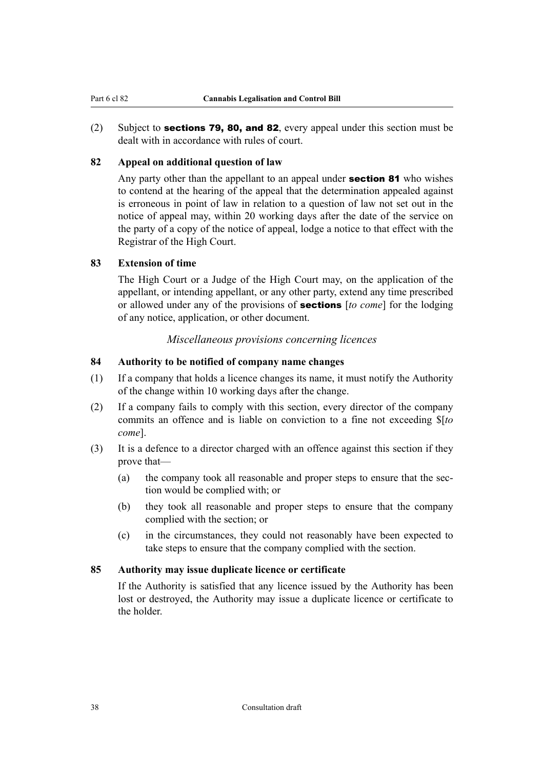(2) Subject to **sections 79, 80, and 82**, every appeal under this section must be dealt with in accordance with rules of court.

### 82 Appeal on additional question of law

Any party other than the appellant to an appeal under **section 81** who wishes to contend at the hearing of the appeal that the determination appealed against is erroneous in point of law in relation to a question of law not set out in the notice of appeal may, within 20 working days after the date of the service on the party of a copy of the notice of appeal, lodge a notice to that effect with the Registrar of the High Court.

### 83 Extension of time

The High Court or a Judge of the High Court may, on the application of the appellant, or intending appellant, or any other party, extend any time prescribed or allowed under any of the provisions of **sections** [*to come*] for the lodging of any notice, application, or other document.

*Miscellaneous provisions concerning licences*

### 84 Authority to be notified of company name changes

(1) If a company that holds a licence changes its name, it must notify the Authority of the change within 10 working days after the change.

(2) If a company fails to comply with this section, every director of the company commits an offence and is liable on conviction to a fine not exceeding $[*to come*].

(3) It is a defence to a director charged with an offence against this section if they prove that—

(a) the company took all reasonable and proper steps to ensure that the section would be complied with; or

(b) they took all reasonable and proper steps to ensure that the company complied with the section; or

(c) in the circumstances, they could not reasonably have been expected to take steps to ensure that the company complied with the section.

### 85 Authority may issue duplicate licence or certificate

If the Authority is satisfied that any licence issued by the Authority has been lost or destroyed, the Authority may issue a duplicate licence or certificate to the holder.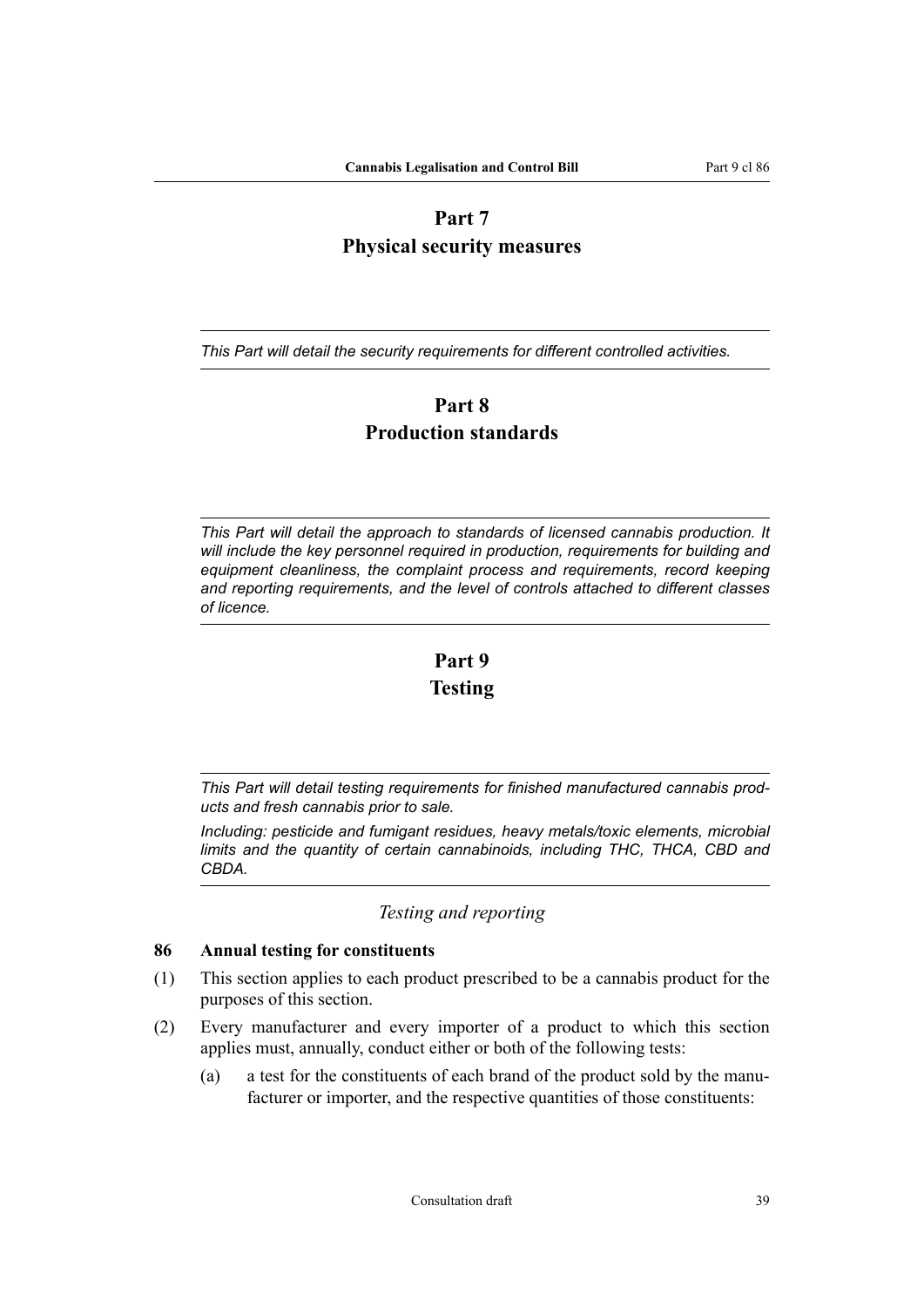# Part 7
# Physical security measures

*This Part will detail the security requirements for different controlled activities.*

# Part 8
# Production standards

*This Part will detail the approach to standards of licensed cannabis production. It will include the key personnel required in production, requirements for building and equipment cleanliness, the complaint process and requirements, record keeping and reporting requirements, and the level of controls attached to different classes of licence.*

# Part 9
# Testing

*This Part will detail testing requirements for finished manufactured cannabis products and fresh cannabis prior to sale.*

*Including: pesticide and fumigant residues, heavy metals/toxic elements, microbial limits and the quantity of certain cannabinoids, including THC, THCA, CBD and CBDA.*

## *Testing and reporting*

### 86 Annual testing for constituents

(1) This section applies to each product prescribed to be a cannabis product for the purposes of this section.

(2) Every manufacturer and every importer of a product to which this section applies must, annually, conduct either or both of the following tests:

(a) a test for the constituents of each brand of the product sold by the manufacturer or importer, and the respective quantities of those constituents: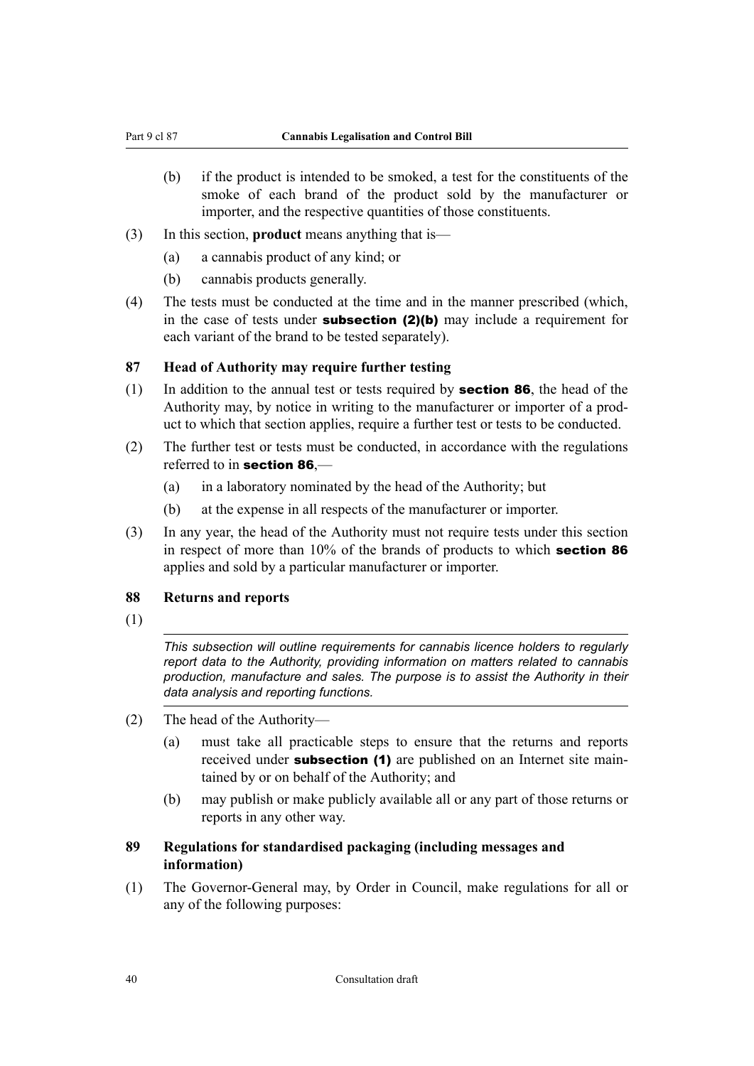(b) if the product is intended to be smoked, a test for the constituents of the smoke of each brand of the product sold by the manufacturer or importer, and the respective quantities of those constituents.

(3) In this section, **product** means anything that is—

(a) a cannabis product of any kind; or

(b) cannabis products generally.

(4) The tests must be conducted at the time and in the manner prescribed (which, in the case of tests under **subsection (2)(b)** may include a requirement for each variant of the brand to be tested separately).

### 87 Head of Authority may require further testing

(1) In addition to the annual test or tests required by **section 86**, the head of the Authority may, by notice in writing to the manufacturer or importer of a product to which that section applies, require a further test or tests to be conducted.

(2) The further test or tests must be conducted, in accordance with the regulations referred to in **section 86**,—

(a) in a laboratory nominated by the head of the Authority; but

(b) at the expense in all respects of the manufacturer or importer.

(3) In any year, the head of the Authority must not require tests under this section in respect of more than 10% of the brands of products to which **section 86** applies and sold by a particular manufacturer or importer.

### 88 Returns and reports

(1)

---

*This subsection will outline requirements for cannabis licence holders to regularly report data to the Authority, providing information on matters related to cannabis production, manufacture and sales. The purpose is to assist the Authority in their data analysis and reporting functions.*

---

(2) The head of the Authority—

(a) must take all practicable steps to ensure that the returns and reports received under **subsection (1)** are published on an Internet site maintained by or on behalf of the Authority; and

(b) may publish or make publicly available all or any part of those returns or reports in any other way.

### 89 Regulations for standardised packaging (including messages and information)

(1) The Governor-General may, by Order in Council, make regulations for all or any of the following purposes: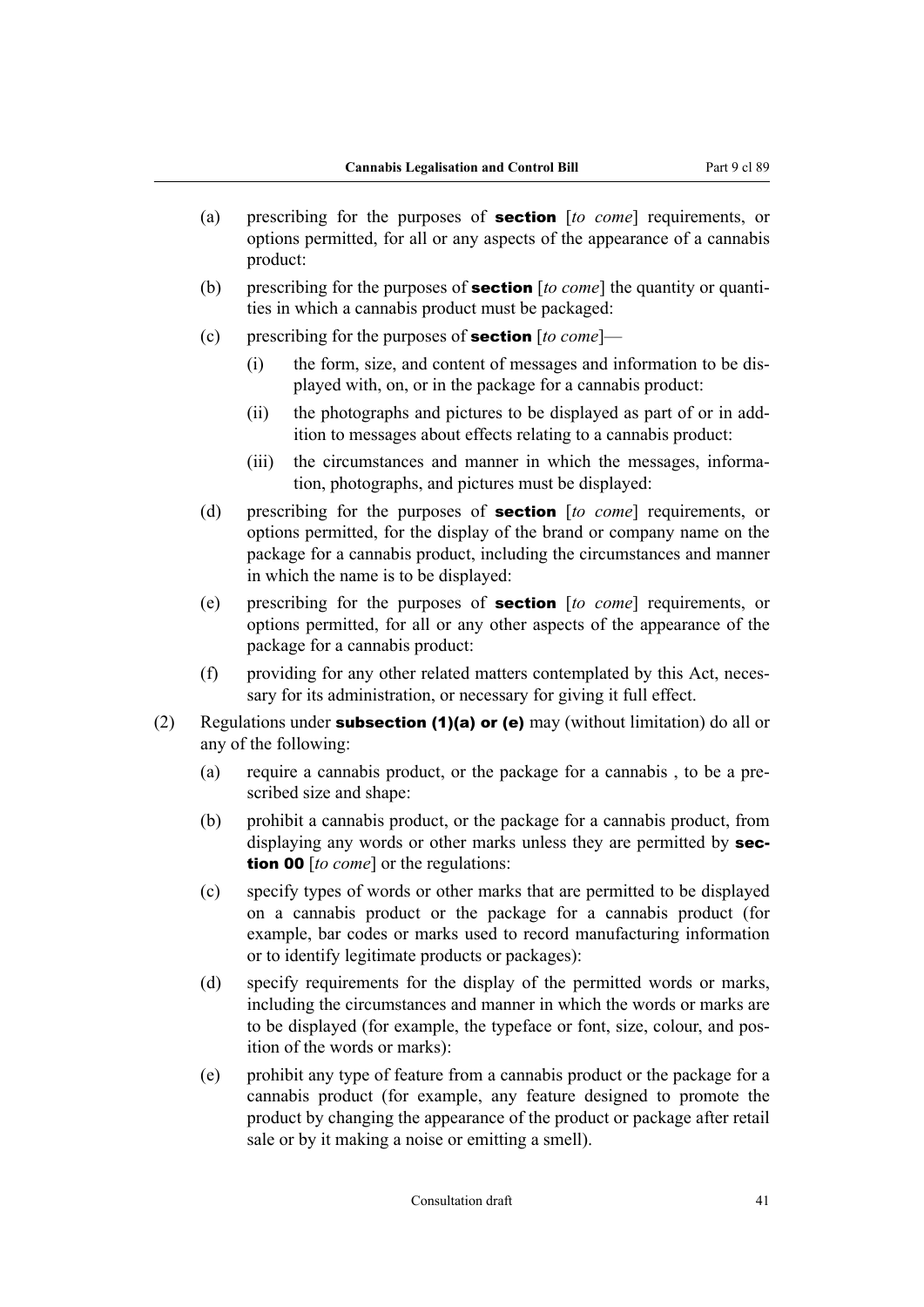(a) prescribing for the purposes of **section** [*to come*] requirements, or options permitted, for all or any aspects of the appearance of a cannabis product:

(b) prescribing for the purposes of **section** [*to come*] the quantity or quantities in which a cannabis product must be packaged:

(c) prescribing for the purposes of **section** [*to come*]—

  (i) the form, size, and content of messages and information to be displayed with, on, or in the package for a cannabis product:

  (ii) the photographs and pictures to be displayed as part of or in addition to messages about effects relating to a cannabis product:

  (iii) the circumstances and manner in which the messages, information, photographs, and pictures must be displayed:

(d) prescribing for the purposes of **section** [*to come*] requirements, or options permitted, for the display of the brand or company name on the package for a cannabis product, including the circumstances and manner in which the name is to be displayed:

(e) prescribing for the purposes of **section** [*to come*] requirements, or options permitted, for all or any other aspects of the appearance of the package for a cannabis product:

(f) providing for any other related matters contemplated by this Act, necessary for its administration, or necessary for giving it full effect.

(2) Regulations under **subsection (1)(a) or (e)** may (without limitation) do all or any of the following:

(a) require a cannabis product, or the package for a cannabis , to be a prescribed size and shape:

(b) prohibit a cannabis product, or the package for a cannabis product, from displaying any words or other marks unless they are permitted by **section 00** [*to come*] or the regulations:

(c) specify types of words or other marks that are permitted to be displayed on a cannabis product or the package for a cannabis product (for example, bar codes or marks used to record manufacturing information or to identify legitimate products or packages):

(d) specify requirements for the display of the permitted words or marks, including the circumstances and manner in which the words or marks are to be displayed (for example, the typeface or font, size, colour, and position of the words or marks):

(e) prohibit any type of feature from a cannabis product or the package for a cannabis product (for example, any feature designed to promote the product by changing the appearance of the product or package after retail sale or by it making a noise or emitting a smell).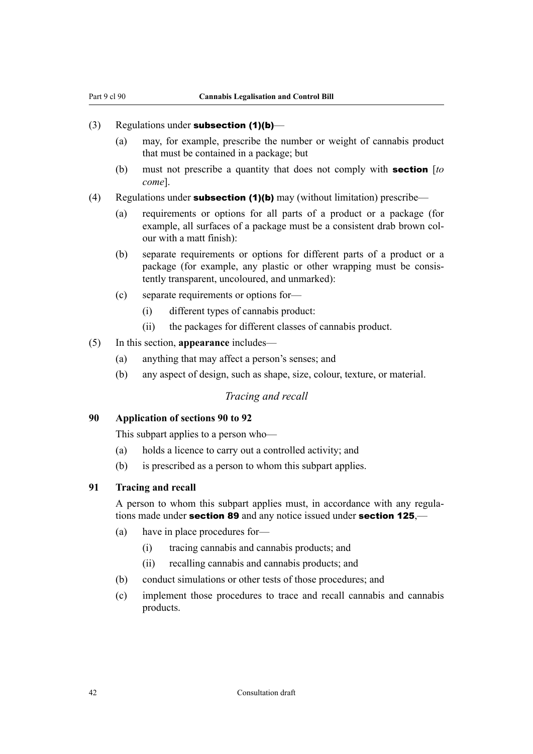(3) Regulations under **subsection (1)(b)**—

(a) may, for example, prescribe the number or weight of cannabis product that must be contained in a package; but

(b) must not prescribe a quantity that does not comply with **section** [*to come*].

(4) Regulations under **subsection (1)(b)** may (without limitation) prescribe—

(a) requirements or options for all parts of a product or a package (for example, all surfaces of a package must be a consistent drab brown colour with a matt finish):

(b) separate requirements or options for different parts of a product or a package (for example, any plastic or other wrapping must be consistently transparent, uncoloured, and unmarked):

(c) separate requirements or options for—

(i) different types of cannabis product:

(ii) the packages for different classes of cannabis product.

(5) In this section, **appearance** includes—

(a) anything that may affect a person's senses; and

(b) any aspect of design, such as shape, size, colour, texture, or material.

### *Tracing and recall*

**90 Application of sections 90 to 92**

This subpart applies to a person who—

(a) holds a licence to carry out a controlled activity; and

(b) is prescribed as a person to whom this subpart applies.

**91 Tracing and recall**

A person to whom this subpart applies must, in accordance with any regulations made under **section 89** and any notice issued under **section 125**,—

(a) have in place procedures for—

(i) tracing cannabis and cannabis products; and

(ii) recalling cannabis and cannabis products; and

(b) conduct simulations or other tests of those procedures; and

(c) implement those procedures to trace and recall cannabis and cannabis products.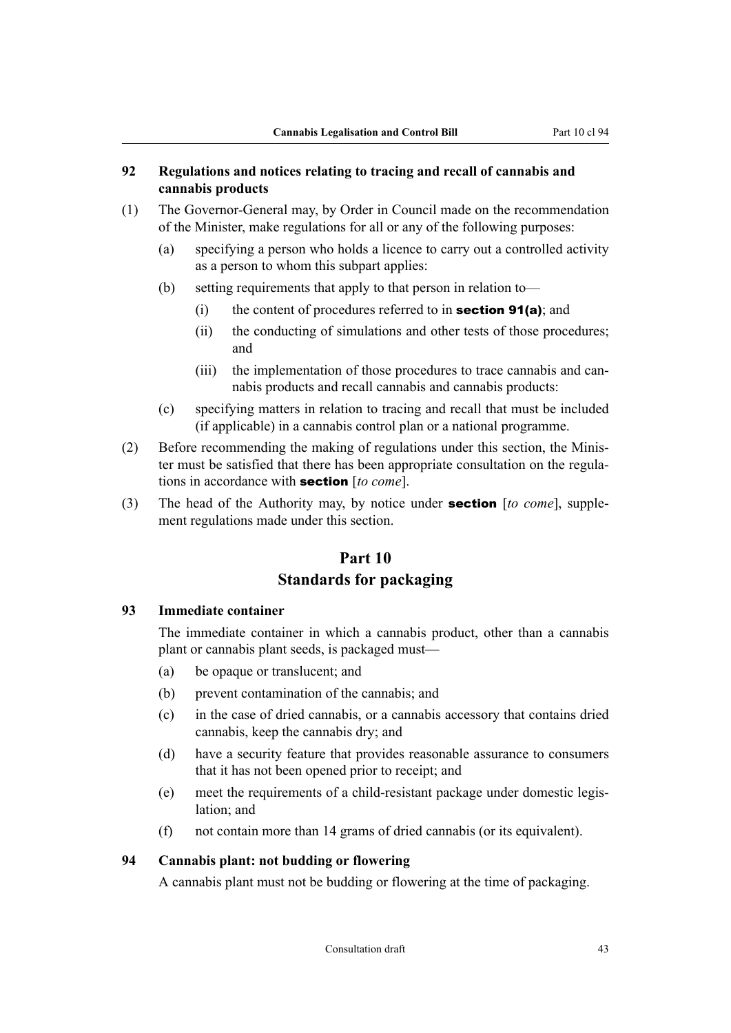### 92 Regulations and notices relating to tracing and recall of cannabis and cannabis products

(1) The Governor-General may, by Order in Council made on the recommendation of the Minister, make regulations for all or any of the following purposes:

- (a) specifying a person who holds a licence to carry out a controlled activity as a person to whom this subpart applies:
- (b) setting requirements that apply to that person in relation to—
  - (i) the content of procedures referred to in **section 91(a)**; and
  - (ii) the conducting of simulations and other tests of those procedures; and
  - (iii) the implementation of those procedures to trace cannabis and cannabis products and recall cannabis and cannabis products:
- (c) specifying matters in relation to tracing and recall that must be included (if applicable) in a cannabis control plan or a national programme.

(2) Before recommending the making of regulations under this section, the Minister must be satisfied that there has been appropriate consultation on the regulations in accordance with **section** [*to come*].

(3) The head of the Authority may, by notice under **section** [*to come*], supplement regulations made under this section.

## Part 10
## Standards for packaging

### 93 Immediate container

The immediate container in which a cannabis product, other than a cannabis plant or cannabis plant seeds, is packaged must—

- (a) be opaque or translucent; and
- (b) prevent contamination of the cannabis; and
- (c) in the case of dried cannabis, or a cannabis accessory that contains dried cannabis, keep the cannabis dry; and
- (d) have a security feature that provides reasonable assurance to consumers that it has not been opened prior to receipt; and
- (e) meet the requirements of a child-resistant package under domestic legislation; and
- (f) not contain more than 14 grams of dried cannabis (or its equivalent).

### 94 Cannabis plant: not budding or flowering

A cannabis plant must not be budding or flowering at the time of packaging.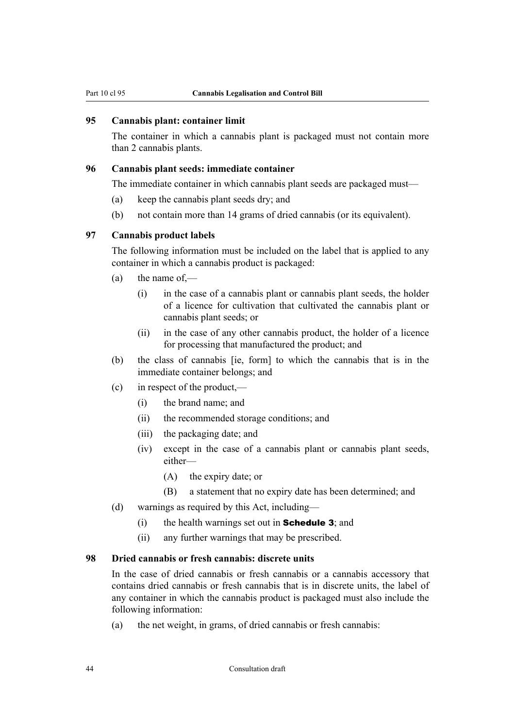### 95 Cannabis plant: container limit

The container in which a cannabis plant is packaged must not contain more than 2 cannabis plants.

### 96 Cannabis plant seeds: immediate container

The immediate container in which cannabis plant seeds are packaged must—

(a) keep the cannabis plant seeds dry; and

(b) not contain more than 14 grams of dried cannabis (or its equivalent).

### 97 Cannabis product labels

The following information must be included on the label that is applied to any container in which a cannabis product is packaged:

(a) the name of,—

  (i) in the case of a cannabis plant or cannabis plant seeds, the holder of a licence for cultivation that cultivated the cannabis plant or cannabis plant seeds; or

  (ii) in the case of any other cannabis product, the holder of a licence for processing that manufactured the product; and

(b) the class of cannabis [ie, form] to which the cannabis that is in the immediate container belongs; and

(c) in respect of the product,—

  (i) the brand name; and

  (ii) the recommended storage conditions; and

  (iii) the packaging date; and

  (iv) except in the case of a cannabis plant or cannabis plant seeds, either—

    (A) the expiry date; or

    (B) a statement that no expiry date has been determined; and

(d) warnings as required by this Act, including—

  (i) the health warnings set out in **Schedule 3**; and

  (ii) any further warnings that may be prescribed.

### 98 Dried cannabis or fresh cannabis: discrete units

In the case of dried cannabis or fresh cannabis or a cannabis accessory that contains dried cannabis or fresh cannabis that is in discrete units, the label of any container in which the cannabis product is packaged must also include the following information:

(a) the net weight, in grams, of dried cannabis or fresh cannabis: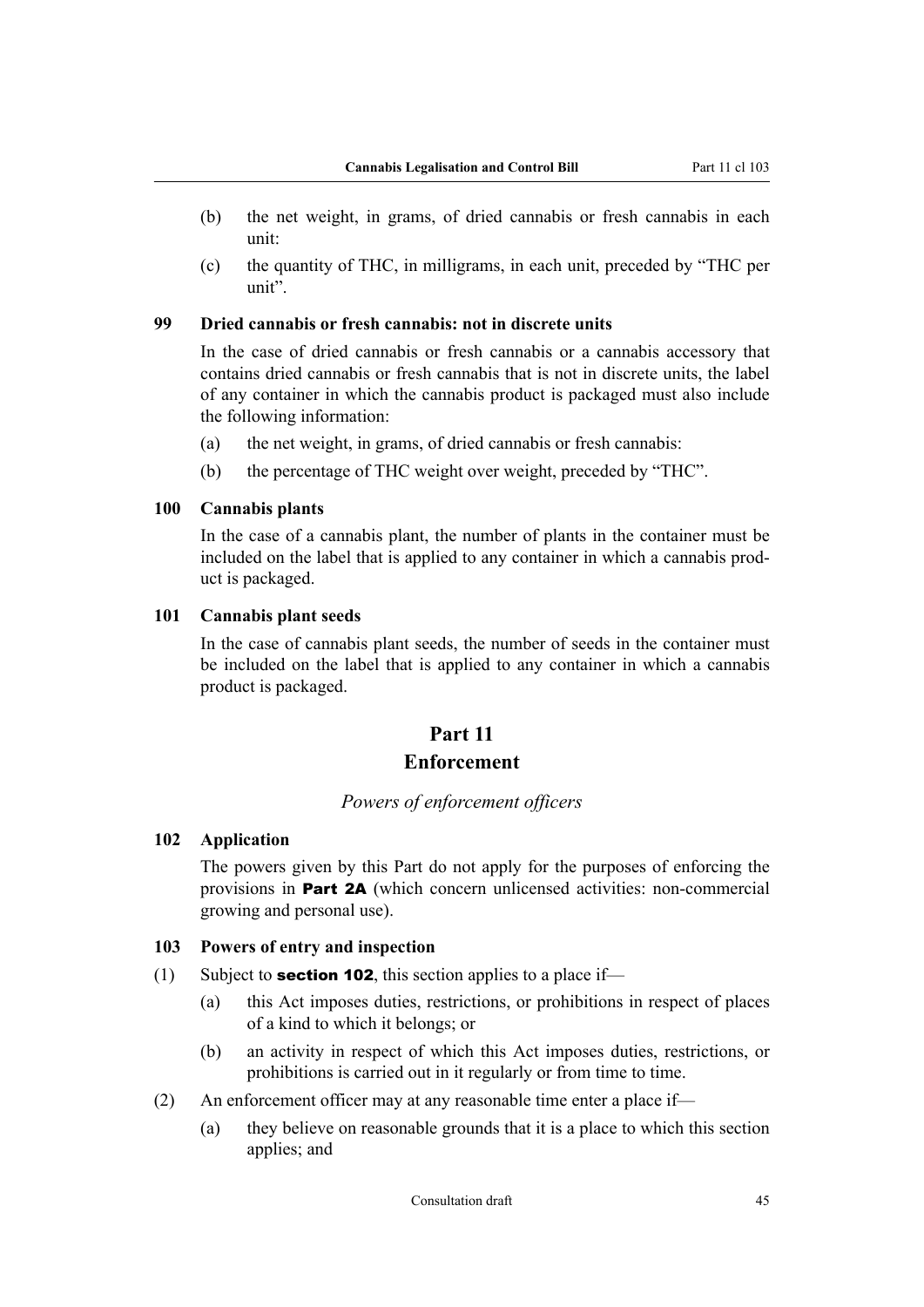(b) the net weight, in grams, of dried cannabis or fresh cannabis in each unit:

(c) the quantity of THC, in milligrams, in each unit, preceded by "THC per unit".

**99 Dried cannabis or fresh cannabis: not in discrete units**

In the case of dried cannabis or fresh cannabis or a cannabis accessory that contains dried cannabis or fresh cannabis that is not in discrete units, the label of any container in which the cannabis product is packaged must also include the following information:

(a) the net weight, in grams, of dried cannabis or fresh cannabis:

(b) the percentage of THC weight over weight, preceded by "THC".

**100 Cannabis plants**

In the case of a cannabis plant, the number of plants in the container must be included on the label that is applied to any container in which a cannabis product is packaged.

**101 Cannabis plant seeds**

In the case of cannabis plant seeds, the number of seeds in the container must be included on the label that is applied to any container in which a cannabis product is packaged.

## Part 11
## Enforcement

*Powers of enforcement officers*

**102 Application**

The powers given by this Part do not apply for the purposes of enforcing the provisions in **Part 2A** (which concern unlicensed activities: non-commercial growing and personal use).

**103 Powers of entry and inspection**

(1) Subject to **section 102**, this section applies to a place if—

(a) this Act imposes duties, restrictions, or prohibitions in respect of places of a kind to which it belongs; or

(b) an activity in respect of which this Act imposes duties, restrictions, or prohibitions is carried out in it regularly or from time to time.

(2) An enforcement officer may at any reasonable time enter a place if—

(a) they believe on reasonable grounds that it is a place to which this section applies; and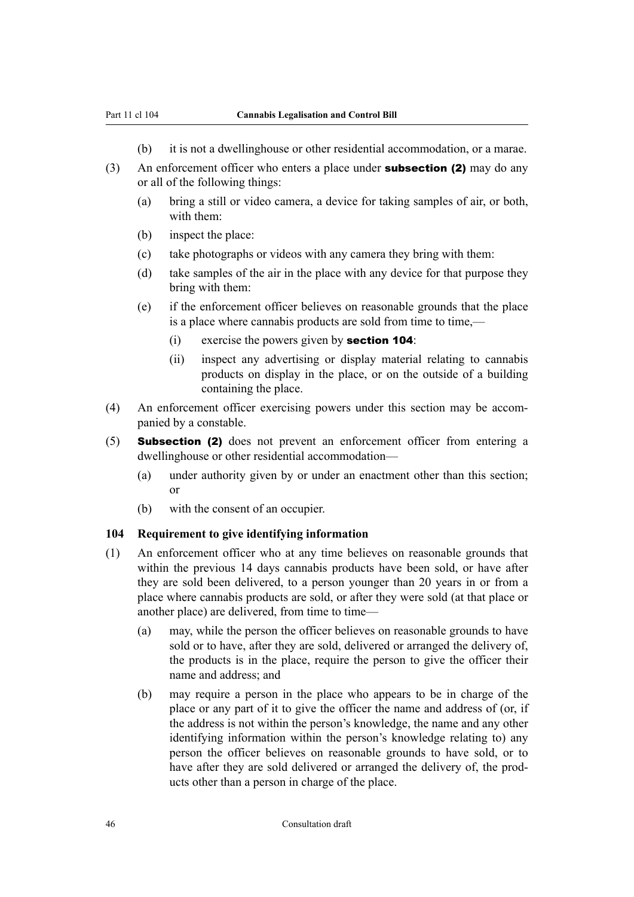(b) it is not a dwellinghouse or other residential accommodation, or a marae.

(3) An enforcement officer who enters a place under **subsection (2)** may do any or all of the following things:

(a) bring a still or video camera, a device for taking samples of air, or both, with them:

(b) inspect the place:

(c) take photographs or videos with any camera they bring with them:

(d) take samples of the air in the place with any device for that purpose they bring with them:

(e) if the enforcement officer believes on reasonable grounds that the place is a place where cannabis products are sold from time to time,—

(i) exercise the powers given by **section 104**:

(ii) inspect any advertising or display material relating to cannabis products on display in the place, or on the outside of a building containing the place.

(4) An enforcement officer exercising powers under this section may be accompanied by a constable.

(5) **Subsection (2)** does not prevent an enforcement officer from entering a dwellinghouse or other residential accommodation—

(a) under authority given by or under an enactment other than this section; or

(b) with the consent of an occupier.

### 104 Requirement to give identifying information

(1) An enforcement officer who at any time believes on reasonable grounds that within the previous 14 days cannabis products have been sold, or have after they are sold been delivered, to a person younger than 20 years in or from a place where cannabis products are sold, or after they were sold (at that place or another place) are delivered, from time to time—

(a) may, while the person the officer believes on reasonable grounds to have sold or to have, after they are sold, delivered or arranged the delivery of, the products is in the place, require the person to give the officer their name and address; and

(b) may require a person in the place who appears to be in charge of the place or any part of it to give the officer the name and address of (or, if the address is not within the person's knowledge, the name and any other identifying information within the person's knowledge relating to) any person the officer believes on reasonable grounds to have sold, or to have after they are sold delivered or arranged the delivery of, the products other than a person in charge of the place.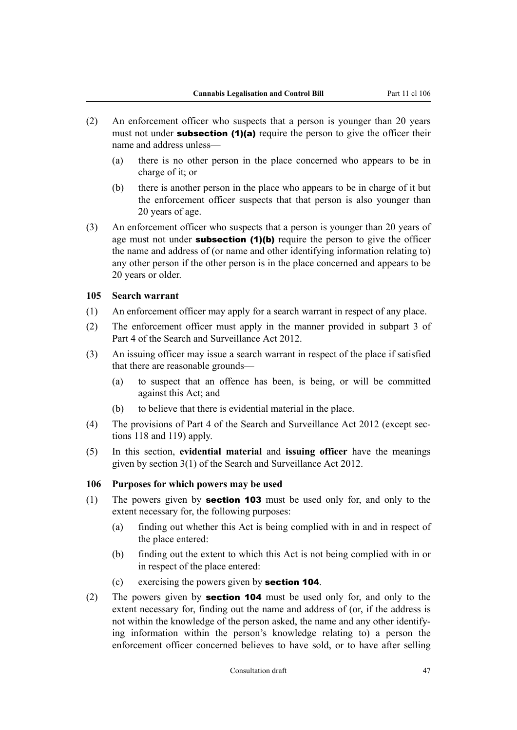(2) An enforcement officer who suspects that a person is younger than 20 years must not under **subsection (1)(a)** require the person to give the officer their name and address unless—

(a) there is no other person in the place concerned who appears to be in charge of it; or

(b) there is another person in the place who appears to be in charge of it but the enforcement officer suspects that that person is also younger than 20 years of age.

(3) An enforcement officer who suspects that a person is younger than 20 years of age must not under **subsection (1)(b)** require the person to give the officer the name and address of (or name and other identifying information relating to) any other person if the other person is in the place concerned and appears to be 20 years or older.

### 105 Search warrant

(1) An enforcement officer may apply for a search warrant in respect of any place.

(2) The enforcement officer must apply in the manner provided in subpart 3 of Part 4 of the Search and Surveillance Act 2012.

(3) An issuing officer may issue a search warrant in respect of the place if satisfied that there are reasonable grounds—

(a) to suspect that an offence has been, is being, or will be committed against this Act; and

(b) to believe that there is evidential material in the place.

(4) The provisions of Part 4 of the Search and Surveillance Act 2012 (except sections 118 and 119) apply.

(5) In this section, **evidential material** and **issuing officer** have the meanings given by section 3(1) of the Search and Surveillance Act 2012.

### 106 Purposes for which powers may be used

(1) The powers given by **section 103** must be used only for, and only to the extent necessary for, the following purposes:

(a) finding out whether this Act is being complied with in and in respect of the place entered:

(b) finding out the extent to which this Act is not being complied with in or in respect of the place entered:

(c) exercising the powers given by **section 104**.

(2) The powers given by **section 104** must be used only for, and only to the extent necessary for, finding out the name and address of (or, if the address is not within the knowledge of the person asked, the name and any other identifying information within the person's knowledge relating to) a person the enforcement officer concerned believes to have sold, or to have after selling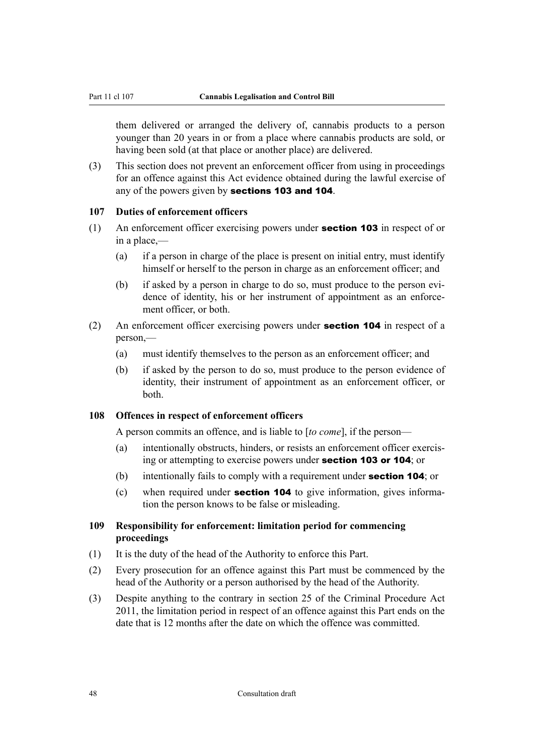them delivered or arranged the delivery of, cannabis products to a person younger than 20 years in or from a place where cannabis products are sold, or having been sold (at that place or another place) are delivered.

(3) This section does not prevent an enforcement officer from using in proceedings for an offence against this Act evidence obtained during the lawful exercise of any of the powers given by **sections 103 and 104**.

### 107 Duties of enforcement officers

(1) An enforcement officer exercising powers under **section 103** in respect of or in a place,—

  (a) if a person in charge of the place is present on initial entry, must identify himself or herself to the person in charge as an enforcement officer; and

  (b) if asked by a person in charge to do so, must produce to the person evidence of identity, his or her instrument of appointment as an enforcement officer, or both.

(2) An enforcement officer exercising powers under **section 104** in respect of a person,—

  (a) must identify themselves to the person as an enforcement officer; and

  (b) if asked by the person to do so, must produce to the person evidence of identity, their instrument of appointment as an enforcement officer, or both.

### 108 Offences in respect of enforcement officers

A person commits an offence, and is liable to [*to come*], if the person—

  (a) intentionally obstructs, hinders, or resists an enforcement officer exercising or attempting to exercise powers under **section 103 or 104**; or

  (b) intentionally fails to comply with a requirement under **section 104**; or

  (c) when required under **section 104** to give information, gives information the person knows to be false or misleading.

### 109 Responsibility for enforcement: limitation period for commencing proceedings

(1) It is the duty of the head of the Authority to enforce this Part.

(2) Every prosecution for an offence against this Part must be commenced by the head of the Authority or a person authorised by the head of the Authority.

(3) Despite anything to the contrary in section 25 of the Criminal Procedure Act 2011, the limitation period in respect of an offence against this Part ends on the date that is 12 months after the date on which the offence was committed.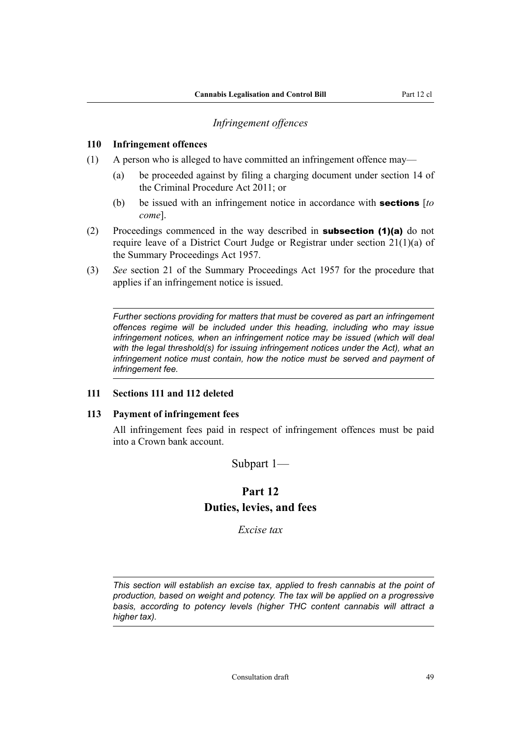*Infringement offences*

**110 Infringement offences**

(1) A person who is alleged to have committed an infringement offence may—

(a) be proceeded against by filing a charging document under section 14 of the Criminal Procedure Act 2011; or

(b) be issued with an infringement notice in accordance with **sections** [*to come*].

(2) Proceedings commenced in the way described in **subsection (1)(a)** do not require leave of a District Court Judge or Registrar under section 21(1)(a) of the Summary Proceedings Act 1957.

(3) *See* section 21 of the Summary Proceedings Act 1957 for the procedure that applies if an infringement notice is issued.

---

*Further sections providing for matters that must be covered as part an infringement offences regime will be included under this heading, including who may issue infringement notices, when an infringement notice may be issued (which will deal with the legal threshold(s) for issuing infringement notices under the Act), what an infringement notice must contain, how the notice must be served and payment of infringement fee.*

---

**111 Sections 111 and 112 deleted**

**113 Payment of infringement fees**

All infringement fees paid in respect of infringement offences must be paid into a Crown bank account.

Subpart 1—

## Part 12
## Duties, levies, and fees

*Excise tax*

---

*This section will establish an excise tax, applied to fresh cannabis at the point of production, based on weight and potency. The tax will be applied on a progressive basis, according to potency levels (higher THC content cannabis will attract a higher tax).*

---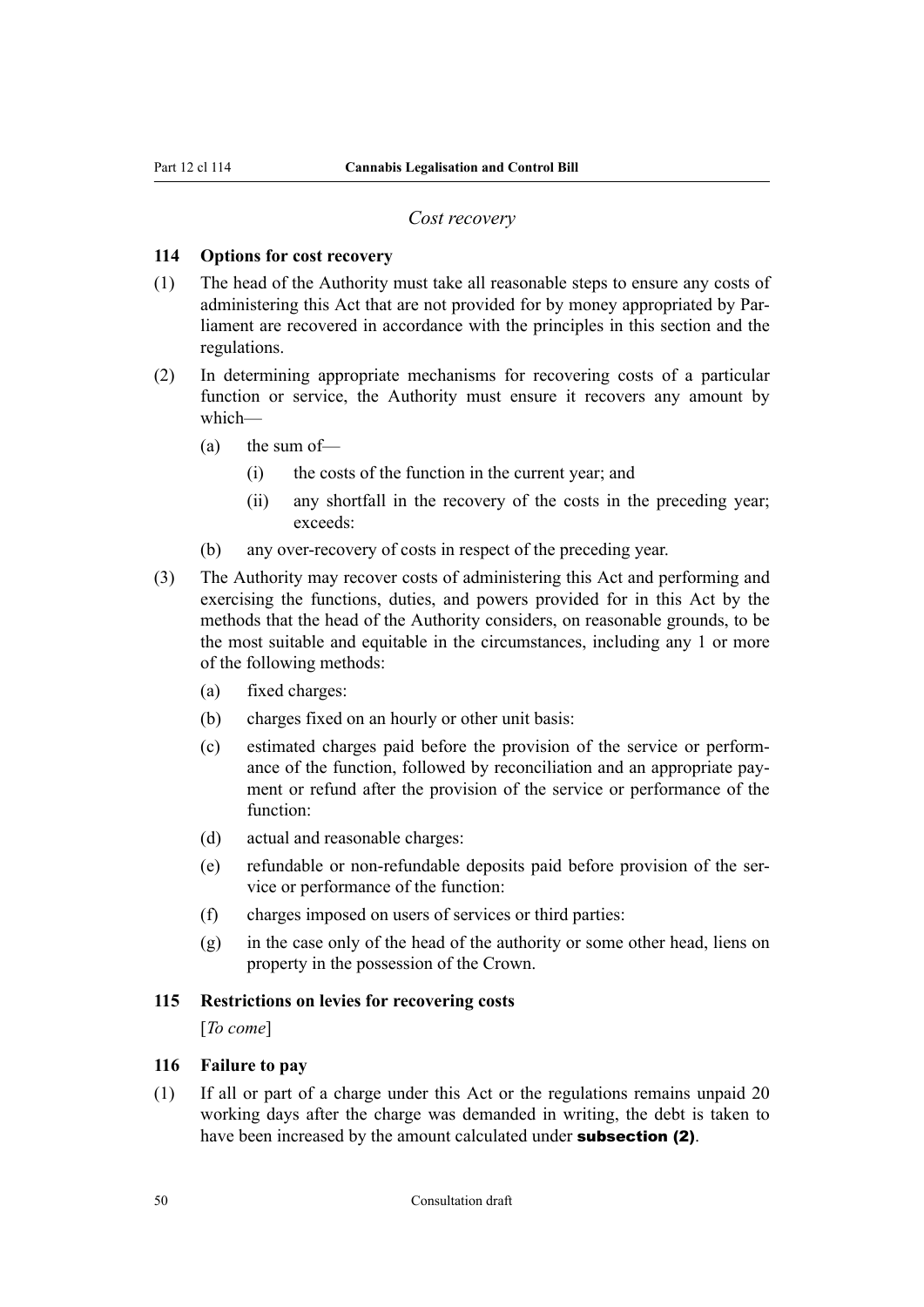*Cost recovery*

### 114 Options for cost recovery

(1) The head of the Authority must take all reasonable steps to ensure any costs of administering this Act that are not provided for by money appropriated by Parliament are recovered in accordance with the principles in this section and the regulations.

(2) In determining appropriate mechanisms for recovering costs of a particular function or service, the Authority must ensure it recovers any amount by which—

- (a) the sum of—
  - (i) the costs of the function in the current year; and
  - (ii) any shortfall in the recovery of the costs in the preceding year; exceeds:
- (b) any over-recovery of costs in respect of the preceding year.

(3) The Authority may recover costs of administering this Act and performing and exercising the functions, duties, and powers provided for in this Act by the methods that the head of the Authority considers, on reasonable grounds, to be the most suitable and equitable in the circumstances, including any 1 or more of the following methods:

- (a) fixed charges:
- (b) charges fixed on an hourly or other unit basis:
- (c) estimated charges paid before the provision of the service or performance of the function, followed by reconciliation and an appropriate payment or refund after the provision of the service or performance of the function:
- (d) actual and reasonable charges:
- (e) refundable or non-refundable deposits paid before provision of the service or performance of the function:
- (f) charges imposed on users of services or third parties:
- (g) in the case only of the head of the authority or some other head, liens on property in the possession of the Crown.

### 115 Restrictions on levies for recovering costs

[*To come*]

### 116 Failure to pay

(1) If all or part of a charge under this Act or the regulations remains unpaid 20 working days after the charge was demanded in writing, the debt is taken to have been increased by the amount calculated under **subsection (2)**.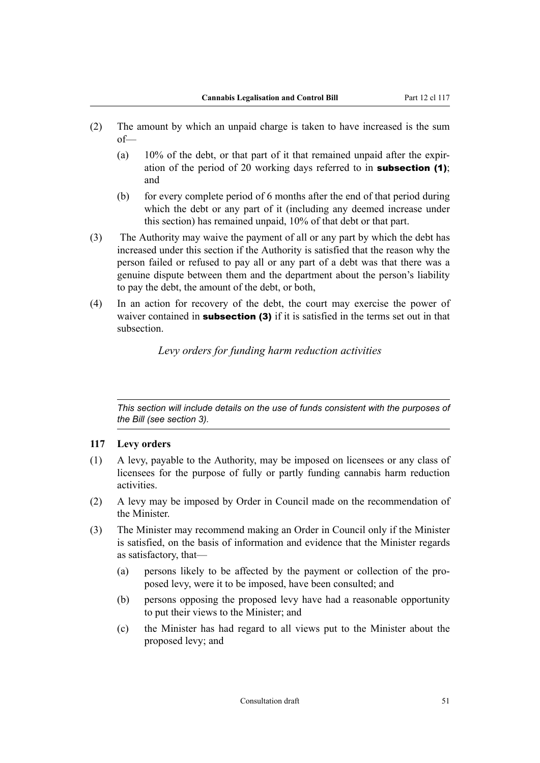(2) The amount by which an unpaid charge is taken to have increased is the sum of—

   (a) 10% of the debt, or that part of it that remained unpaid after the expiration of the period of 20 working days referred to in **subsection (1)**; and

   (b) for every complete period of 6 months after the end of that period during which the debt or any part of it (including any deemed increase under this section) has remained unpaid, 10% of that debt or that part.

(3) The Authority may waive the payment of all or any part by which the debt has increased under this section if the Authority is satisfied that the reason why the person failed or refused to pay all or any part of a debt was that there was a genuine dispute between them and the department about the person's liability to pay the debt, the amount of the debt, or both,

(4) In an action for recovery of the debt, the court may exercise the power of waiver contained in **subsection (3)** if it is satisfied in the terms set out in that subsection.

*Levy orders for funding harm reduction activities*

---

*This section will include details on the use of funds consistent with the purposes of the Bill (see section 3).*

---

**117 Levy orders**

(1) A levy, payable to the Authority, may be imposed on licensees or any class of licensees for the purpose of fully or partly funding cannabis harm reduction activities.

(2) A levy may be imposed by Order in Council made on the recommendation of the Minister.

(3) The Minister may recommend making an Order in Council only if the Minister is satisfied, on the basis of information and evidence that the Minister regards as satisfactory, that—

   (a) persons likely to be affected by the payment or collection of the proposed levy, were it to be imposed, have been consulted; and

   (b) persons opposing the proposed levy have had a reasonable opportunity to put their views to the Minister; and

   (c) the Minister has had regard to all views put to the Minister about the proposed levy; and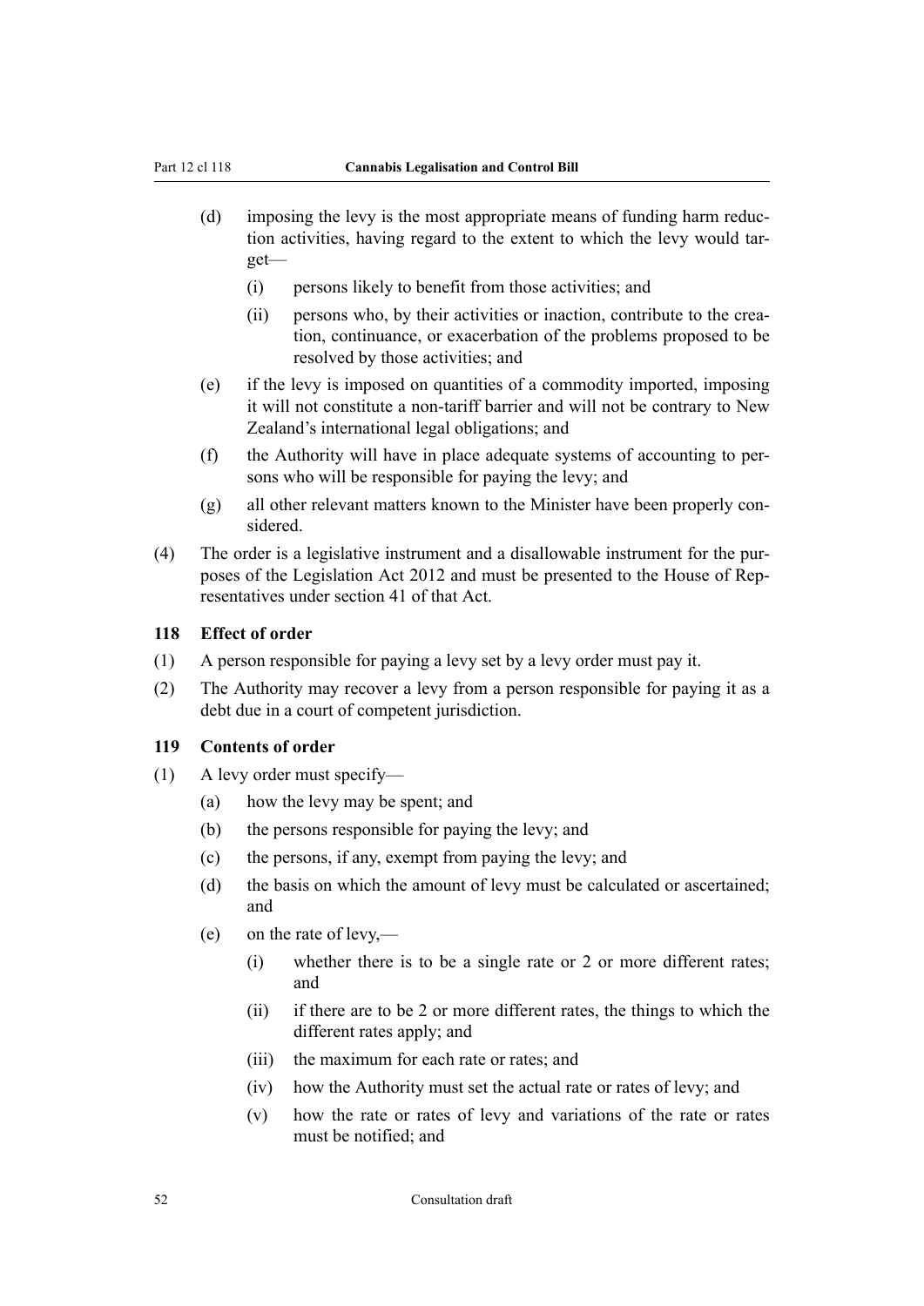(d) imposing the levy is the most appropriate means of funding harm reduction activities, having regard to the extent to which the levy would target—

  (i) persons likely to benefit from those activities; and

  (ii) persons who, by their activities or inaction, contribute to the creation, continuance, or exacerbation of the problems proposed to be resolved by those activities; and

(e) if the levy is imposed on quantities of a commodity imported, imposing it will not constitute a non-tariff barrier and will not be contrary to New Zealand's international legal obligations; and

(f) the Authority will have in place adequate systems of accounting to persons who will be responsible for paying the levy; and

(g) all other relevant matters known to the Minister have been properly considered.

(4) The order is a legislative instrument and a disallowable instrument for the purposes of the Legislation Act 2012 and must be presented to the House of Representatives under section 41 of that Act.

### 118 Effect of order

(1) A person responsible for paying a levy set by a levy order must pay it.

(2) The Authority may recover a levy from a person responsible for paying it as a debt due in a court of competent jurisdiction.

### 119 Contents of order

(1) A levy order must specify—

(a) how the levy may be spent; and

(b) the persons responsible for paying the levy; and

(c) the persons, if any, exempt from paying the levy; and

(d) the basis on which the amount of levy must be calculated or ascertained; and

(e) on the rate of levy,—

  (i) whether there is to be a single rate or 2 or more different rates; and

  (ii) if there are to be 2 or more different rates, the things to which the different rates apply; and

  (iii) the maximum for each rate or rates; and

  (iv) how the Authority must set the actual rate or rates of levy; and

  (v) how the rate or rates of levy and variations of the rate or rates must be notified; and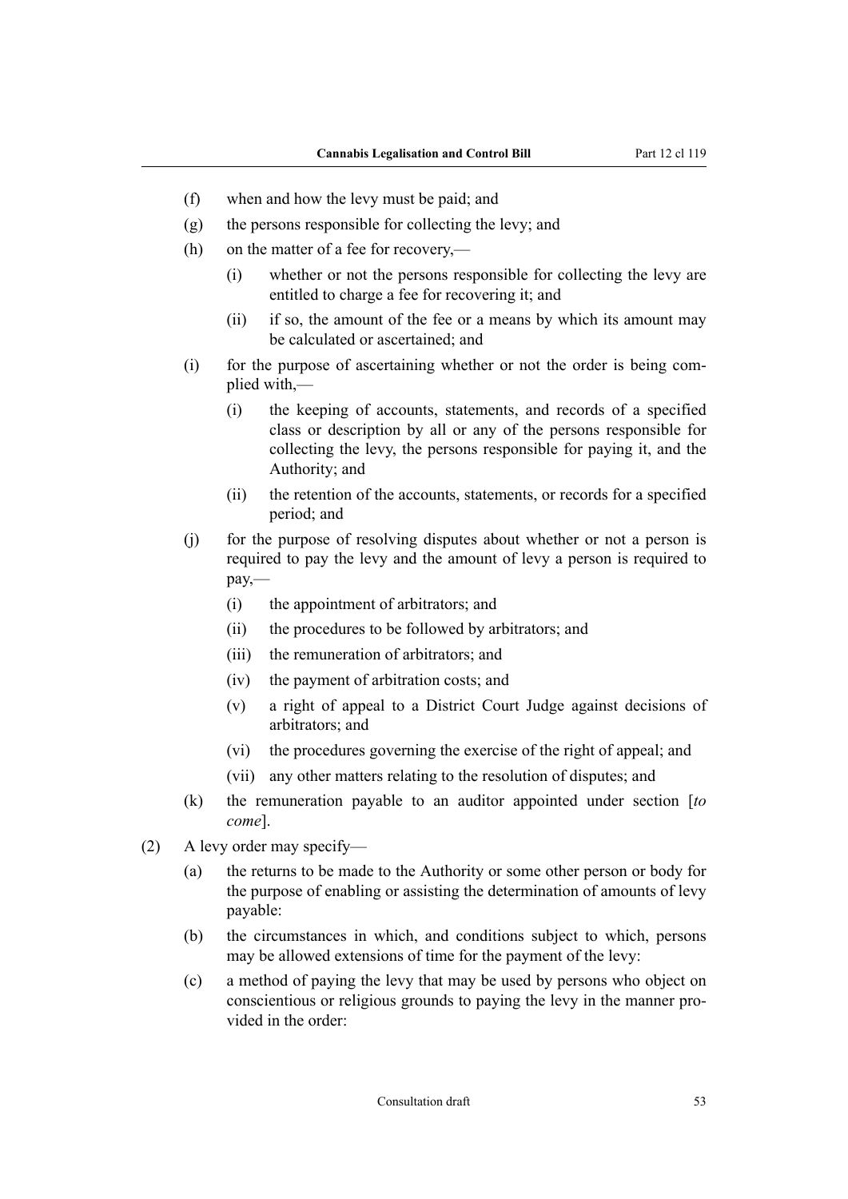(f) when and how the levy must be paid; and

(g) the persons responsible for collecting the levy; and

(h) on the matter of a fee for recovery,—

  (i) whether or not the persons responsible for collecting the levy are entitled to charge a fee for recovering it; and

  (ii) if so, the amount of the fee or a means by which its amount may be calculated or ascertained; and

(i) for the purpose of ascertaining whether or not the order is being complied with,—

  (i) the keeping of accounts, statements, and records of a specified class or description by all or any of the persons responsible for collecting the levy, the persons responsible for paying it, and the Authority; and

  (ii) the retention of the accounts, statements, or records for a specified period; and

(j) for the purpose of resolving disputes about whether or not a person is required to pay the levy and the amount of levy a person is required to pay,—

  (i) the appointment of arbitrators; and

  (ii) the procedures to be followed by arbitrators; and

  (iii) the remuneration of arbitrators; and

  (iv) the payment of arbitration costs; and

  (v) a right of appeal to a District Court Judge against decisions of arbitrators; and

  (vi) the procedures governing the exercise of the right of appeal; and

  (vii) any other matters relating to the resolution of disputes; and

(k) the remuneration payable to an auditor appointed under section [*to come*].

(2) A levy order may specify—

(a) the returns to be made to the Authority or some other person or body for the purpose of enabling or assisting the determination of amounts of levy payable:

(b) the circumstances in which, and conditions subject to which, persons may be allowed extensions of time for the payment of the levy:

(c) a method of paying the levy that may be used by persons who object on conscientious or religious grounds to paying the levy in the manner provided in the order: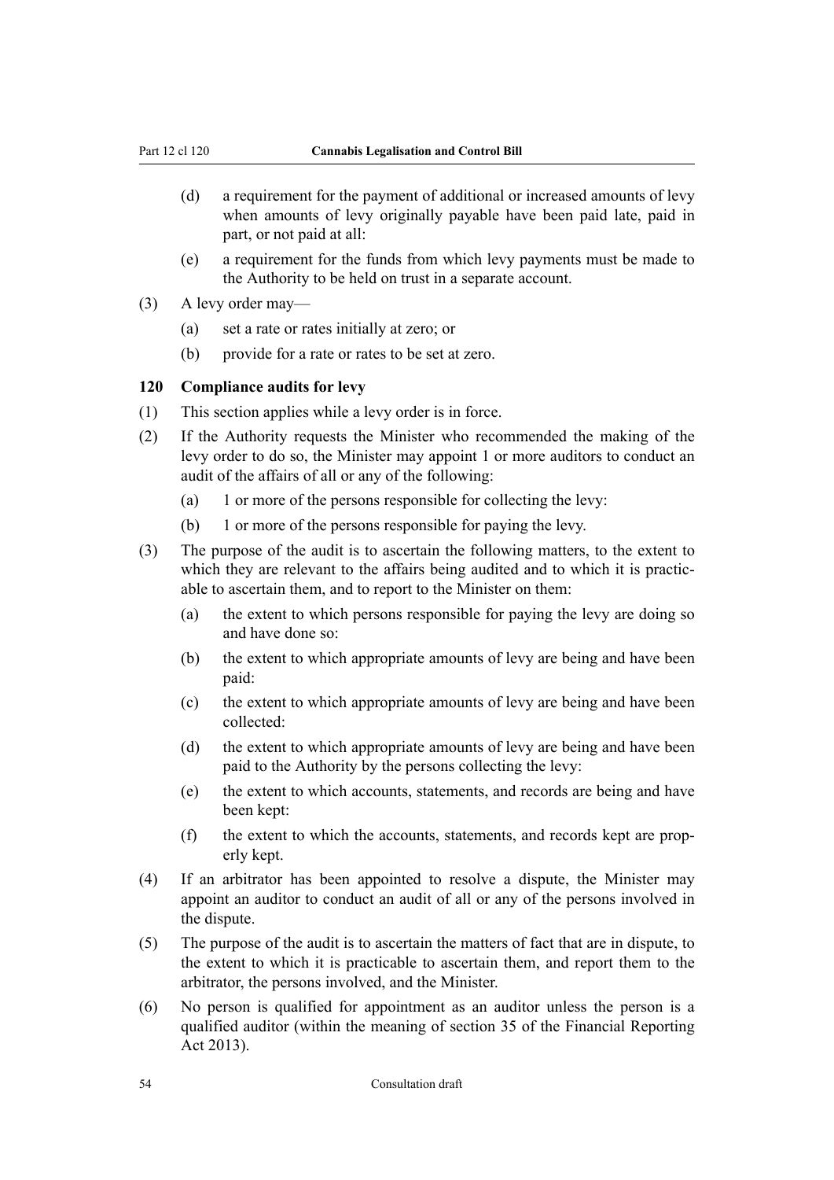(d) a requirement for the payment of additional or increased amounts of levy when amounts of levy originally payable have been paid late, paid in part, or not paid at all:

(e) a requirement for the funds from which levy payments must be made to the Authority to be held on trust in a separate account.

(3) A levy order may—

(a) set a rate or rates initially at zero; or

(b) provide for a rate or rates to be set at zero.

### 120 Compliance audits for levy

(1) This section applies while a levy order is in force.

(2) If the Authority requests the Minister who recommended the making of the levy order to do so, the Minister may appoint 1 or more auditors to conduct an audit of the affairs of all or any of the following:

(a) 1 or more of the persons responsible for collecting the levy:

(b) 1 or more of the persons responsible for paying the levy.

(3) The purpose of the audit is to ascertain the following matters, to the extent to which they are relevant to the affairs being audited and to which it is practicable to ascertain them, and to report to the Minister on them:

(a) the extent to which persons responsible for paying the levy are doing so and have done so:

(b) the extent to which appropriate amounts of levy are being and have been paid:

(c) the extent to which appropriate amounts of levy are being and have been collected:

(d) the extent to which appropriate amounts of levy are being and have been paid to the Authority by the persons collecting the levy:

(e) the extent to which accounts, statements, and records are being and have been kept:

(f) the extent to which the accounts, statements, and records kept are properly kept.

(4) If an arbitrator has been appointed to resolve a dispute, the Minister may appoint an auditor to conduct an audit of all or any of the persons involved in the dispute.

(5) The purpose of the audit is to ascertain the matters of fact that are in dispute, to the extent to which it is practicable to ascertain them, and report them to the arbitrator, the persons involved, and the Minister.

(6) No person is qualified for appointment as an auditor unless the person is a qualified auditor (within the meaning of section 35 of the Financial Reporting Act 2013).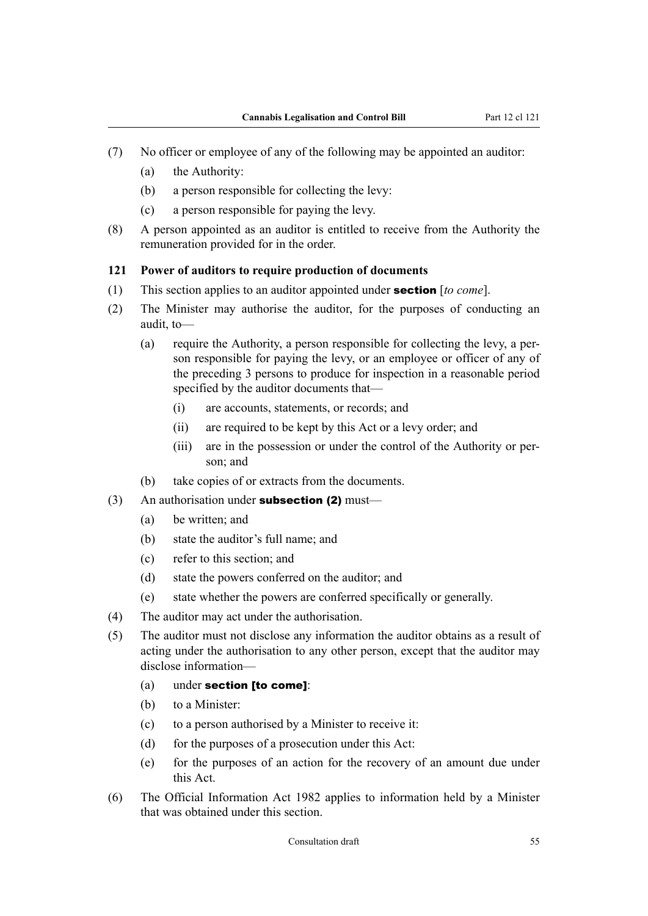(7) No officer or employee of any of the following may be appointed an auditor:

   (a) the Authority:

   (b) a person responsible for collecting the levy:

   (c) a person responsible for paying the levy.

(8) A person appointed as an auditor is entitled to receive from the Authority the remuneration provided for in the order.

### 121 Power of auditors to require production of documents

(1) This section applies to an auditor appointed under **section** [*to come*].

(2) The Minister may authorise the auditor, for the purposes of conducting an audit, to—

   (a) require the Authority, a person responsible for collecting the levy, a person responsible for paying the levy, or an employee or officer of any of the preceding 3 persons to produce for inspection in a reasonable period specified by the auditor documents that—

      (i) are accounts, statements, or records; and

      (ii) are required to be kept by this Act or a levy order; and

      (iii) are in the possession or under the control of the Authority or person; and

   (b) take copies of or extracts from the documents.

(3) An authorisation under **subsection (2)** must—

   (a) be written; and

   (b) state the auditor's full name; and

   (c) refer to this section; and

   (d) state the powers conferred on the auditor; and

   (e) state whether the powers are conferred specifically or generally.

(4) The auditor may act under the authorisation.

(5) The auditor must not disclose any information the auditor obtains as a result of acting under the authorisation to any other person, except that the auditor may disclose information—

   (a) under **section [to come]**:

   (b) to a Minister:

   (c) to a person authorised by a Minister to receive it:

   (d) for the purposes of a prosecution under this Act:

   (e) for the purposes of an action for the recovery of an amount due under this Act.

(6) The Official Information Act 1982 applies to information held by a Minister that was obtained under this section.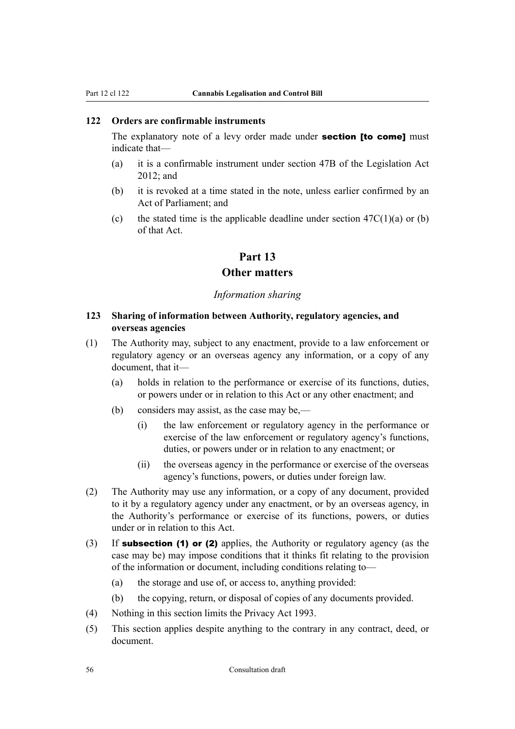### 122 Orders are confirmable instruments

The explanatory note of a levy order made under **section [to come]** must indicate that—

(a) it is a confirmable instrument under section 47B of the Legislation Act 2012; and

(b) it is revoked at a time stated in the note, unless earlier confirmed by an Act of Parliament; and

(c) the stated time is the applicable deadline under section 47C(1)(a) or (b) of that Act.

# Part 13
# Other matters

*Information sharing*

### 123 Sharing of information between Authority, regulatory agencies, and overseas agencies

(1) The Authority may, subject to any enactment, provide to a law enforcement or regulatory agency or an overseas agency any information, or a copy of any document, that it—

(a) holds in relation to the performance or exercise of its functions, duties, or powers under or in relation to this Act or any other enactment; and

(b) considers may assist, as the case may be,—

(i) the law enforcement or regulatory agency in the performance or exercise of the law enforcement or regulatory agency's functions, duties, or powers under or in relation to any enactment; or

(ii) the overseas agency in the performance or exercise of the overseas agency's functions, powers, or duties under foreign law.

(2) The Authority may use any information, or a copy of any document, provided to it by a regulatory agency under any enactment, or by an overseas agency, in the Authority's performance or exercise of its functions, powers, or duties under or in relation to this Act.

(3) If **subsection (1) or (2)** applies, the Authority or regulatory agency (as the case may be) may impose conditions that it thinks fit relating to the provision of the information or document, including conditions relating to—

(a) the storage and use of, or access to, anything provided:

(b) the copying, return, or disposal of copies of any documents provided.

(4) Nothing in this section limits the Privacy Act 1993.

(5) This section applies despite anything to the contrary in any contract, deed, or document.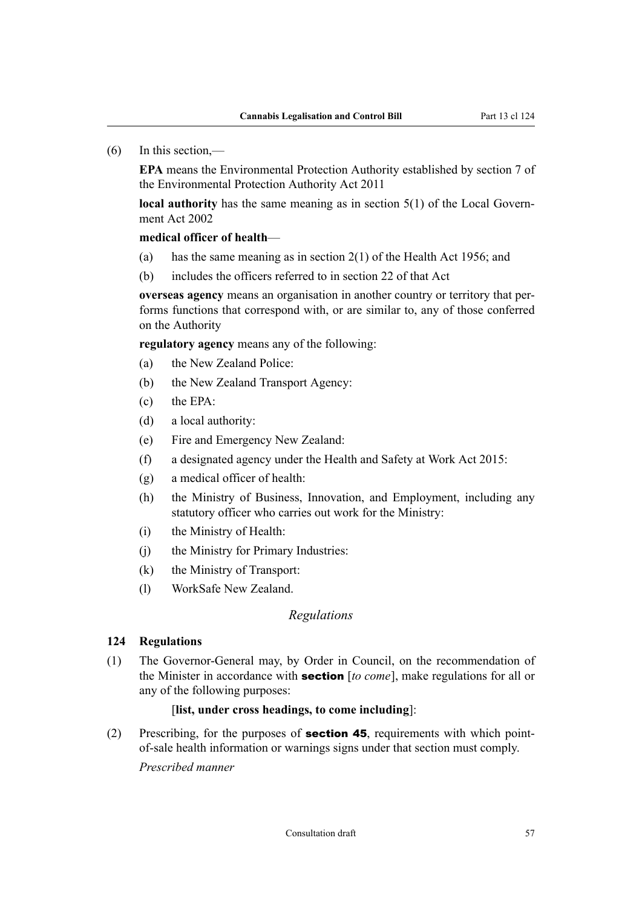(6) In this section,—

**EPA** means the Environmental Protection Authority established by section 7 of the Environmental Protection Authority Act 2011

**local authority** has the same meaning as in section 5(1) of the Local Government Act 2002

**medical officer of health**—

(a) has the same meaning as in section 2(1) of the Health Act 1956; and

(b) includes the officers referred to in section 22 of that Act

**overseas agency** means an organisation in another country or territory that performs functions that correspond with, or are similar to, any of those conferred on the Authority

**regulatory agency** means any of the following:

(a) the New Zealand Police:

(b) the New Zealand Transport Agency:

(c) the EPA:

(d) a local authority:

(e) Fire and Emergency New Zealand:

(f) a designated agency under the Health and Safety at Work Act 2015:

(g) a medical officer of health:

(h) the Ministry of Business, Innovation, and Employment, including any statutory officer who carries out work for the Ministry:

(i) the Ministry of Health:

(j) the Ministry for Primary Industries:

(k) the Ministry of Transport:

(l) WorkSafe New Zealand.

*Regulations*

**124 Regulations**

(1) The Governor-General may, by Order in Council, on the recommendation of the Minister in accordance with **section** [*to come*], make regulations for all or any of the following purposes:

[**list, under cross headings, to come including**]:

(2) Prescribing, for the purposes of **section 45**, requirements with which point-of-sale health information or warnings signs under that section must comply.

*Prescribed manner*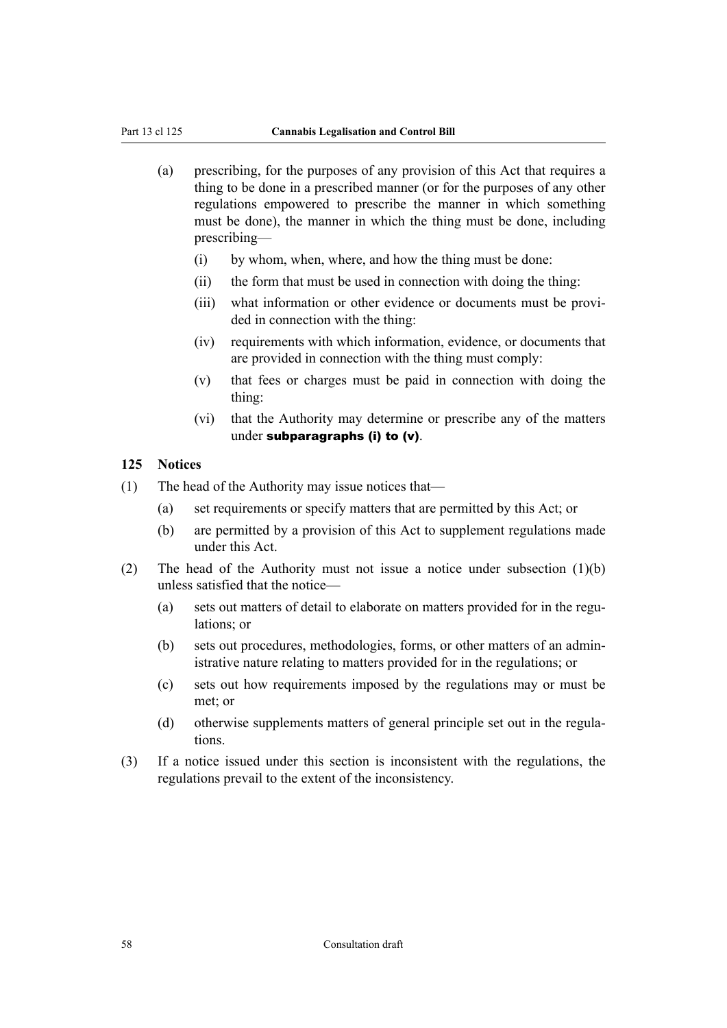(a) prescribing, for the purposes of any provision of this Act that requires a thing to be done in a prescribed manner (or for the purposes of any other regulations empowered to prescribe the manner in which something must be done), the manner in which the thing must be done, including prescribing—

   (i) by whom, when, where, and how the thing must be done:

   (ii) the form that must be used in connection with doing the thing:

   (iii) what information or other evidence or documents must be provided in connection with the thing:

   (iv) requirements with which information, evidence, or documents that are provided in connection with the thing must comply:

   (v) that fees or charges must be paid in connection with doing the thing:

   (vi) that the Authority may determine or prescribe any of the matters under **subparagraphs (i) to (v)**.

### 125 Notices

(1) The head of the Authority may issue notices that—

   (a) set requirements or specify matters that are permitted by this Act; or

   (b) are permitted by a provision of this Act to supplement regulations made under this Act.

(2) The head of the Authority must not issue a notice under subsection (1)(b) unless satisfied that the notice—

   (a) sets out matters of detail to elaborate on matters provided for in the regulations; or

   (b) sets out procedures, methodologies, forms, or other matters of an administrative nature relating to matters provided for in the regulations; or

   (c) sets out how requirements imposed by the regulations may or must be met; or

   (d) otherwise supplements matters of general principle set out in the regulations.

(3) If a notice issued under this section is inconsistent with the regulations, the regulations prevail to the extent of the inconsistency.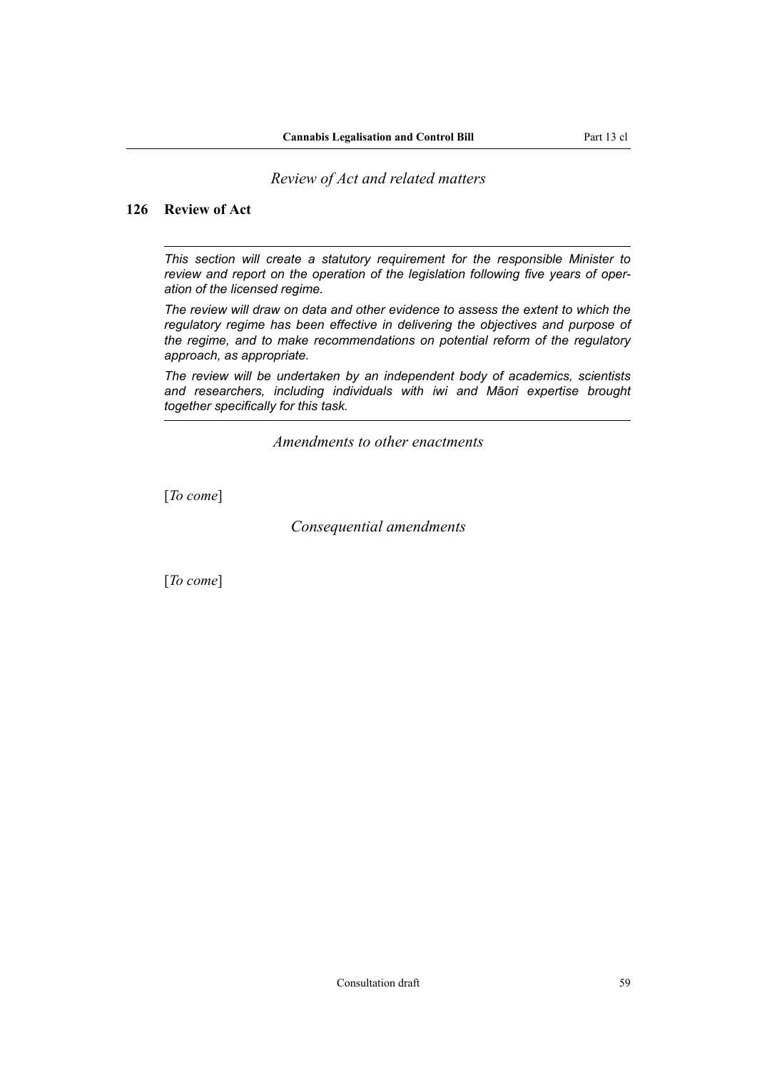*Review of Act and related matters*

**126 Review of Act**

---

***This section will create a statutory requirement for the responsible Minister to review and report on the operation of the legislation following five years of operation of the licensed regime.***

***The review will draw on data and other evidence to assess the extent to which the regulatory regime has been effective in delivering the objectives and purpose of the regime, and to make recommendations on potential reform of the regulatory approach, as appropriate.***

***The review will be undertaken by an independent body of academics, scientists and researchers, including individuals with iwi and Māori expertise brought together specifically for this task.***

---

*Amendments to other enactments*

[*To come*]

*Consequential amendments*

[*To come*]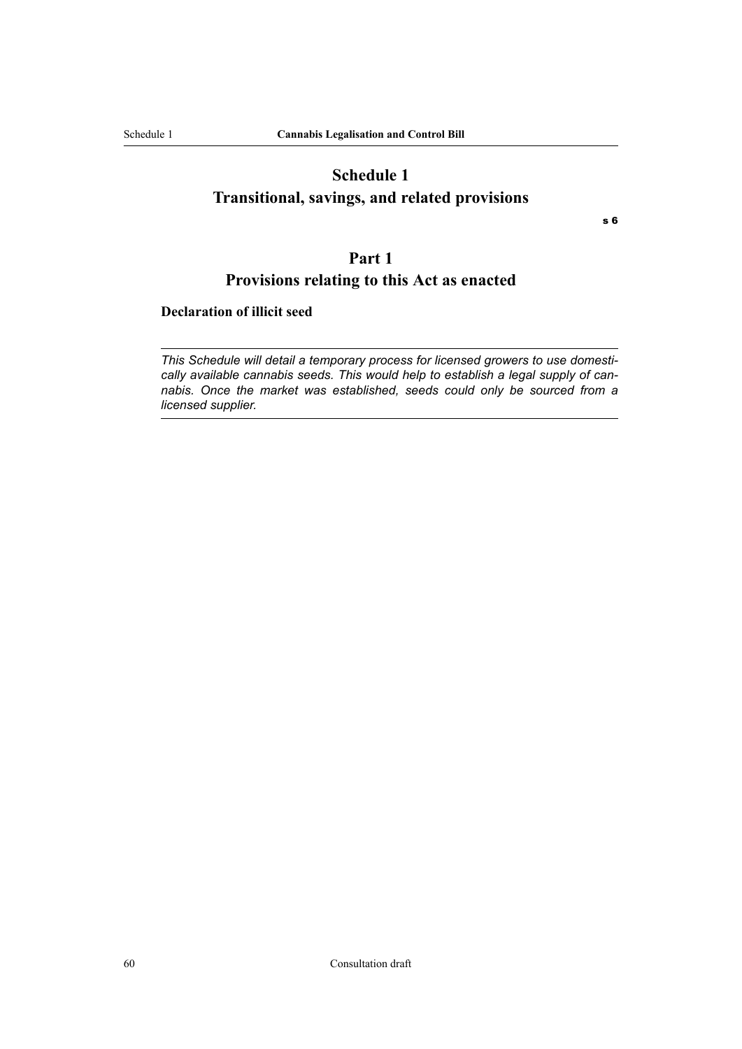# Schedule 1
# Transitional, savings, and related provisions

s 6

## Part 1
## Provisions relating to this Act as enacted

### Declaration of illicit seed

---

*This Schedule will detail a temporary process for licensed growers to use domestically available cannabis seeds. This would help to establish a legal supply of cannabis. Once the market was established, seeds could only be sourced from a licensed supplier.*

---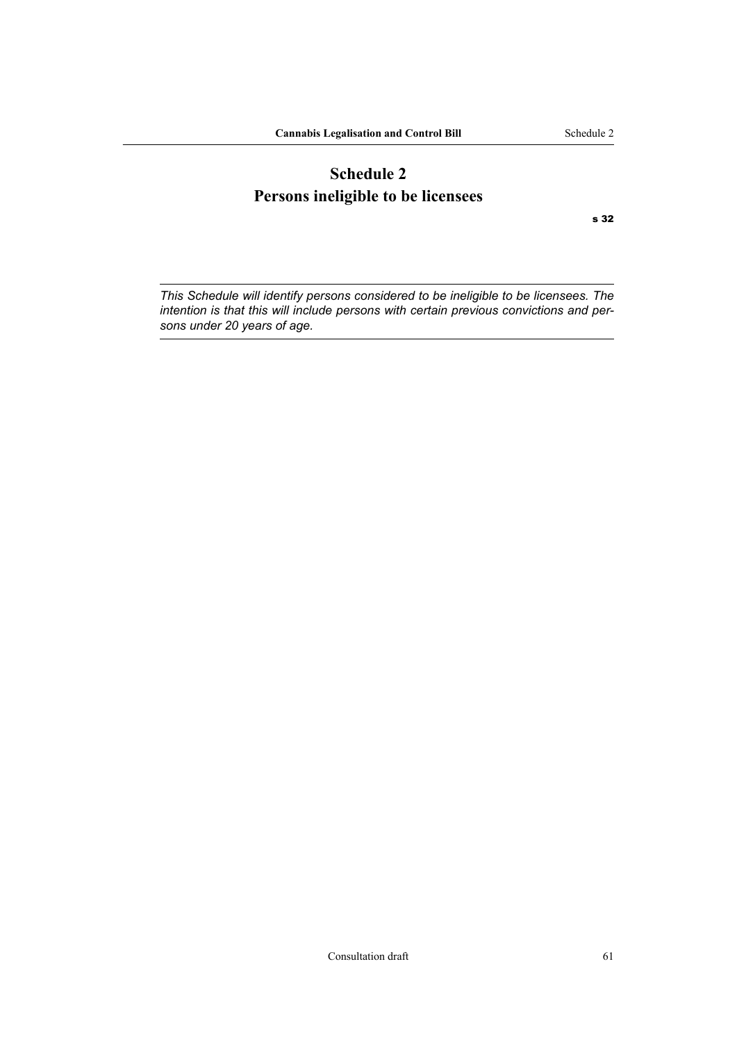# Schedule 2
# Persons ineligible to be licensees

**s 32**

---

*This Schedule will identify persons considered to be ineligible to be licensees. The intention is that this will include persons with certain previous convictions and persons under 20 years of age.*

---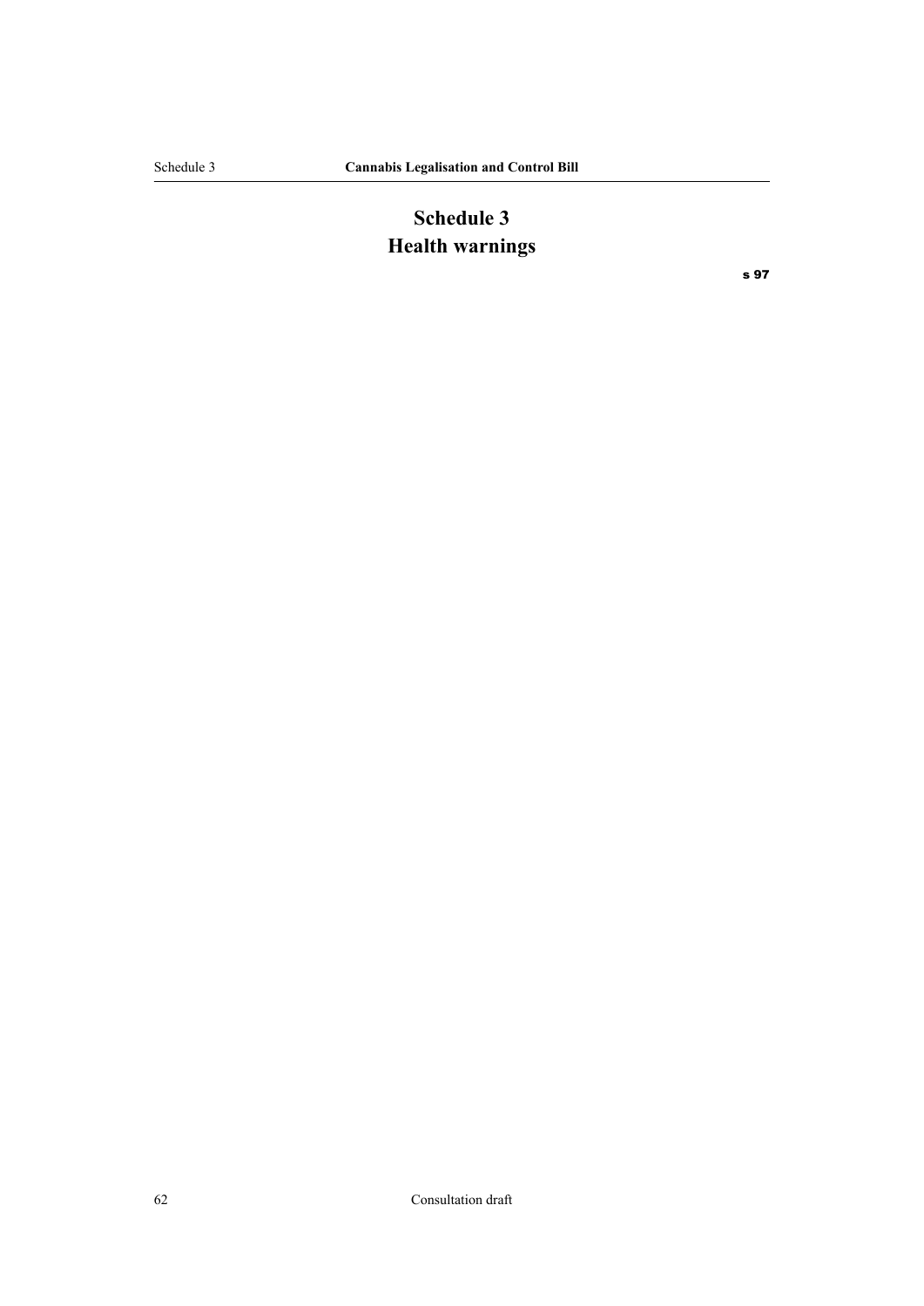# Schedule 3
# Health warnings

s 97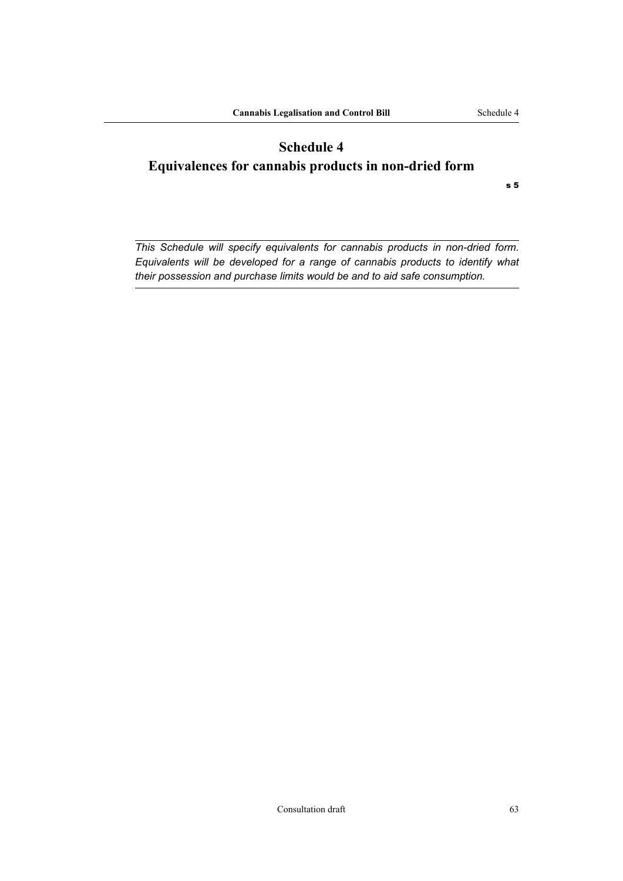# Schedule 4
## Equivalences for cannabis products in non-dried form

s 5

*This Schedule will specify equivalents for cannabis products in non-dried form. Equivalents will be developed for a range of cannabis products to identify what their possession and purchase limits would be and to aid safe consumption.*